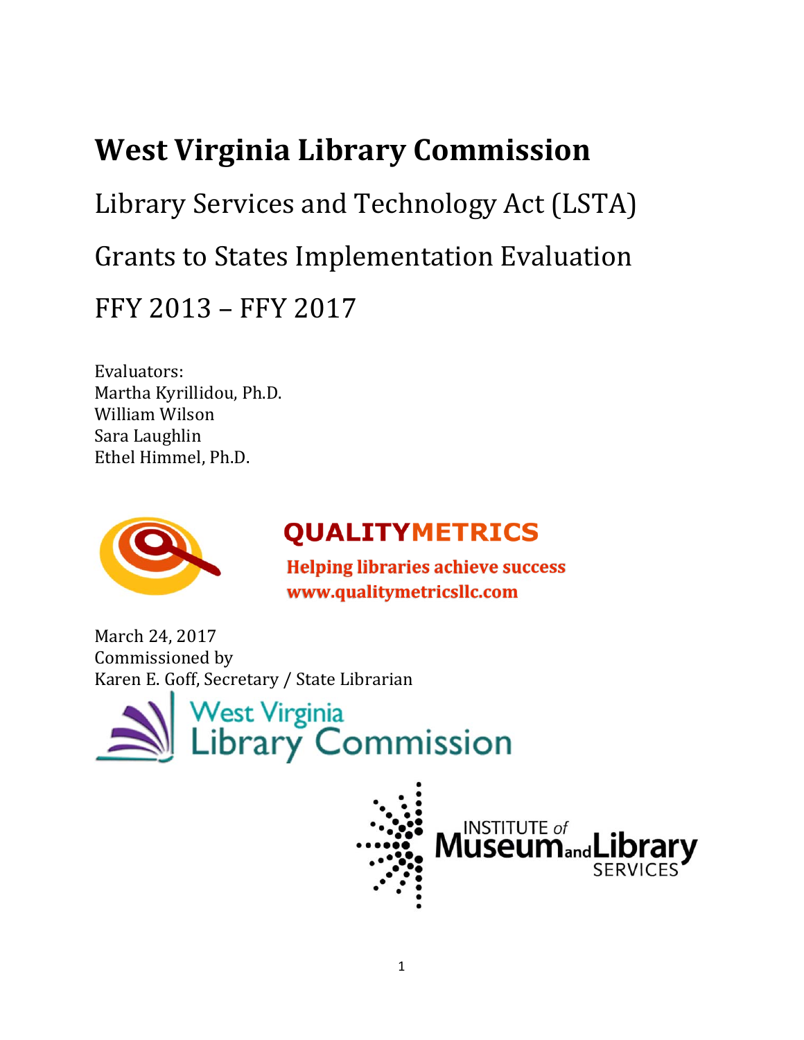# West Virginia Library Commission

Library Services and Technology Act (LSTA)

Grants to States Implementation Evaluation

FFY 2013 – FFY 2017

Evaluators:
Martha Kyrillidou, Ph.D.
William Wilson
Sara Laughlin
Ethel Himmel, Ph.D.

**QUALITYMETRICS**

**Helping libraries achieve success**
**www.qualitymetricsllc.com**

March 24, 2017
Commissioned by
Karen E. Goff, Secretary / State Librarian

West Virginia Library Commission

INSTITUTE of Museum and Library SERVICES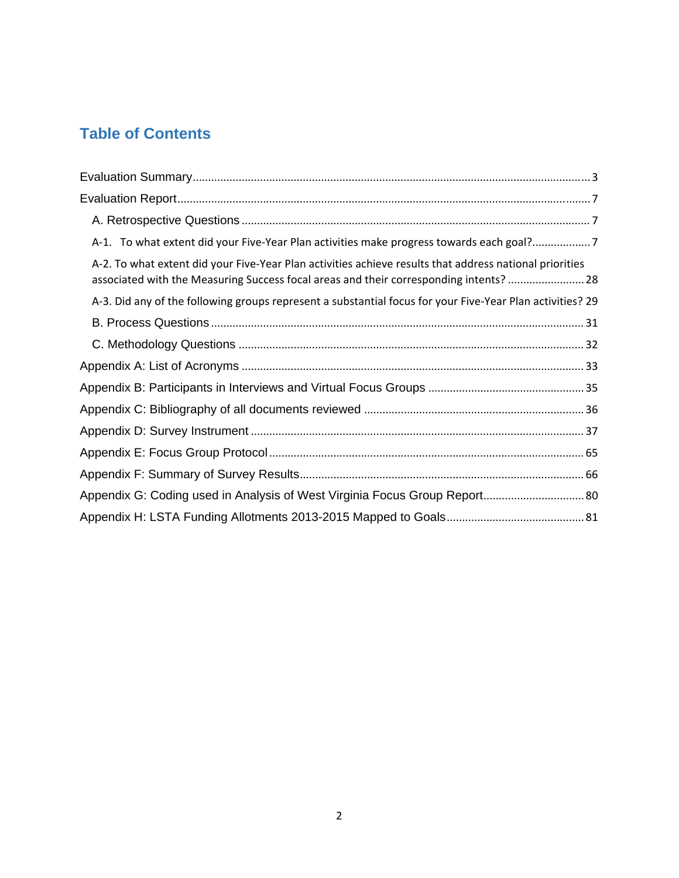# Table of Contents

- Evaluation Summary ... 3
- Evaluation Report ... 7
  - A. Retrospective Questions ... 7
  - A-1. To what extent did your Five-Year Plan activities make progress towards each goal? ... 7
  - A-2. To what extent did your Five-Year Plan activities achieve results that address national priorities associated with the Measuring Success focal areas and their corresponding intents? ... 28
  - A-3. Did any of the following groups represent a substantial focus for your Five-Year Plan activities? 29
  - B. Process Questions ... 31
  - C. Methodology Questions ... 32
- Appendix A: List of Acronyms ... 33
- Appendix B: Participants in Interviews and Virtual Focus Groups ... 35
- Appendix C: Bibliography of all documents reviewed ... 36
- Appendix D: Survey Instrument ... 37
- Appendix E: Focus Group Protocol ... 65
- Appendix F: Summary of Survey Results ... 66
- Appendix G: Coding used in Analysis of West Virginia Focus Group Report ... 80
- Appendix H: LSTA Funding Allotments 2013-2015 Mapped to Goals ... 81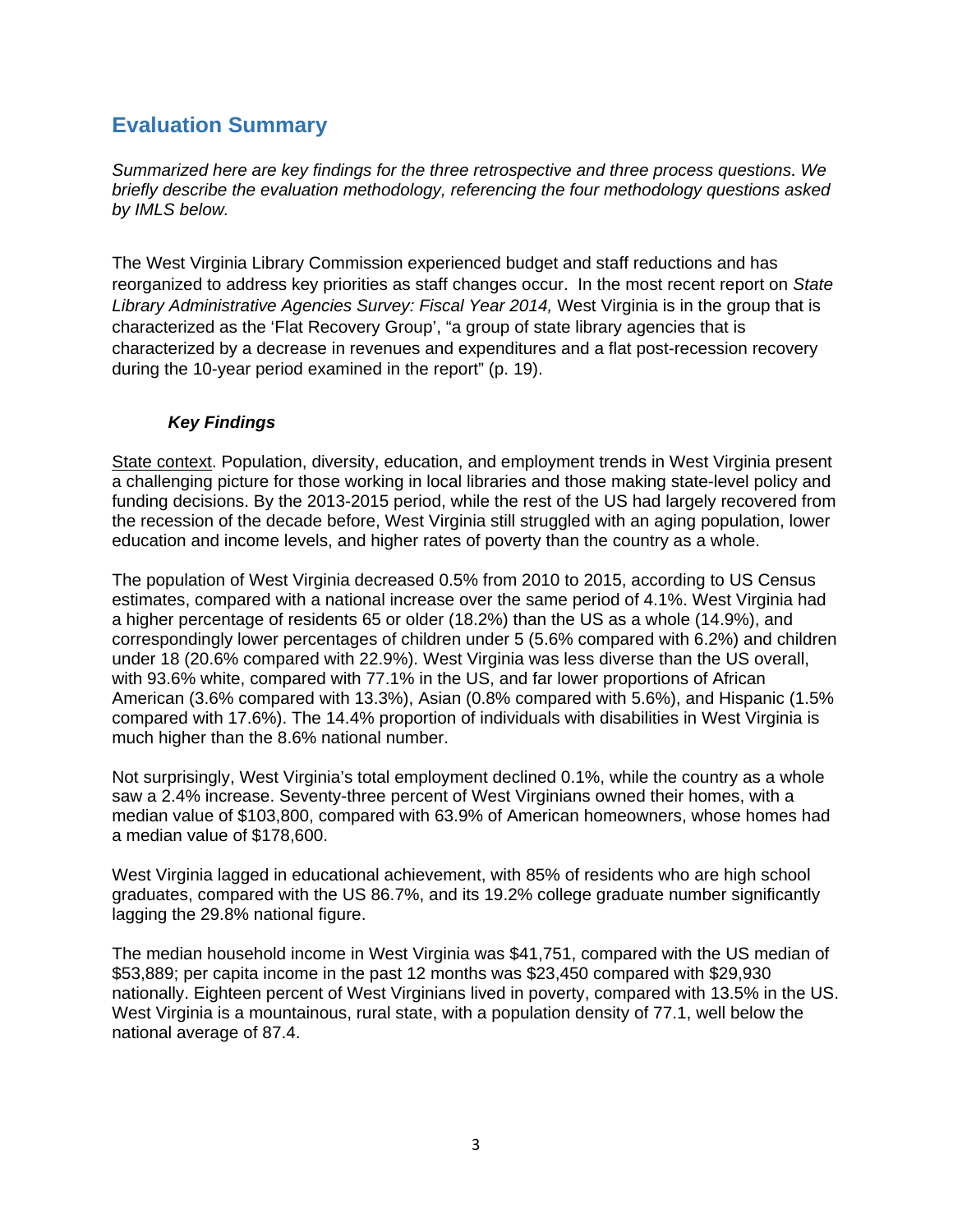## Evaluation Summary

*Summarized here are key findings for the three retrospective and three process questions. We briefly describe the evaluation methodology, referencing the four methodology questions asked by IMLS below.*

The West Virginia Library Commission experienced budget and staff reductions and has reorganized to address key priorities as staff changes occur. In the most recent report on *State Library Administrative Agencies Survey: Fiscal Year 2014,* West Virginia is in the group that is characterized as the 'Flat Recovery Group', "a group of state library agencies that is characterized by a decrease in revenues and expenditures and a flat post-recession recovery during the 10-year period examined in the report" (p. 19).

### *Key Findings*

<u>State context</u>. Population, diversity, education, and employment trends in West Virginia present a challenging picture for those working in local libraries and those making state-level policy and funding decisions. By the 2013-2015 period, while the rest of the US had largely recovered from the recession of the decade before, West Virginia still struggled with an aging population, lower education and income levels, and higher rates of poverty than the country as a whole.

The population of West Virginia decreased 0.5% from 2010 to 2015, according to US Census estimates, compared with a national increase over the same period of 4.1%. West Virginia had a higher percentage of residents 65 or older (18.2%) than the US as a whole (14.9%), and correspondingly lower percentages of children under 5 (5.6% compared with 6.2%) and children under 18 (20.6% compared with 22.9%). West Virginia was less diverse than the US overall, with 93.6% white, compared with 77.1% in the US, and far lower proportions of African American (3.6% compared with 13.3%), Asian (0.8% compared with 5.6%), and Hispanic (1.5% compared with 17.6%). The 14.4% proportion of individuals with disabilities in West Virginia is much higher than the 8.6% national number.

Not surprisingly, West Virginia's total employment declined 0.1%, while the country as a whole saw a 2.4% increase. Seventy-three percent of West Virginians owned their homes, with a median value of $103,800, compared with 63.9% of American homeowners, whose homes had a median value of $178,600.

West Virginia lagged in educational achievement, with 85% of residents who are high school graduates, compared with the US 86.7%, and its 19.2% college graduate number significantly lagging the 29.8% national figure.

The median household income in West Virginia was $41,751, compared with the US median of $53,889; per capita income in the past 12 months was $23,450 compared with $29,930 nationally. Eighteen percent of West Virginians lived in poverty, compared with 13.5% in the US. West Virginia is a mountainous, rural state, with a population density of 77.1, well below the national average of 87.4.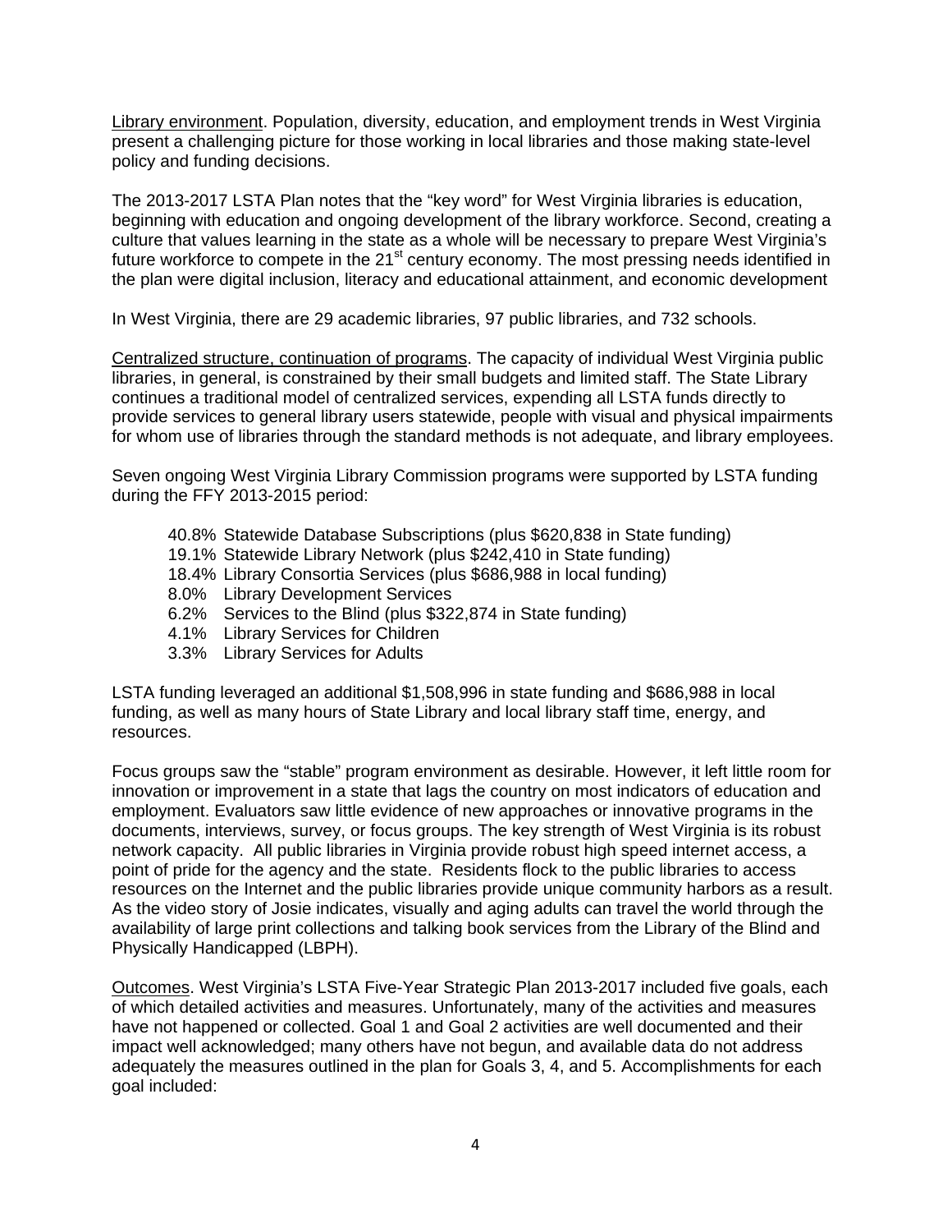Library environment. Population, diversity, education, and employment trends in West Virginia present a challenging picture for those working in local libraries and those making state-level policy and funding decisions.

The 2013-2017 LSTA Plan notes that the "key word" for West Virginia libraries is education, beginning with education and ongoing development of the library workforce. Second, creating a culture that values learning in the state as a whole will be necessary to prepare West Virginia's future workforce to compete in the 21st century economy. The most pressing needs identified in the plan were digital inclusion, literacy and educational attainment, and economic development

In West Virginia, there are 29 academic libraries, 97 public libraries, and 732 schools.

Centralized structure, continuation of programs. The capacity of individual West Virginia public libraries, in general, is constrained by their small budgets and limited staff. The State Library continues a traditional model of centralized services, expending all LSTA funds directly to provide services to general library users statewide, people with visual and physical impairments for whom use of libraries through the standard methods is not adequate, and library employees.

Seven ongoing West Virginia Library Commission programs were supported by LSTA funding during the FFY 2013-2015 period:

- 40.8% Statewide Database Subscriptions (plus $620,838 in State funding)
- 19.1% Statewide Library Network (plus $242,410 in State funding)
- 18.4% Library Consortia Services (plus $686,988 in local funding)
- 8.0% Library Development Services
- 6.2% Services to the Blind (plus $322,874 in State funding)
- 4.1% Library Services for Children
- 3.3% Library Services for Adults

LSTA funding leveraged an additional $1,508,996 in state funding and $686,988 in local funding, as well as many hours of State Library and local library staff time, energy, and resources.

Focus groups saw the "stable" program environment as desirable. However, it left little room for innovation or improvement in a state that lags the country on most indicators of education and employment. Evaluators saw little evidence of new approaches or innovative programs in the documents, interviews, survey, or focus groups. The key strength of West Virginia is its robust network capacity. All public libraries in Virginia provide robust high speed internet access, a point of pride for the agency and the state. Residents flock to the public libraries to access resources on the Internet and the public libraries provide unique community harbors as a result. As the video story of Josie indicates, visually and aging adults can travel the world through the availability of large print collections and talking book services from the Library of the Blind and Physically Handicapped (LBPH).

Outcomes. West Virginia's LSTA Five-Year Strategic Plan 2013-2017 included five goals, each of which detailed activities and measures. Unfortunately, many of the activities and measures have not happened or collected. Goal 1 and Goal 2 activities are well documented and their impact well acknowledged; many others have not begun, and available data do not address adequately the measures outlined in the plan for Goals 3, 4, and 5. Accomplishments for each goal included: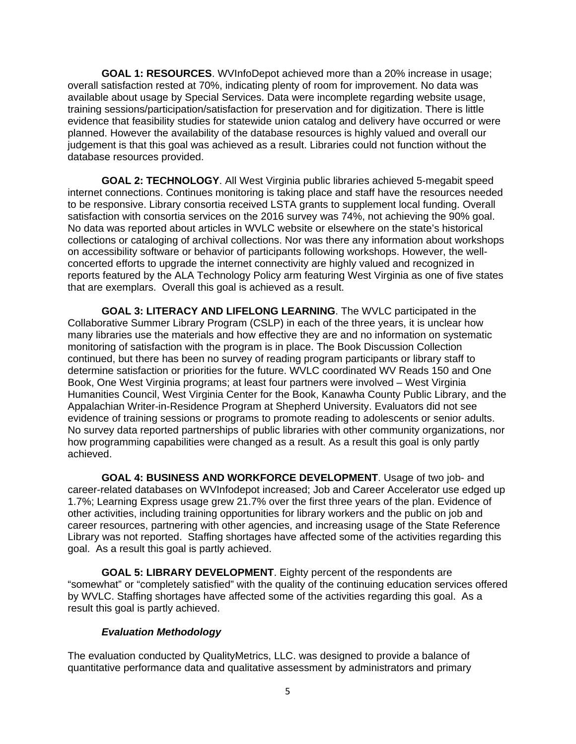**GOAL 1: RESOURCES**. WVInfoDepot achieved more than a 20% increase in usage; overall satisfaction rested at 70%, indicating plenty of room for improvement. No data was available about usage by Special Services. Data were incomplete regarding website usage, training sessions/participation/satisfaction for preservation and for digitization. There is little evidence that feasibility studies for statewide union catalog and delivery have occurred or were planned. However the availability of the database resources is highly valued and overall our judgement is that this goal was achieved as a result. Libraries could not function without the database resources provided.

**GOAL 2: TECHNOLOGY**. All West Virginia public libraries achieved 5-megabit speed internet connections. Continues monitoring is taking place and staff have the resources needed to be responsive. Library consortia received LSTA grants to supplement local funding. Overall satisfaction with consortia services on the 2016 survey was 74%, not achieving the 90% goal. No data was reported about articles in WVLC website or elsewhere on the state's historical collections or cataloging of archival collections. Nor was there any information about workshops on accessibility software or behavior of participants following workshops. However, the well-concerted efforts to upgrade the internet connectivity are highly valued and recognized in reports featured by the ALA Technology Policy arm featuring West Virginia as one of five states that are exemplars. Overall this goal is achieved as a result.

**GOAL 3: LITERACY AND LIFELONG LEARNING**. The WVLC participated in the Collaborative Summer Library Program (CSLP) in each of the three years, it is unclear how many libraries use the materials and how effective they are and no information on systematic monitoring of satisfaction with the program is in place. The Book Discussion Collection continued, but there has been no survey of reading program participants or library staff to determine satisfaction or priorities for the future. WVLC coordinated WV Reads 150 and One Book, One West Virginia programs; at least four partners were involved – West Virginia Humanities Council, West Virginia Center for the Book, Kanawha County Public Library, and the Appalachian Writer-in-Residence Program at Shepherd University. Evaluators did not see evidence of training sessions or programs to promote reading to adolescents or senior adults. No survey data reported partnerships of public libraries with other community organizations, nor how programming capabilities were changed as a result. As a result this goal is only partly achieved.

**GOAL 4: BUSINESS AND WORKFORCE DEVELOPMENT**. Usage of two job- and career-related databases on WVInfodepot increased; Job and Career Accelerator use edged up 1.7%; Learning Express usage grew 21.7% over the first three years of the plan. Evidence of other activities, including training opportunities for library workers and the public on job and career resources, partnering with other agencies, and increasing usage of the State Reference Library was not reported. Staffing shortages have affected some of the activities regarding this goal. As a result this goal is partly achieved.

**GOAL 5: LIBRARY DEVELOPMENT**. Eighty percent of the respondents are "somewhat" or "completely satisfied" with the quality of the continuing education services offered by WVLC. Staffing shortages have affected some of the activities regarding this goal. As a result this goal is partly achieved.

***Evaluation Methodology***

The evaluation conducted by QualityMetrics, LLC. was designed to provide a balance of quantitative performance data and qualitative assessment by administrators and primary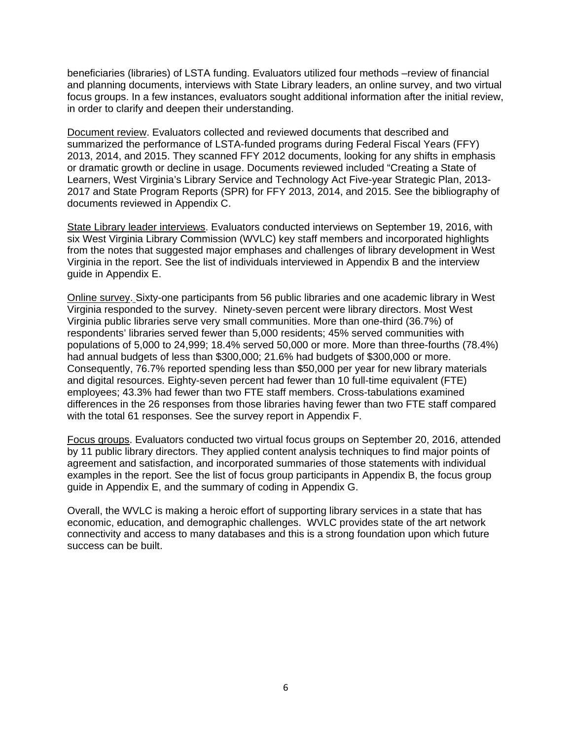beneficiaries (libraries) of LSTA funding. Evaluators utilized four methods –review of financial and planning documents, interviews with State Library leaders, an online survey, and two virtual focus groups. In a few instances, evaluators sought additional information after the initial review, in order to clarify and deepen their understanding.

Document review. Evaluators collected and reviewed documents that described and summarized the performance of LSTA-funded programs during Federal Fiscal Years (FFY) 2013, 2014, and 2015. They scanned FFY 2012 documents, looking for any shifts in emphasis or dramatic growth or decline in usage. Documents reviewed included "Creating a State of Learners, West Virginia's Library Service and Technology Act Five-year Strategic Plan, 2013-2017 and State Program Reports (SPR) for FFY 2013, 2014, and 2015. See the bibliography of documents reviewed in Appendix C.

State Library leader interviews. Evaluators conducted interviews on September 19, 2016, with six West Virginia Library Commission (WVLC) key staff members and incorporated highlights from the notes that suggested major emphases and challenges of library development in West Virginia in the report. See the list of individuals interviewed in Appendix B and the interview guide in Appendix E.

Online survey. Sixty-one participants from 56 public libraries and one academic library in West Virginia responded to the survey. Ninety-seven percent were library directors. Most West Virginia public libraries serve very small communities. More than one-third (36.7%) of respondents' libraries served fewer than 5,000 residents; 45% served communities with populations of 5,000 to 24,999; 18.4% served 50,000 or more. More than three-fourths (78.4%) had annual budgets of less than $300,000; 21.6% had budgets of $300,000 or more. Consequently, 76.7% reported spending less than $50,000 per year for new library materials and digital resources. Eighty-seven percent had fewer than 10 full-time equivalent (FTE) employees; 43.3% had fewer than two FTE staff members. Cross-tabulations examined differences in the 26 responses from those libraries having fewer than two FTE staff compared with the total 61 responses. See the survey report in Appendix F.

Focus groups. Evaluators conducted two virtual focus groups on September 20, 2016, attended by 11 public library directors. They applied content analysis techniques to find major points of agreement and satisfaction, and incorporated summaries of those statements with individual examples in the report. See the list of focus group participants in Appendix B, the focus group guide in Appendix E, and the summary of coding in Appendix G.

Overall, the WVLC is making a heroic effort of supporting library services in a state that has economic, education, and demographic challenges. WVLC provides state of the art network connectivity and access to many databases and this is a strong foundation upon which future success can be built.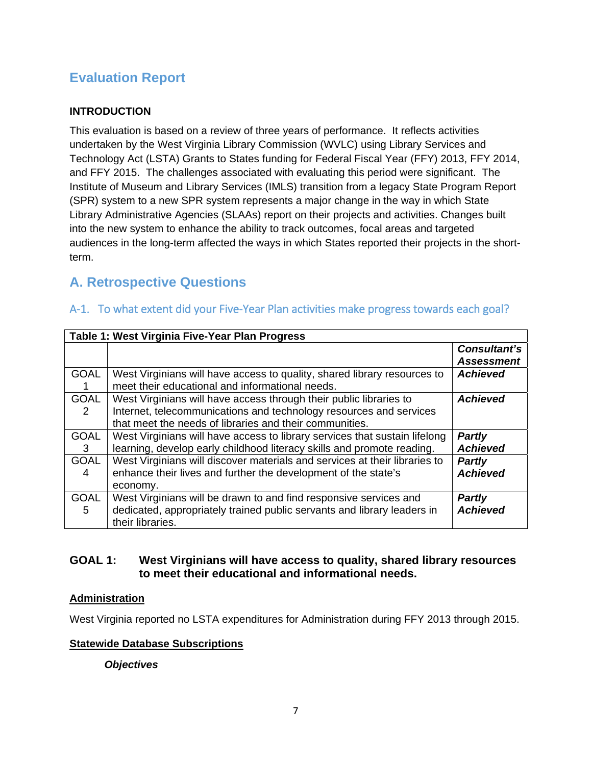# Evaluation Report

**INTRODUCTION**

This evaluation is based on a review of three years of performance. It reflects activities undertaken by the West Virginia Library Commission (WVLC) using Library Services and Technology Act (LSTA) Grants to States funding for Federal Fiscal Year (FFY) 2013, FFY 2014, and FFY 2015. The challenges associated with evaluating this period were significant. The Institute of Museum and Library Services (IMLS) transition from a legacy State Program Report (SPR) system to a new SPR system represents a major change in the way in which State Library Administrative Agencies (SLAAs) report on their projects and activities. Changes built into the new system to enhance the ability to track outcomes, focal areas and targeted audiences in the long-term affected the ways in which States reported their projects in the short-term.

## A. Retrospective Questions

### A-1. To what extent did your Five-Year Plan activities make progress towards each goal?

| Table 1: West Virginia Five-Year Plan Progress | | |
|---|---|---|
| | | ***Consultant's Assessment*** |
| GOAL 1 | West Virginians will have access to quality, shared library resources to meet their educational and informational needs. | ***Achieved*** |
| GOAL 2 | West Virginians will have access through their public libraries to Internet, telecommunications and technology resources and services that meet the needs of libraries and their communities. | ***Achieved*** |
| GOAL 3 | West Virginians will have access to library services that sustain lifelong learning, develop early childhood literacy skills and promote reading. | ***Partly Achieved*** |
| GOAL 4 | West Virginians will discover materials and services at their libraries to enhance their lives and further the development of the state's economy. | ***Partly Achieved*** |
| GOAL 5 | West Virginians will be drawn to and find responsive services and dedicated, appropriately trained public servants and library leaders in their libraries. | ***Partly Achieved*** |

**GOAL 1: West Virginians will have access to quality, shared library resources to meet their educational and informational needs.**

**Administration**

West Virginia reported no LSTA expenditures for Administration during FFY 2013 through 2015.

**Statewide Database Subscriptions**

***Objectives***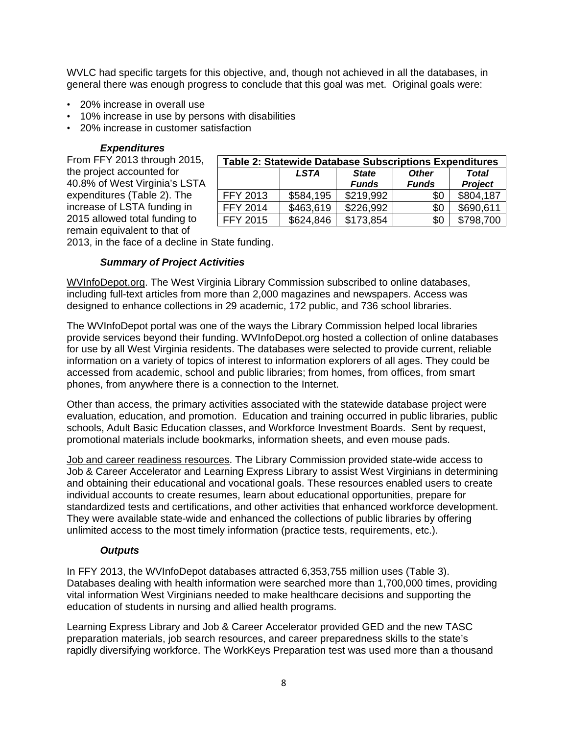WVLC had specific targets for this objective, and, though not achieved in all the databases, in general there was enough progress to conclude that this goal was met. Original goals were:

- 20% increase in overall use
- 10% increase in use by persons with disabilities
- 20% increase in customer satisfaction

***Expenditures***

From FFY 2013 through 2015, the project accounted for 40.8% of West Virginia's LSTA expenditures (Table 2). The increase of LSTA funding in 2015 allowed total funding to remain equivalent to that of 2013, in the face of a decline in State funding.

**Table 2: Statewide Database Subscriptions Expenditures**

| | ***LSTA*** | ***State Funds*** | ***Other Funds*** | ***Total Project*** |
|---|---|---|---|---|
| FFY 2013 | $584,195 | $219,992 | $0 | $804,187 |
| FFY 2014 | $463,619 | $226,992 | $0 | $690,611 |
| FFY 2015 | $624,846 | $173,854 | $0 | $798,700 |

***Summary of Project Activities***

WVInfoDepot.org. The West Virginia Library Commission subscribed to online databases, including full-text articles from more than 2,000 magazines and newspapers. Access was designed to enhance collections in 29 academic, 172 public, and 736 school libraries.

The WVInfoDepot portal was one of the ways the Library Commission helped local libraries provide services beyond their funding. WVInfoDepot.org hosted a collection of online databases for use by all West Virginia residents. The databases were selected to provide current, reliable information on a variety of topics of interest to information explorers of all ages. They could be accessed from academic, school and public libraries; from homes, from offices, from smart phones, from anywhere there is a connection to the Internet.

Other than access, the primary activities associated with the statewide database project were evaluation, education, and promotion. Education and training occurred in public libraries, public schools, Adult Basic Education classes, and Workforce Investment Boards. Sent by request, promotional materials include bookmarks, information sheets, and even mouse pads.

Job and career readiness resources. The Library Commission provided state-wide access to Job & Career Accelerator and Learning Express Library to assist West Virginians in determining and obtaining their educational and vocational goals. These resources enabled users to create individual accounts to create resumes, learn about educational opportunities, prepare for standardized tests and certifications, and other activities that enhanced workforce development. They were available state-wide and enhanced the collections of public libraries by offering unlimited access to the most timely information (practice tests, requirements, etc.).

***Outputs***

In FFY 2013, the WVInfoDepot databases attracted 6,353,755 million uses (Table 3). Databases dealing with health information were searched more than 1,700,000 times, providing vital information West Virginians needed to make healthcare decisions and supporting the education of students in nursing and allied health programs.

Learning Express Library and Job & Career Accelerator provided GED and the new TASC preparation materials, job search resources, and career preparedness skills to the state's rapidly diversifying workforce. The WorkKeys Preparation test was used more than a thousand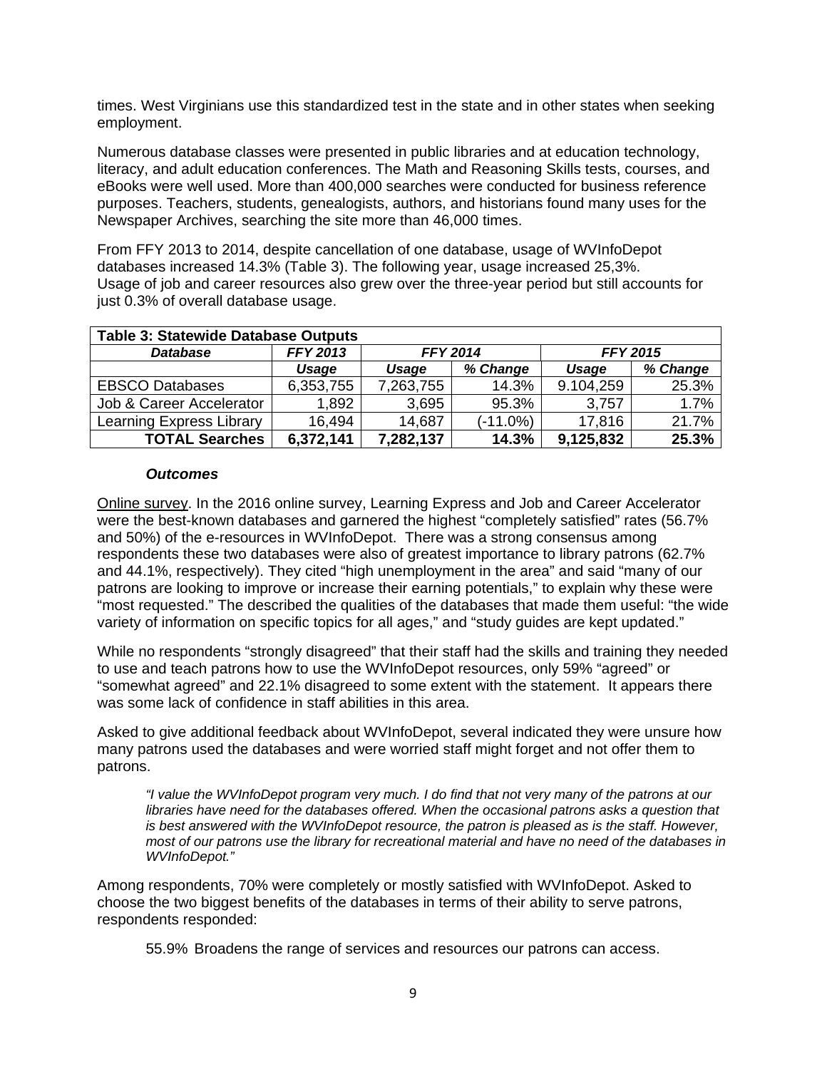times. West Virginians use this standardized test in the state and in other states when seeking employment.

Numerous database classes were presented in public libraries and at education technology, literacy, and adult education conferences. The Math and Reasoning Skills tests, courses, and eBooks were well used. More than 400,000 searches were conducted for business reference purposes. Teachers, students, genealogists, authors, and historians found many uses for the Newspaper Archives, searching the site more than 46,000 times.

From FFY 2013 to 2014, despite cancellation of one database, usage of WVInfoDepot databases increased 14.3% (Table 3). The following year, usage increased 25,3%. Usage of job and career resources also grew over the three-year period but still accounts for just 0.3% of overall database usage.

| **Table 3: Statewide Database Outputs** | | | | | |
|---|---|---|---|---|---|
| ***Database*** | ***FFY 2013*** | ***FFY 2014*** | | ***FFY 2015*** | |
| | ***Usage*** | ***Usage*** | ***% Change*** | ***Usage*** | ***% Change*** |
| EBSCO Databases | 6,353,755 | 7,263,755 | 14.3% | 9.104,259 | 25.3% |
| Job & Career Accelerator | 1,892 | 3,695 | 95.3% | 3,757 | 1.7% |
| Learning Express Library | 16,494 | 14,687 | (-11.0%) | 17,816 | 21.7% |
| **TOTAL Searches** | **6,372,141** | **7,282,137** | **14.3%** | **9,125,832** | **25.3%** |

### *Outcomes*

Online survey. In the 2016 online survey, Learning Express and Job and Career Accelerator were the best-known databases and garnered the highest "completely satisfied" rates (56.7% and 50%) of the e-resources in WVInfoDepot. There was a strong consensus among respondents these two databases were also of greatest importance to library patrons (62.7% and 44.1%, respectively). They cited "high unemployment in the area" and said "many of our patrons are looking to improve or increase their earning potentials," to explain why these were "most requested." The described the qualities of the databases that made them useful: "the wide variety of information on specific topics for all ages," and "study guides are kept updated."

While no respondents "strongly disagreed" that their staff had the skills and training they needed to use and teach patrons how to use the WVInfoDepot resources, only 59% "agreed" or "somewhat agreed" and 22.1% disagreed to some extent with the statement. It appears there was some lack of confidence in staff abilities in this area.

Asked to give additional feedback about WVInfoDepot, several indicated they were unsure how many patrons used the databases and were worried staff might forget and not offer them to patrons.

> *"I value the WVInfoDepot program very much. I do find that not very many of the patrons at our libraries have need for the databases offered. When the occasional patrons asks a question that is best answered with the WVInfoDepot resource, the patron is pleased as is the staff. However, most of our patrons use the library for recreational material and have no need of the databases in WVInfoDepot."*

Among respondents, 70% were completely or mostly satisfied with WVInfoDepot. Asked to choose the two biggest benefits of the databases in terms of their ability to serve patrons, respondents responded:

55.9% Broadens the range of services and resources our patrons can access.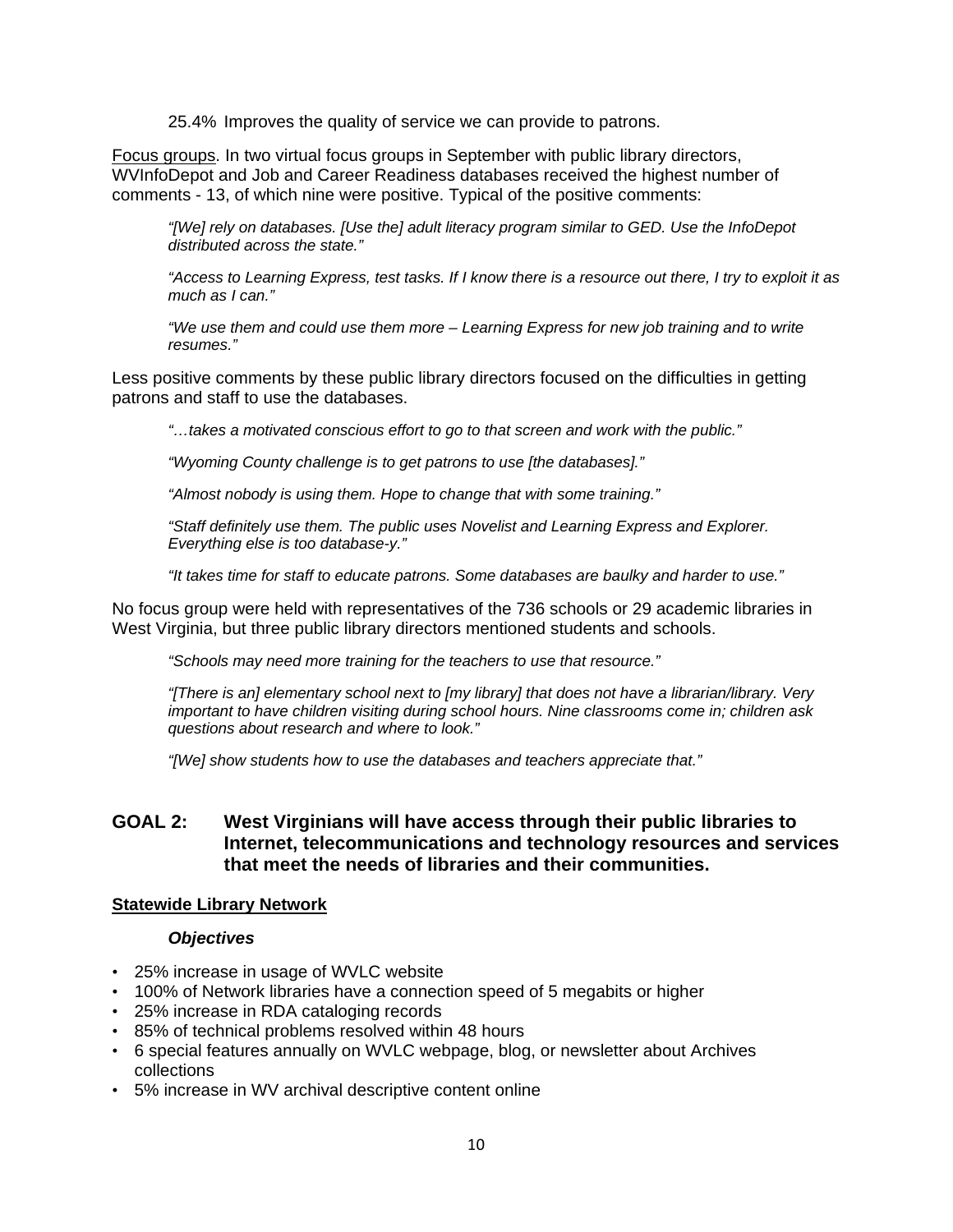25.4% Improves the quality of service we can provide to patrons.

Focus groups. In two virtual focus groups in September with public library directors, WVInfoDepot and Job and Career Readiness databases received the highest number of comments - 13, of which nine were positive. Typical of the positive comments:

> *"[We] rely on databases. [Use the] adult literacy program similar to GED. Use the InfoDepot distributed across the state."*
>
> *"Access to Learning Express, test tasks. If I know there is a resource out there, I try to exploit it as much as I can."*
>
> *"We use them and could use them more – Learning Express for new job training and to write resumes."*

Less positive comments by these public library directors focused on the difficulties in getting patrons and staff to use the databases.

> *"…takes a motivated conscious effort to go to that screen and work with the public."*
>
> *"Wyoming County challenge is to get patrons to use [the databases]."*
>
> *"Almost nobody is using them. Hope to change that with some training."*
>
> *"Staff definitely use them. The public uses Novelist and Learning Express and Explorer. Everything else is too database-y."*
>
> *"It takes time for staff to educate patrons. Some databases are baulky and harder to use."*

No focus group were held with representatives of the 736 schools or 29 academic libraries in West Virginia, but three public library directors mentioned students and schools.

> *"Schools may need more training for the teachers to use that resource."*
>
> *"[There is an] elementary school next to [my library] that does not have a librarian/library. Very important to have children visiting during school hours. Nine classrooms come in; children ask questions about research and where to look."*
>
> *"[We] show students how to use the databases and teachers appreciate that."*

## GOAL 2: West Virginians will have access through their public libraries to Internet, telecommunications and technology resources and services that meet the needs of libraries and their communities.

### Statewide Library Network

***Objectives***

- 25% increase in usage of WVLC website
- 100% of Network libraries have a connection speed of 5 megabits or higher
- 25% increase in RDA cataloging records
- 85% of technical problems resolved within 48 hours
- 6 special features annually on WVLC webpage, blog, or newsletter about Archives collections
- 5% increase in WV archival descriptive content online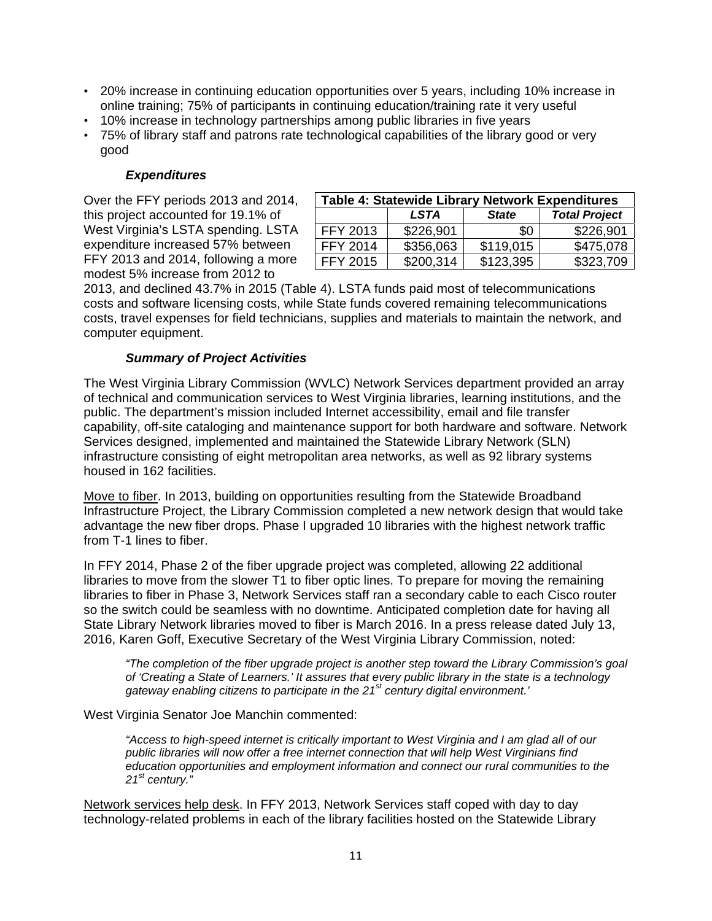- 20% increase in continuing education opportunities over 5 years, including 10% increase in online training; 75% of participants in continuing education/training rate it very useful
- 10% increase in technology partnerships among public libraries in five years
- 75% of library staff and patrons rate technological capabilities of the library good or very good

#### *Expenditures*

Over the FFY periods 2013 and 2014, this project accounted for 19.1% of West Virginia's LSTA spending. LSTA expenditure increased 57% between FFY 2013 and 2014, following a more modest 5% increase from 2012 to 2013, and declined 43.7% in 2015 (Table 4). LSTA funds paid most of telecommunications costs and software licensing costs, while State funds covered remaining telecommunications costs, travel expenses for field technicians, supplies and materials to maintain the network, and computer equipment.

| Table 4: Statewide Library Network Expenditures | | | |
|---|---|---|---|
| | ***LSTA*** | ***State*** | ***Total Project*** |
| FFY 2013 | $226,901 | $0 | $226,901 |
| FFY 2014 | $356,063 | $119,015 | $475,078 |
| FFY 2015 | $200,314 | $123,395 | $323,709 |

#### *Summary of Project Activities*

The West Virginia Library Commission (WVLC) Network Services department provided an array of technical and communication services to West Virginia libraries, learning institutions, and the public. The department's mission included Internet accessibility, email and file transfer capability, off-site cataloging and maintenance support for both hardware and software. Network Services designed, implemented and maintained the Statewide Library Network (SLN) infrastructure consisting of eight metropolitan area networks, as well as 92 library systems housed in 162 facilities.

<u>Move to fiber</u>. In 2013, building on opportunities resulting from the Statewide Broadband Infrastructure Project, the Library Commission completed a new network design that would take advantage the new fiber drops. Phase I upgraded 10 libraries with the highest network traffic from T-1 lines to fiber.

In FFY 2014, Phase 2 of the fiber upgrade project was completed, allowing 22 additional libraries to move from the slower T1 to fiber optic lines. To prepare for moving the remaining libraries to fiber in Phase 3, Network Services staff ran a secondary cable to each Cisco router so the switch could be seamless with no downtime. Anticipated completion date for having all State Library Network libraries moved to fiber is March 2016. In a press release dated July 13, 2016, Karen Goff, Executive Secretary of the West Virginia Library Commission, noted:

> *"The completion of the fiber upgrade project is another step toward the Library Commission's goal of 'Creating a State of Learners.' It assures that every public library in the state is a technology gateway enabling citizens to participate in the 21st century digital environment.'*

West Virginia Senator Joe Manchin commented:

> *"Access to high-speed internet is critically important to West Virginia and I am glad all of our public libraries will now offer a free internet connection that will help West Virginians find education opportunities and employment information and connect our rural communities to the 21st century."*

<u>Network services help desk</u>. In FFY 2013, Network Services staff coped with day to day technology-related problems in each of the library facilities hosted on the Statewide Library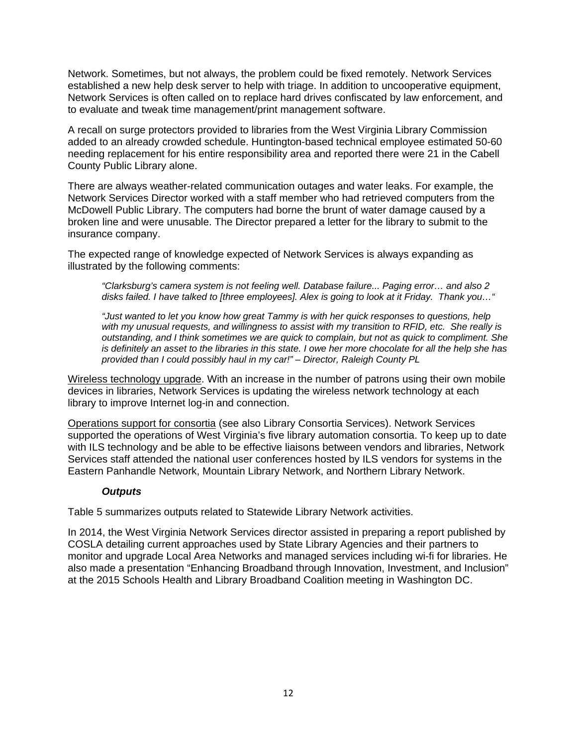Network. Sometimes, but not always, the problem could be fixed remotely. Network Services established a new help desk server to help with triage. In addition to uncooperative equipment, Network Services is often called on to replace hard drives confiscated by law enforcement, and to evaluate and tweak time management/print management software.

A recall on surge protectors provided to libraries from the West Virginia Library Commission added to an already crowded schedule. Huntington-based technical employee estimated 50-60 needing replacement for his entire responsibility area and reported there were 21 in the Cabell County Public Library alone.

There are always weather-related communication outages and water leaks. For example, the Network Services Director worked with a staff member who had retrieved computers from the McDowell Public Library. The computers had borne the brunt of water damage caused by a broken line and were unusable. The Director prepared a letter for the library to submit to the insurance company.

The expected range of knowledge expected of Network Services is always expanding as illustrated by the following comments:

> *"Clarksburg's camera system is not feeling well. Database failure... Paging error… and also 2 disks failed. I have talked to [three employees]. Alex is going to look at it Friday. Thank you…"*

> *"Just wanted to let you know how great Tammy is with her quick responses to questions, help with my unusual requests, and willingness to assist with my transition to RFID, etc. She really is outstanding, and I think sometimes we are quick to complain, but not as quick to compliment. She is definitely an asset to the libraries in this state. I owe her more chocolate for all the help she has provided than I could possibly haul in my car!" – Director, Raleigh County PL*

<u>Wireless technology upgrade</u>. With an increase in the number of patrons using their own mobile devices in libraries, Network Services is updating the wireless network technology at each library to improve Internet log-in and connection.

<u>Operations support for consortia</u> (see also Library Consortia Services). Network Services supported the operations of West Virginia's five library automation consortia. To keep up to date with ILS technology and be able to be effective liaisons between vendors and libraries, Network Services staff attended the national user conferences hosted by ILS vendors for systems in the Eastern Panhandle Network, Mountain Library Network, and Northern Library Network.

#### *Outputs*

Table 5 summarizes outputs related to Statewide Library Network activities.

In 2014, the West Virginia Network Services director assisted in preparing a report published by COSLA detailing current approaches used by State Library Agencies and their partners to monitor and upgrade Local Area Networks and managed services including wi-fi for libraries. He also made a presentation "Enhancing Broadband through Innovation, Investment, and Inclusion" at the 2015 Schools Health and Library Broadband Coalition meeting in Washington DC.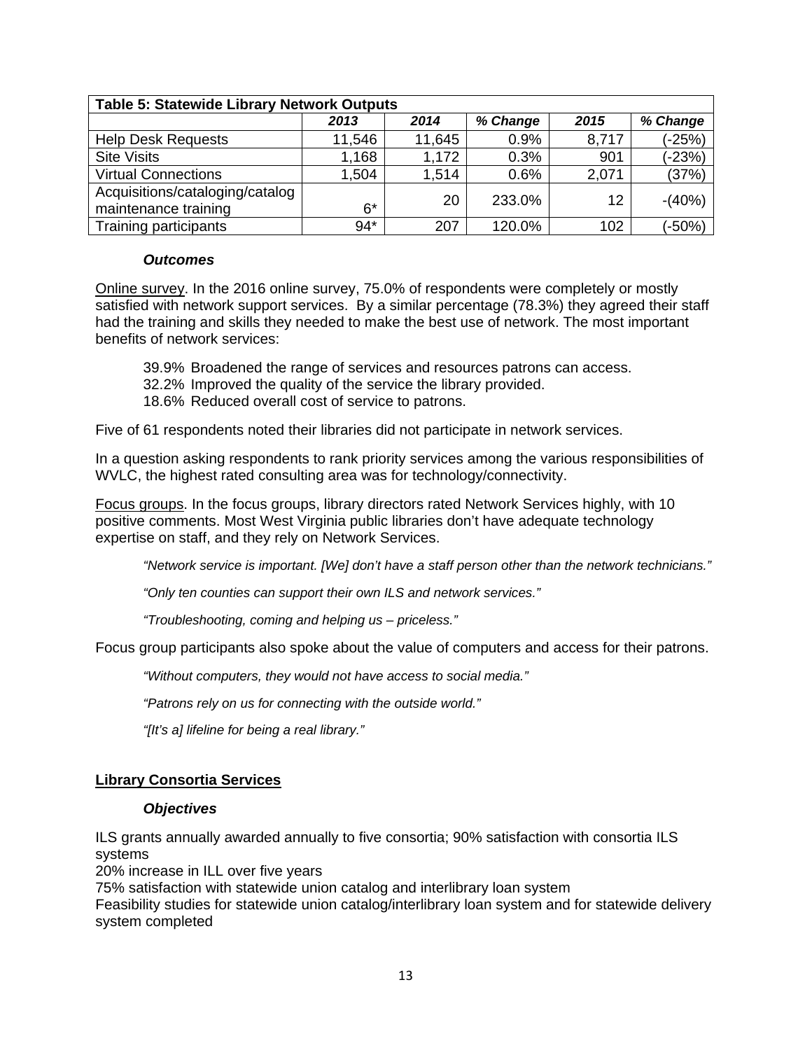| Table 5: Statewide Library Network Outputs | | | | | |
|---|---|---|---|---|---|
| | *2013* | *2014* | *% Change* | *2015* | *% Change* |
| Help Desk Requests | 11,546 | 11,645 | 0.9% | 8,717 | (-25%) |
| Site Visits | 1,168 | 1,172 | 0.3% | 901 | (-23%) |
| Virtual Connections | 1,504 | 1,514 | 0.6% | 2,071 | (37%) |
| Acquisitions/cataloging/catalog maintenance training | 6* | 20 | 233.0% | 12 | -(40%) |
| Training participants | 94* | 207 | 120.0% | 102 | (-50%) |

***Outcomes***

Online survey. In the 2016 online survey, 75.0% of respondents were completely or mostly satisfied with network support services. By a similar percentage (78.3%) they agreed their staff had the training and skills they needed to make the best use of network. The most important benefits of network services:

39.9% Broadened the range of services and resources patrons can access.
32.2% Improved the quality of the service the library provided.
18.6% Reduced overall cost of service to patrons.

Five of 61 respondents noted their libraries did not participate in network services.

In a question asking respondents to rank priority services among the various responsibilities of WVLC, the highest rated consulting area was for technology/connectivity.

Focus groups. In the focus groups, library directors rated Network Services highly, with 10 positive comments. Most West Virginia public libraries don't have adequate technology expertise on staff, and they rely on Network Services.

*"Network service is important. [We] don't have a staff person other than the network technicians."*

*"Only ten counties can support their own ILS and network services."*

*"Troubleshooting, coming and helping us – priceless."*

Focus group participants also spoke about the value of computers and access for their patrons.

*"Without computers, they would not have access to social media."*

*"Patrons rely on us for connecting with the outside world."*

*"[It's a] lifeline for being a real library."*

## Library Consortia Services

***Objectives***

ILS grants annually awarded annually to five consortia; 90% satisfaction with consortia ILS systems
20% increase in ILL over five years
75% satisfaction with statewide union catalog and interlibrary loan system
Feasibility studies for statewide union catalog/interlibrary loan system and for statewide delivery system completed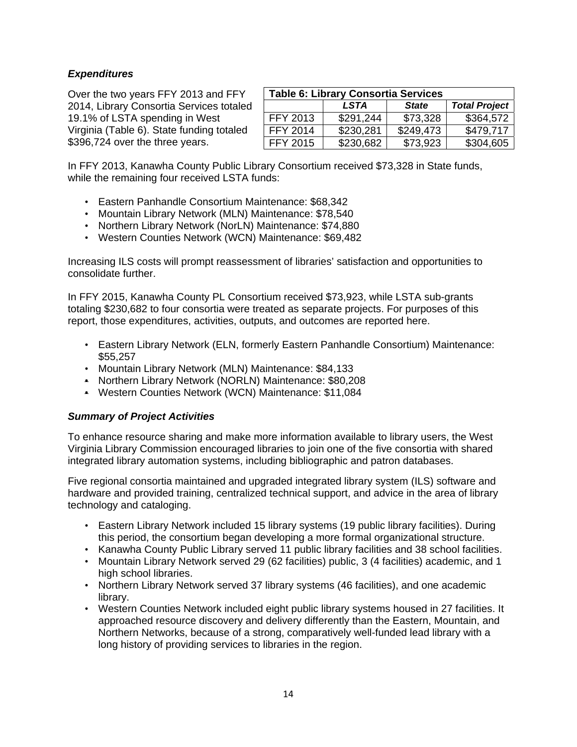### *Expenditures*

Over the two years FFY 2013 and FFY 2014, Library Consortia Services totaled 19.1% of LSTA spending in West Virginia (Table 6). State funding totaled $396,724 over the three years.

| Table 6: Library Consortia Services | | | |
|---|---|---|---|
| | *LSTA* | *State* | *Total Project* |
| FFY 2013 | $291,244 | $73,328 | $364,572 |
| FFY 2014 | $230,281 | $249,473 | $479,717 |
| FFY 2015 | $230,682 | $73,923 | $304,605 |

In FFY 2013, Kanawha County Public Library Consortium received $73,328 in State funds, while the remaining four received LSTA funds:

- Eastern Panhandle Consortium Maintenance: $68,342
- Mountain Library Network (MLN) Maintenance: $78,540
- Northern Library Network (NorLN) Maintenance: $74,880
- Western Counties Network (WCN) Maintenance: $69,482

Increasing ILS costs will prompt reassessment of libraries' satisfaction and opportunities to consolidate further.

In FFY 2015, Kanawha County PL Consortium received $73,923, while LSTA sub-grants totaling $230,682 to four consortia were treated as separate projects. For purposes of this report, those expenditures, activities, outputs, and outcomes are reported here.

- Eastern Library Network (ELN, formerly Eastern Panhandle Consortium) Maintenance: $55,257
- Mountain Library Network (MLN) Maintenance: $84,133
- Northern Library Network (NORLN) Maintenance: $80,208
- Western Counties Network (WCN) Maintenance: $11,084

### *Summary of Project Activities*

To enhance resource sharing and make more information available to library users, the West Virginia Library Commission encouraged libraries to join one of the five consortia with shared integrated library automation systems, including bibliographic and patron databases.

Five regional consortia maintained and upgraded integrated library system (ILS) software and hardware and provided training, centralized technical support, and advice in the area of library technology and cataloging.

- Eastern Library Network included 15 library systems (19 public library facilities). During this period, the consortium began developing a more formal organizational structure.
- Kanawha County Public Library served 11 public library facilities and 38 school facilities.
- Mountain Library Network served 29 (62 facilities) public, 3 (4 facilities) academic, and 1 high school libraries.
- Northern Library Network served 37 library systems (46 facilities), and one academic library.
- Western Counties Network included eight public library systems housed in 27 facilities. It approached resource discovery and delivery differently than the Eastern, Mountain, and Northern Networks, because of a strong, comparatively well-funded lead library with a long history of providing services to libraries in the region.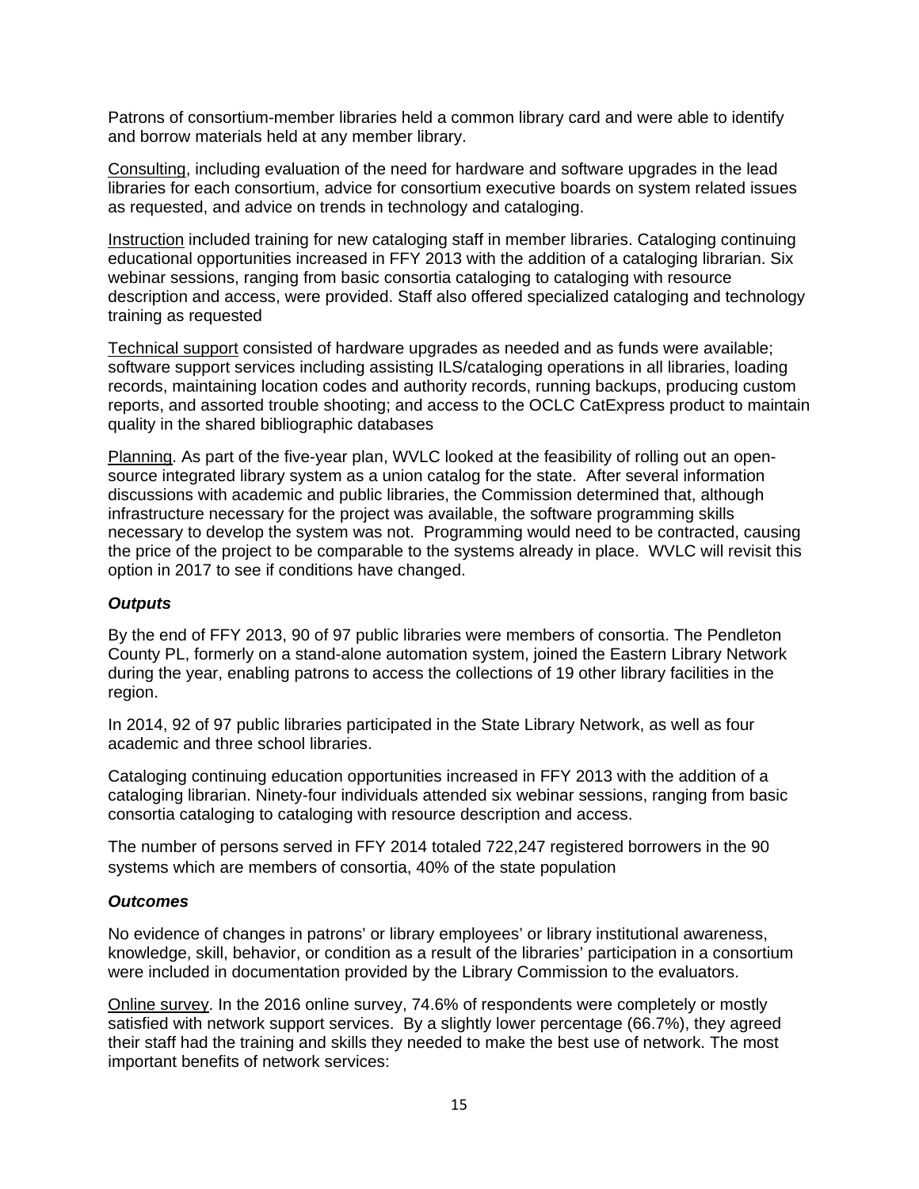Patrons of consortium-member libraries held a common library card and were able to identify and borrow materials held at any member library.

Consulting, including evaluation of the need for hardware and software upgrades in the lead libraries for each consortium, advice for consortium executive boards on system related issues as requested, and advice on trends in technology and cataloging.

Instruction included training for new cataloging staff in member libraries. Cataloging continuing educational opportunities increased in FFY 2013 with the addition of a cataloging librarian. Six webinar sessions, ranging from basic consortia cataloging to cataloging with resource description and access, were provided. Staff also offered specialized cataloging and technology training as requested

Technical support consisted of hardware upgrades as needed and as funds were available; software support services including assisting ILS/cataloging operations in all libraries, loading records, maintaining location codes and authority records, running backups, producing custom reports, and assorted trouble shooting; and access to the OCLC CatExpress product to maintain quality in the shared bibliographic databases

Planning. As part of the five-year plan, WVLC looked at the feasibility of rolling out an open-source integrated library system as a union catalog for the state. After several information discussions with academic and public libraries, the Commission determined that, although infrastructure necessary for the project was available, the software programming skills necessary to develop the system was not. Programming would need to be contracted, causing the price of the project to be comparable to the systems already in place. WVLC will revisit this option in 2017 to see if conditions have changed.

### *Outputs*

By the end of FFY 2013, 90 of 97 public libraries were members of consortia. The Pendleton County PL, formerly on a stand-alone automation system, joined the Eastern Library Network during the year, enabling patrons to access the collections of 19 other library facilities in the region.

In 2014, 92 of 97 public libraries participated in the State Library Network, as well as four academic and three school libraries.

Cataloging continuing education opportunities increased in FFY 2013 with the addition of a cataloging librarian. Ninety-four individuals attended six webinar sessions, ranging from basic consortia cataloging to cataloging with resource description and access.

The number of persons served in FFY 2014 totaled 722,247 registered borrowers in the 90 systems which are members of consortia, 40% of the state population

### *Outcomes*

No evidence of changes in patrons' or library employees' or library institutional awareness, knowledge, skill, behavior, or condition as a result of the libraries' participation in a consortium were included in documentation provided by the Library Commission to the evaluators.

Online survey. In the 2016 online survey, 74.6% of respondents were completely or mostly satisfied with network support services. By a slightly lower percentage (66.7%), they agreed their staff had the training and skills they needed to make the best use of network. The most important benefits of network services: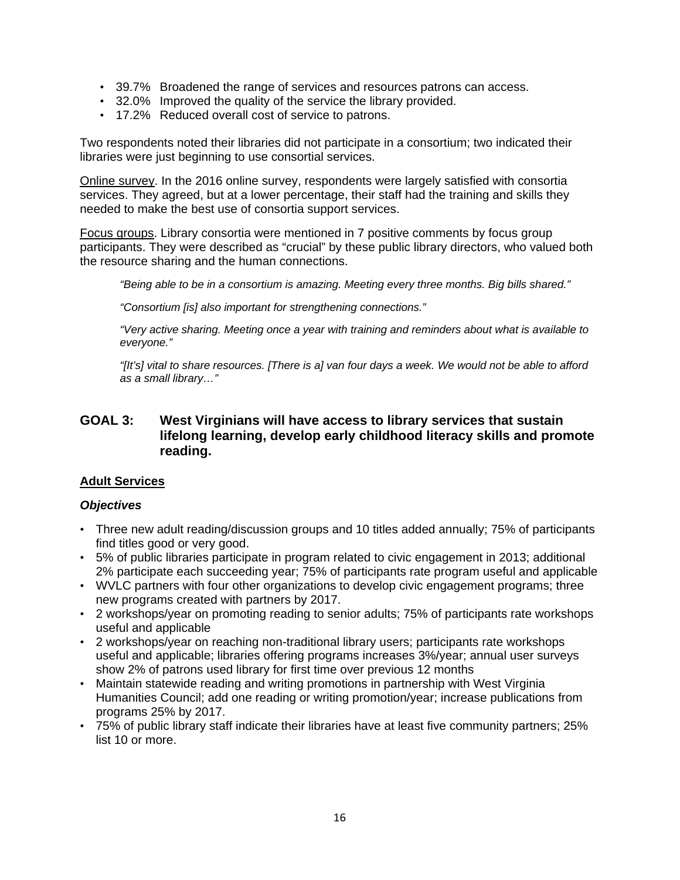- 39.7% Broadened the range of services and resources patrons can access.
- 32.0% Improved the quality of the service the library provided.
- 17.2% Reduced overall cost of service to patrons.

Two respondents noted their libraries did not participate in a consortium; two indicated their libraries were just beginning to use consortial services.

Online survey. In the 2016 online survey, respondents were largely satisfied with consortia services. They agreed, but at a lower percentage, their staff had the training and skills they needed to make the best use of consortia support services.

Focus groups. Library consortia were mentioned in 7 positive comments by focus group participants. They were described as "crucial" by these public library directors, who valued both the resource sharing and the human connections.

> *"Being able to be in a consortium is amazing. Meeting every three months. Big bills shared."*
>
> *"Consortium [is] also important for strengthening connections."*
>
> *"Very active sharing. Meeting once a year with training and reminders about what is available to everyone."*
>
> *"[It's] vital to share resources. [There is a] van four days a week. We would not be able to afford as a small library…"*

## GOAL 3: West Virginians will have access to library services that sustain lifelong learning, develop early childhood literacy skills and promote reading.

### Adult Services

#### *Objectives*

- Three new adult reading/discussion groups and 10 titles added annually; 75% of participants find titles good or very good.
- 5% of public libraries participate in program related to civic engagement in 2013; additional 2% participate each succeeding year; 75% of participants rate program useful and applicable
- WVLC partners with four other organizations to develop civic engagement programs; three new programs created with partners by 2017.
- 2 workshops/year on promoting reading to senior adults; 75% of participants rate workshops useful and applicable
- 2 workshops/year on reaching non-traditional library users; participants rate workshops useful and applicable; libraries offering programs increases 3%/year; annual user surveys show 2% of patrons used library for first time over previous 12 months
- Maintain statewide reading and writing promotions in partnership with West Virginia Humanities Council; add one reading or writing promotion/year; increase publications from programs 25% by 2017.
- 75% of public library staff indicate their libraries have at least five community partners; 25% list 10 or more.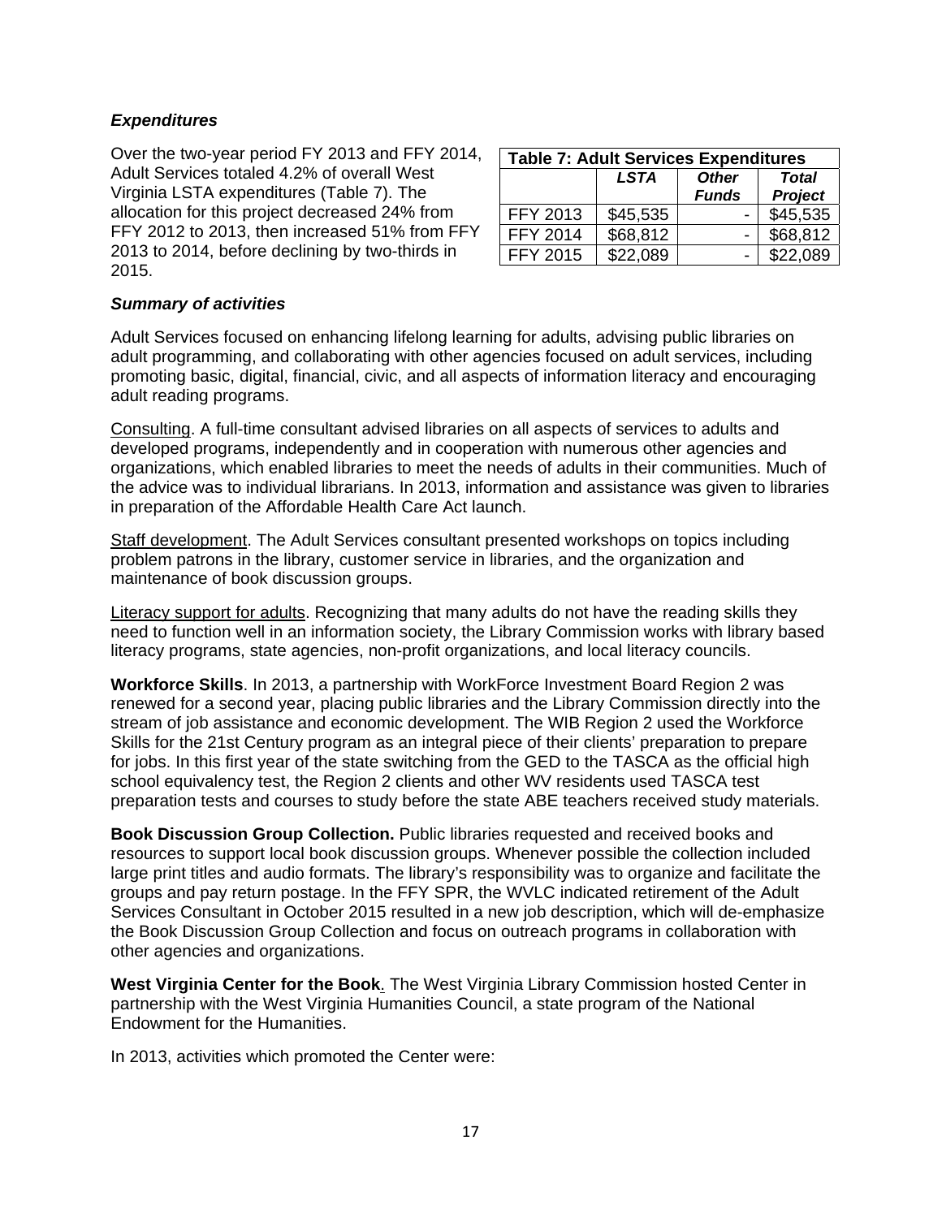### *Expenditures*

Over the two-year period FY 2013 and FFY 2014, Adult Services totaled 4.2% of overall West Virginia LSTA expenditures (Table 7). The allocation for this project decreased 24% from FFY 2012 to 2013, then increased 51% from FFY 2013 to 2014, before declining by two-thirds in 2015.

| Table 7: Adult Services Expenditures | | | |
|---|---|---|---|
| | ***LSTA*** | ***Other Funds*** | ***Total Project*** |
| FFY 2013 | $45,535 | - | $45,535 |
| FFY 2014 | $68,812 | - | $68,812 |
| FFY 2015 | $22,089 | - | $22,089 |

### *Summary of activities*

Adult Services focused on enhancing lifelong learning for adults, advising public libraries on adult programming, and collaborating with other agencies focused on adult services, including promoting basic, digital, financial, civic, and all aspects of information literacy and encouraging adult reading programs.

<u>Consulting</u>. A full-time consultant advised libraries on all aspects of services to adults and developed programs, independently and in cooperation with numerous other agencies and organizations, which enabled libraries to meet the needs of adults in their communities. Much of the advice was to individual librarians. In 2013, information and assistance was given to libraries in preparation of the Affordable Health Care Act launch.

<u>Staff development</u>. The Adult Services consultant presented workshops on topics including problem patrons in the library, customer service in libraries, and the organization and maintenance of book discussion groups.

<u>Literacy support for adults</u>. Recognizing that many adults do not have the reading skills they need to function well in an information society, the Library Commission works with library based literacy programs, state agencies, non-profit organizations, and local literacy councils.

**Workforce Skills**. In 2013, a partnership with WorkForce Investment Board Region 2 was renewed for a second year, placing public libraries and the Library Commission directly into the stream of job assistance and economic development. The WIB Region 2 used the Workforce Skills for the 21st Century program as an integral piece of their clients' preparation to prepare for jobs. In this first year of the state switching from the GED to the TASCA as the official high school equivalency test, the Region 2 clients and other WV residents used TASCA test preparation tests and courses to study before the state ABE teachers received study materials.

**Book Discussion Group Collection.** Public libraries requested and received books and resources to support local book discussion groups. Whenever possible the collection included large print titles and audio formats. The library's responsibility was to organize and facilitate the groups and pay return postage. In the FFY SPR, the WVLC indicated retirement of the Adult Services Consultant in October 2015 resulted in a new job description, which will de-emphasize the Book Discussion Group Collection and focus on outreach programs in collaboration with other agencies and organizations.

**West Virginia Center for the Book**. The West Virginia Library Commission hosted Center in partnership with the West Virginia Humanities Council, a state program of the National Endowment for the Humanities.

In 2013, activities which promoted the Center were: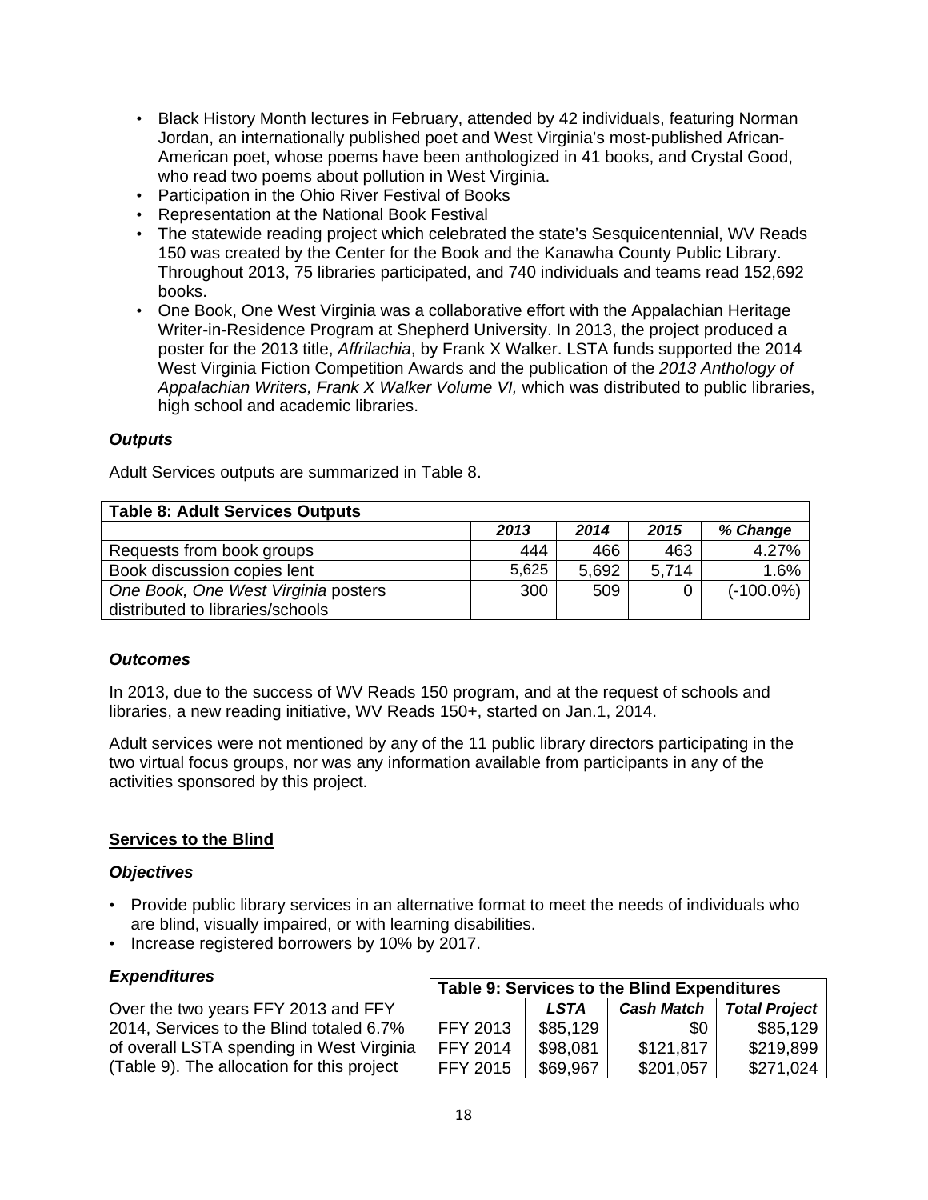- Black History Month lectures in February, attended by 42 individuals, featuring Norman Jordan, an internationally published poet and West Virginia's most-published African-American poet, whose poems have been anthologized in 41 books, and Crystal Good, who read two poems about pollution in West Virginia.
- Participation in the Ohio River Festival of Books
- Representation at the National Book Festival
- The statewide reading project which celebrated the state's Sesquicentennial, WV Reads 150 was created by the Center for the Book and the Kanawha County Public Library. Throughout 2013, 75 libraries participated, and 740 individuals and teams read 152,692 books.
- One Book, One West Virginia was a collaborative effort with the Appalachian Heritage Writer-in-Residence Program at Shepherd University. In 2013, the project produced a poster for the 2013 title, *Affrilachia*, by Frank X Walker. LSTA funds supported the 2014 West Virginia Fiction Competition Awards and the publication of the *2013 Anthology of Appalachian Writers, Frank X Walker Volume VI,* which was distributed to public libraries, high school and academic libraries.

### *Outputs*

Adult Services outputs are summarized in Table 8.

| Table 8: Adult Services Outputs | | | | |
|---|---|---|---|---|
| | ***2013*** | ***2014*** | ***2015*** | ***% Change*** |
| Requests from book groups | 444 | 466 | 463 | 4.27% |
| Book discussion copies lent | 5,625 | 5,692 | 5,714 | 1.6% |
| *One Book, One West Virginia* posters distributed to libraries/schools | 300 | 509 | 0 | (-100.0%) |

### *Outcomes*

In 2013, due to the success of WV Reads 150 program, and at the request of schools and libraries, a new reading initiative, WV Reads 150+, started on Jan.1, 2014.

Adult services were not mentioned by any of the 11 public library directors participating in the two virtual focus groups, nor was any information available from participants in any of the activities sponsored by this project.

## Services to the Blind

### *Objectives*

- Provide public library services in an alternative format to meet the needs of individuals who are blind, visually impaired, or with learning disabilities.
- Increase registered borrowers by 10% by 2017.

### *Expenditures*

Over the two years FFY 2013 and FFY 2014, Services to the Blind totaled 6.7% of overall LSTA spending in West Virginia (Table 9). The allocation for this project

| Table 9: Services to the Blind Expenditures | | | |
|---|---|---|---|
| | ***LSTA*** | ***Cash Match*** | ***Total Project*** |
| FFY 2013 | $85,129 | $0 | $85,129 |
| FFY 2014 | $98,081 | $121,817 | $219,899 |
| FFY 2015 | $69,967 | $201,057 | $271,024 |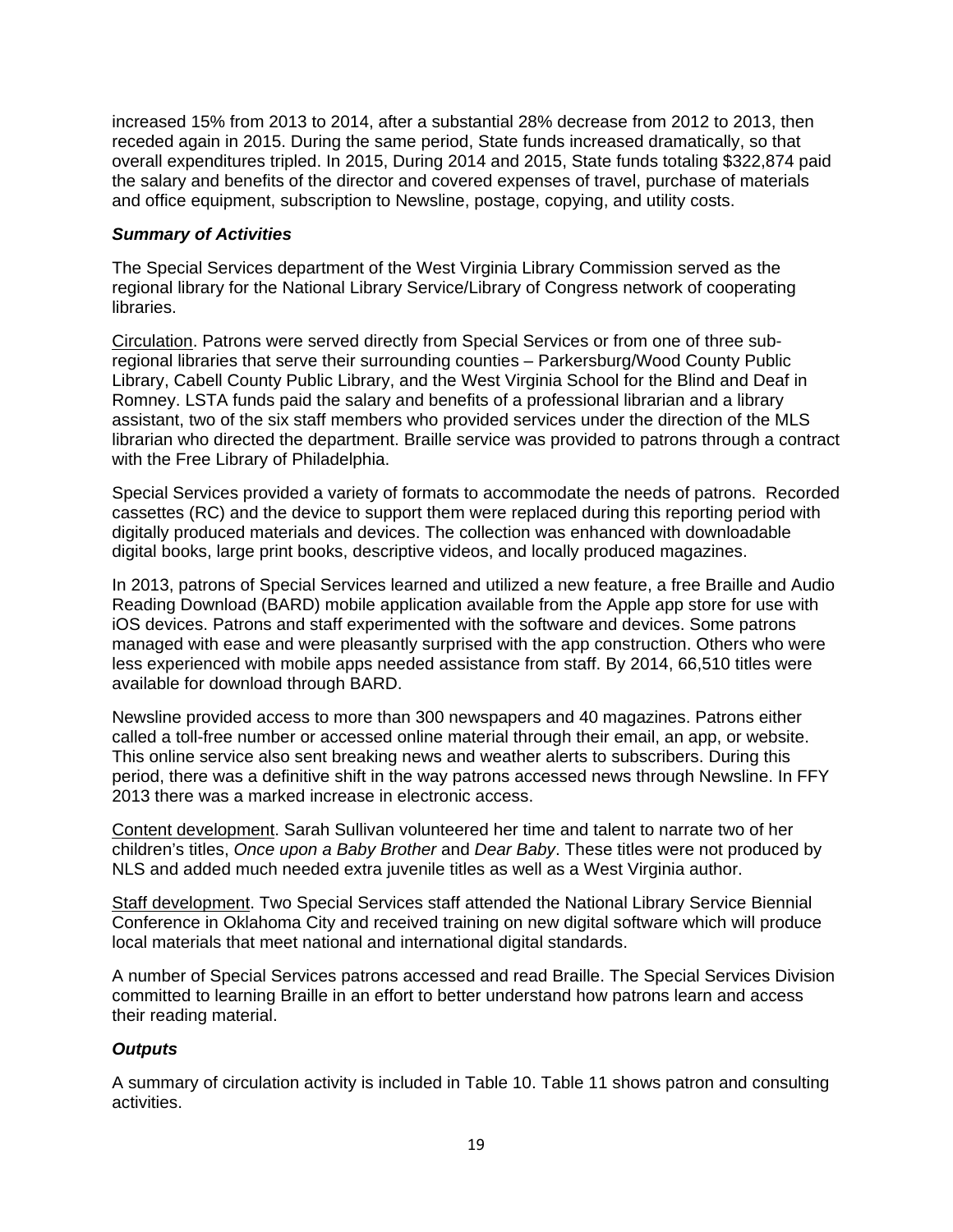increased 15% from 2013 to 2014, after a substantial 28% decrease from 2012 to 2013, then receded again in 2015. During the same period, State funds increased dramatically, so that overall expenditures tripled. In 2015, During 2014 and 2015, State funds totaling $322,874 paid the salary and benefits of the director and covered expenses of travel, purchase of materials and office equipment, subscription to Newsline, postage, copying, and utility costs.

### *Summary of Activities*

The Special Services department of the West Virginia Library Commission served as the regional library for the National Library Service/Library of Congress network of cooperating libraries.

Circulation. Patrons were served directly from Special Services or from one of three sub-regional libraries that serve their surrounding counties – Parkersburg/Wood County Public Library, Cabell County Public Library, and the West Virginia School for the Blind and Deaf in Romney. LSTA funds paid the salary and benefits of a professional librarian and a library assistant, two of the six staff members who provided services under the direction of the MLS librarian who directed the department. Braille service was provided to patrons through a contract with the Free Library of Philadelphia.

Special Services provided a variety of formats to accommodate the needs of patrons. Recorded cassettes (RC) and the device to support them were replaced during this reporting period with digitally produced materials and devices. The collection was enhanced with downloadable digital books, large print books, descriptive videos, and locally produced magazines.

In 2013, patrons of Special Services learned and utilized a new feature, a free Braille and Audio Reading Download (BARD) mobile application available from the Apple app store for use with iOS devices. Patrons and staff experimented with the software and devices. Some patrons managed with ease and were pleasantly surprised with the app construction. Others who were less experienced with mobile apps needed assistance from staff. By 2014, 66,510 titles were available for download through BARD.

Newsline provided access to more than 300 newspapers and 40 magazines. Patrons either called a toll-free number or accessed online material through their email, an app, or website. This online service also sent breaking news and weather alerts to subscribers. During this period, there was a definitive shift in the way patrons accessed news through Newsline. In FFY 2013 there was a marked increase in electronic access.

Content development. Sarah Sullivan volunteered her time and talent to narrate two of her children's titles, *Once upon a Baby Brother* and *Dear Baby*. These titles were not produced by NLS and added much needed extra juvenile titles as well as a West Virginia author.

Staff development. Two Special Services staff attended the National Library Service Biennial Conference in Oklahoma City and received training on new digital software which will produce local materials that meet national and international digital standards.

A number of Special Services patrons accessed and read Braille. The Special Services Division committed to learning Braille in an effort to better understand how patrons learn and access their reading material.

### *Outputs*

A summary of circulation activity is included in Table 10. Table 11 shows patron and consulting activities.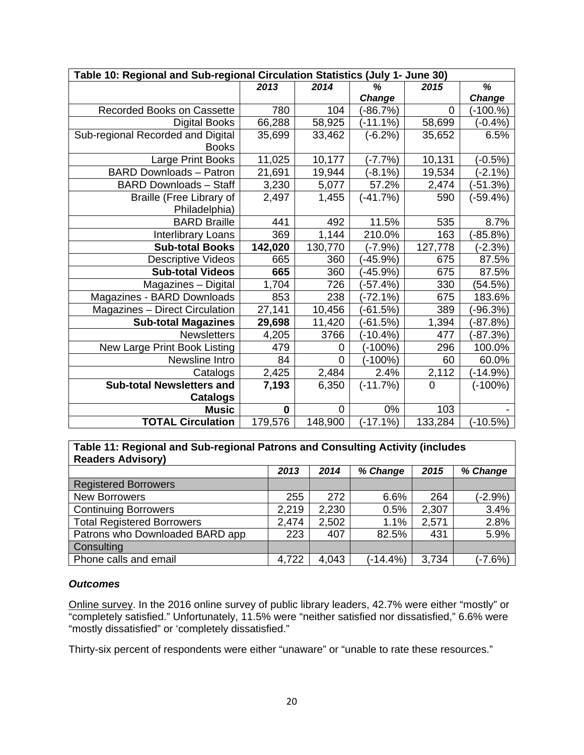| Table 10: Regional and Sub-regional Circulation Statistics (July 1- June 30) | | | | | |
|---|---|---|---|---|---|
| | *2013* | *2014* | *% Change* | *2015* | *% Change* |
| Recorded Books on Cassette | 780 | 104 | (-86.7%) | 0 | (-100.%) |
| Digital Books | 66,288 | 58,925 | (-11.1%) | 58,699 | (-0.4%) |
| Sub-regional Recorded and Digital Books | 35,699 | 33,462 | (-6.2%) | 35,652 | 6.5% |
| Large Print Books | 11,025 | 10,177 | (-7.7%) | 10,131 | (-0.5%) |
| BARD Downloads – Patron | 21,691 | 19,944 | (-8.1%) | 19,534 | (-2.1%) |
| BARD Downloads – Staff | 3,230 | 5,077 | 57.2% | 2,474 | (-51.3%) |
| Braille (Free Library of Philadelphia) | 2,497 | 1,455 | (-41.7%) | 590 | (-59.4%) |
| BARD Braille | 441 | 492 | 11.5% | 535 | 8.7% |
| Interlibrary Loans | 369 | 1,144 | 210.0% | 163 | (-85.8%) |
| **Sub-total Books** | **142,020** | 130,770 | (-7.9%) | 127,778 | (-2.3%) |
| Descriptive Videos | 665 | 360 | (-45.9%) | 675 | 87.5% |
| **Sub-total Videos** | **665** | 360 | (-45.9%) | 675 | 87.5% |
| Magazines – Digital | 1,704 | 726 | (-57.4%) | 330 | (54.5%) |
| Magazines - BARD Downloads | 853 | 238 | (-72.1%) | 675 | 183.6% |
| Magazines – Direct Circulation | 27,141 | 10,456 | (-61.5%) | 389 | (-96.3%) |
| **Sub-total Magazines** | **29,698** | 11,420 | (-61.5%) | 1,394 | (-87.8%) |
| Newsletters | 4,205 | 3766 | (-10.4%) | 477 | (-87.3%) |
| New Large Print Book Listing | 479 | 0 | (-100%) | 296 | 100.0% |
| Newsline Intro | 84 | 0 | (-100%) | 60 | 60.0% |
| Catalogs | 2,425 | 2,484 | 2.4% | 2,112 | (-14.9%) |
| **Sub-total Newsletters and Catalogs** | **7,193** | 6,350 | (-11.7%) | 0 | (-100%) |
| **Music** | **0** | 0 | 0% | 103 | - |
| **TOTAL Circulation** | 179,576 | 148,900 | (-17.1%) | 133,284 | (-10.5%) |

| Table 11: Regional and Sub-regional Patrons and Consulting Activity (includes Readers Advisory) | | | | | |
|---|---|---|---|---|---|
| | *2013* | *2014* | *% Change* | *2015* | *% Change* |
| Registered Borrowers | | | | | |
| New Borrowers | 255 | 272 | 6.6% | 264 | (-2.9%) |
| Continuing Borrowers | 2,219 | 2,230 | 0.5% | 2,307 | 3.4% |
| Total Registered Borrowers | 2,474 | 2,502 | 1.1% | 2,571 | 2.8% |
| Patrons who Downloaded BARD app | 223 | 407 | 82.5% | 431 | 5.9% |
| Consulting | | | | | |
| Phone calls and email | 4,722 | 4,043 | (-14.4%) | 3,734 | (-7.6%) |

### *Outcomes*

Online survey. In the 2016 online survey of public library leaders, 42.7% were either "mostly" or "completely satisfied." Unfortunately, 11.5% were "neither satisfied nor dissatisfied," 6.6% were "mostly dissatisfied" or 'completely dissatisfied."

Thirty-six percent of respondents were either "unaware" or "unable to rate these resources."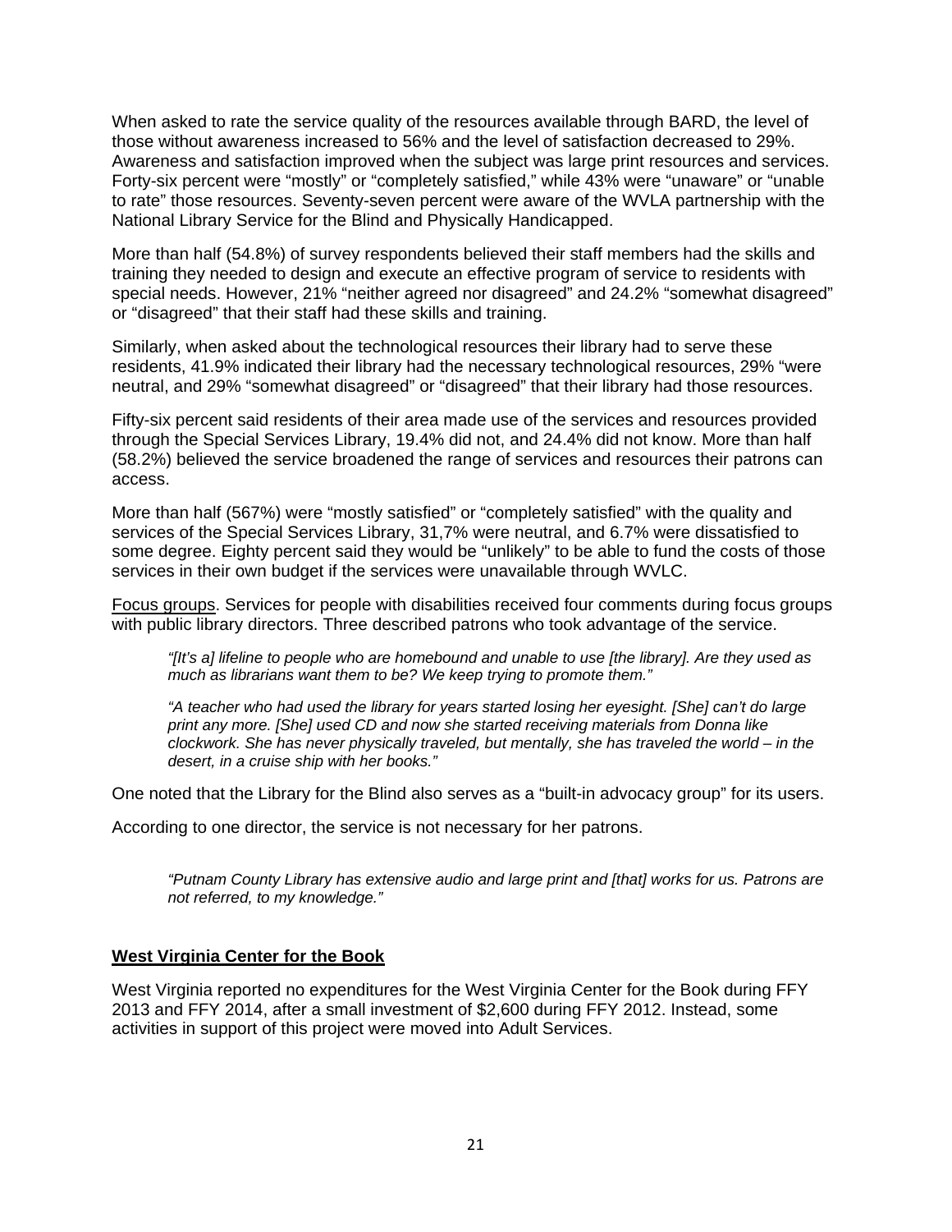When asked to rate the service quality of the resources available through BARD, the level of those without awareness increased to 56% and the level of satisfaction decreased to 29%. Awareness and satisfaction improved when the subject was large print resources and services. Forty-six percent were "mostly" or "completely satisfied," while 43% were "unaware" or "unable to rate" those resources. Seventy-seven percent were aware of the WVLA partnership with the National Library Service for the Blind and Physically Handicapped.

More than half (54.8%) of survey respondents believed their staff members had the skills and training they needed to design and execute an effective program of service to residents with special needs. However, 21% "neither agreed nor disagreed" and 24.2% "somewhat disagreed" or "disagreed" that their staff had these skills and training.

Similarly, when asked about the technological resources their library had to serve these residents, 41.9% indicated their library had the necessary technological resources, 29% "were neutral, and 29% "somewhat disagreed" or "disagreed" that their library had those resources.

Fifty-six percent said residents of their area made use of the services and resources provided through the Special Services Library, 19.4% did not, and 24.4% did not know. More than half (58.2%) believed the service broadened the range of services and resources their patrons can access.

More than half (567%) were "mostly satisfied" or "completely satisfied" with the quality and services of the Special Services Library, 31,7% were neutral, and 6.7% were dissatisfied to some degree. Eighty percent said they would be "unlikely" to be able to fund the costs of those services in their own budget if the services were unavailable through WVLC.

Focus groups. Services for people with disabilities received four comments during focus groups with public library directors. Three described patrons who took advantage of the service.

> *"[It's a] lifeline to people who are homebound and unable to use [the library]. Are they used as much as librarians want them to be? We keep trying to promote them."*
>
> *"A teacher who had used the library for years started losing her eyesight. [She] can't do large print any more. [She] used CD and now she started receiving materials from Donna like clockwork. She has never physically traveled, but mentally, she has traveled the world – in the desert, in a cruise ship with her books."*

One noted that the Library for the Blind also serves as a "built-in advocacy group" for its users.

According to one director, the service is not necessary for her patrons.

> *"Putnam County Library has extensive audio and large print and [that] works for us. Patrons are not referred, to my knowledge."*

## West Virginia Center for the Book

West Virginia reported no expenditures for the West Virginia Center for the Book during FFY 2013 and FFY 2014, after a small investment of $2,600 during FFY 2012. Instead, some activities in support of this project were moved into Adult Services.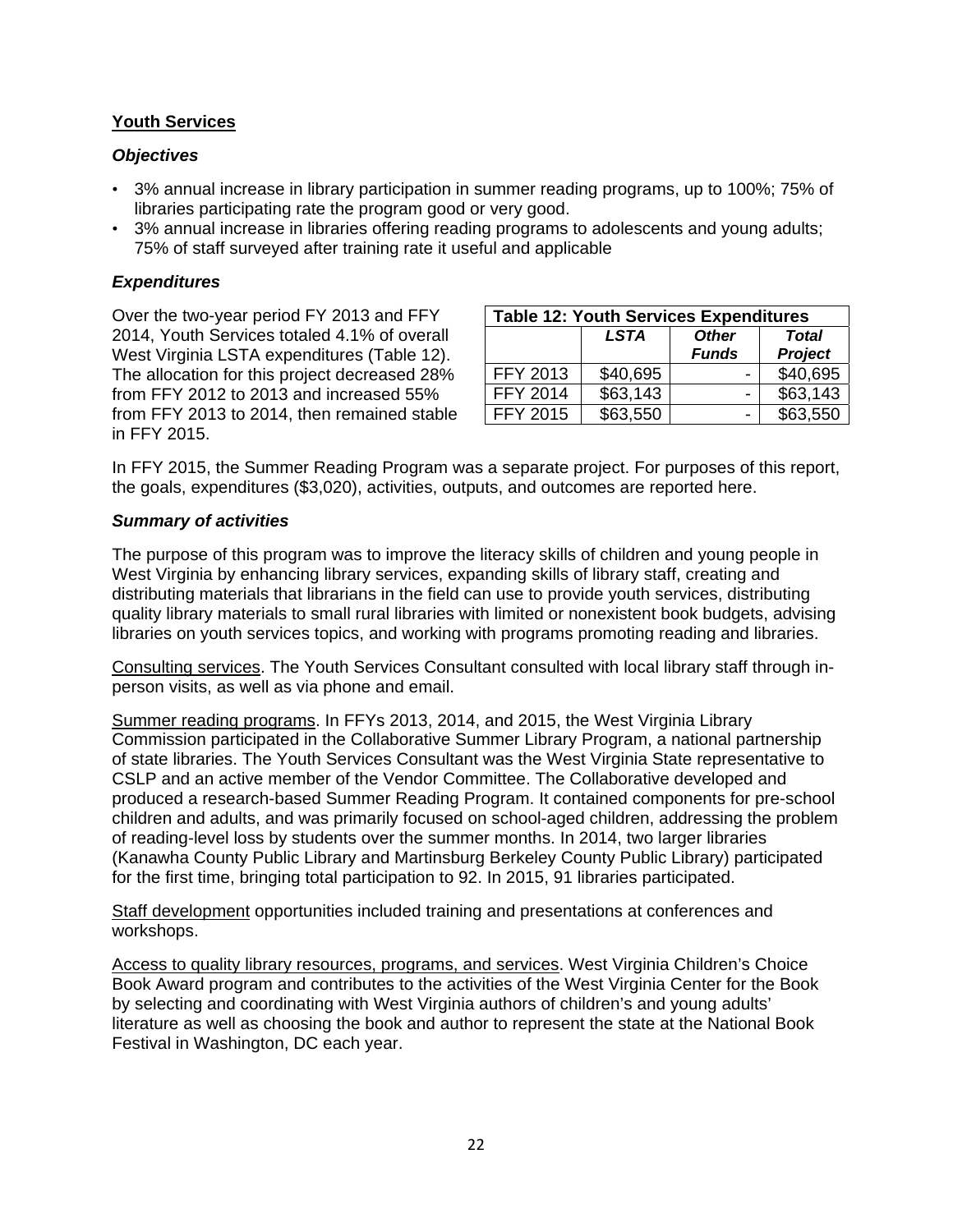## Youth Services

### *Objectives*

- 3% annual increase in library participation in summer reading programs, up to 100%; 75% of libraries participating rate the program good or very good.
- 3% annual increase in libraries offering reading programs to adolescents and young adults; 75% of staff surveyed after training rate it useful and applicable

### *Expenditures*

Over the two-year period FY 2013 and FFY 2014, Youth Services totaled 4.1% of overall West Virginia LSTA expenditures (Table 12). The allocation for this project decreased 28% from FFY 2012 to 2013 and increased 55% from FFY 2013 to 2014, then remained stable in FFY 2015.

**Table 12: Youth Services Expenditures**

| | *LSTA* | *Other Funds* | *Total Project* |
|---|---|---|---|
| FFY 2013 | $40,695 | - | $40,695 |
| FFY 2014 | $63,143 | - | $63,143 |
| FFY 2015 | $63,550 | - | $63,550 |

In FFY 2015, the Summer Reading Program was a separate project. For purposes of this report, the goals, expenditures ($3,020), activities, outputs, and outcomes are reported here.

### *Summary of activities*

The purpose of this program was to improve the literacy skills of children and young people in West Virginia by enhancing library services, expanding skills of library staff, creating and distributing materials that librarians in the field can use to provide youth services, distributing quality library materials to small rural libraries with limited or nonexistent book budgets, advising libraries on youth services topics, and working with programs promoting reading and libraries.

Consulting services. The Youth Services Consultant consulted with local library staff through in-person visits, as well as via phone and email.

Summer reading programs. In FFYs 2013, 2014, and 2015, the West Virginia Library Commission participated in the Collaborative Summer Library Program, a national partnership of state libraries. The Youth Services Consultant was the West Virginia State representative to CSLP and an active member of the Vendor Committee. The Collaborative developed and produced a research-based Summer Reading Program. It contained components for pre-school children and adults, and was primarily focused on school-aged children, addressing the problem of reading-level loss by students over the summer months. In 2014, two larger libraries (Kanawha County Public Library and Martinsburg Berkeley County Public Library) participated for the first time, bringing total participation to 92. In 2015, 91 libraries participated.

Staff development opportunities included training and presentations at conferences and workshops.

Access to quality library resources, programs, and services. West Virginia Children's Choice Book Award program and contributes to the activities of the West Virginia Center for the Book by selecting and coordinating with West Virginia authors of children's and young adults' literature as well as choosing the book and author to represent the state at the National Book Festival in Washington, DC each year.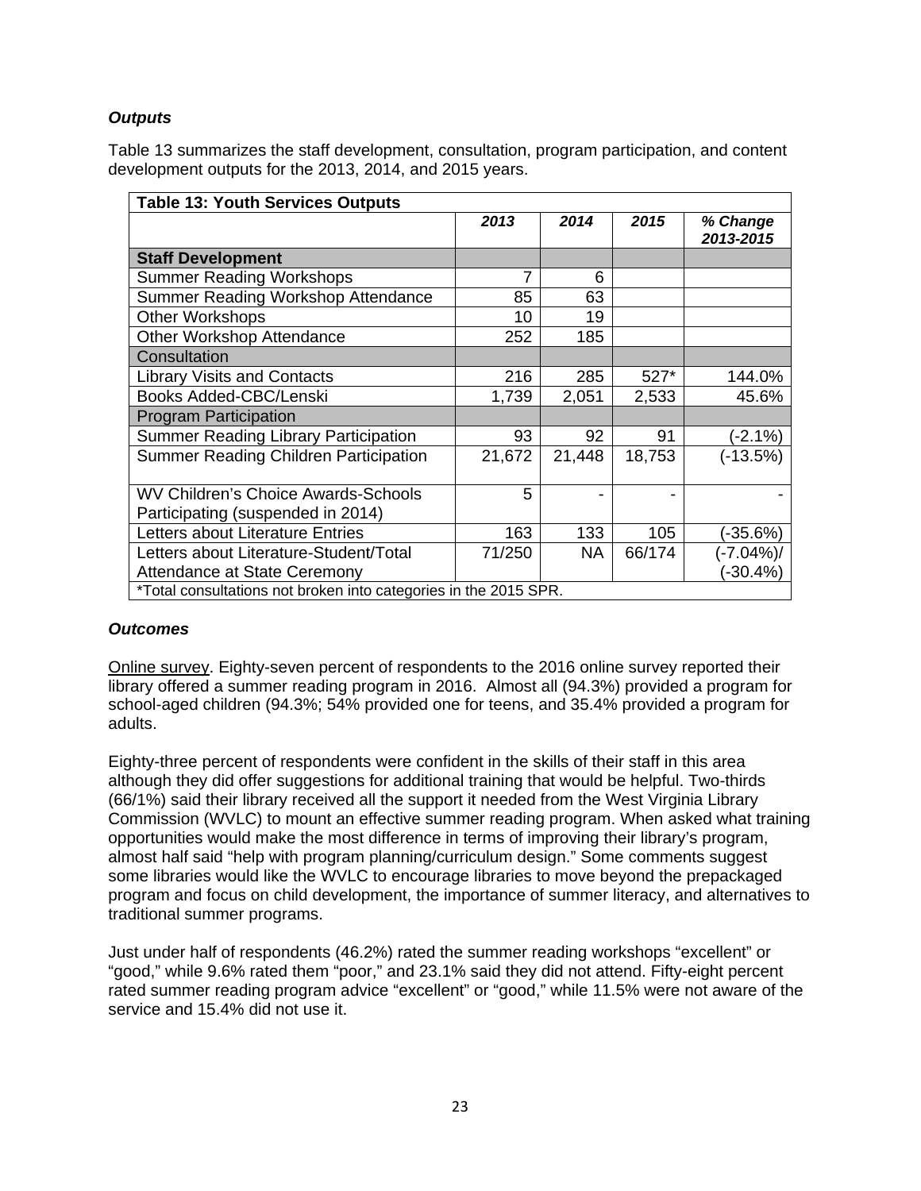### *Outputs*

Table 13 summarizes the staff development, consultation, program participation, and content development outputs for the 2013, 2014, and 2015 years.

| Table 13: Youth Services Outputs | 2013 | 2014 | 2015 | % Change 2013-2015 |
|---|---|---|---|---|
| **Staff Development** | | | | |
| Summer Reading Workshops | 7 | 6 | | |
| Summer Reading Workshop Attendance | 85 | 63 | | |
| Other Workshops | 10 | 19 | | |
| Other Workshop Attendance | 252 | 185 | | |
| Consultation | | | | |
| Library Visits and Contacts | 216 | 285 | 527* | 144.0% |
| Books Added-CBC/Lenski | 1,739 | 2,051 | 2,533 | 45.6% |
| Program Participation | | | | |
| Summer Reading Library Participation | 93 | 92 | 91 | (-2.1%) |
| Summer Reading Children Participation | 21,672 | 21,448 | 18,753 | (-13.5%) |
| WV Children's Choice Awards-Schools Participating (suspended in 2014) | 5 | - | - | - |
| Letters about Literature Entries | 163 | 133 | 105 | (-35.6%) |
| Letters about Literature-Student/Total Attendance at State Ceremony | 71/250 | NA | 66/174 | (-7.04%)/ (-30.4%) |
| *Total consultations not broken into categories in the 2015 SPR. | | | | |

### *Outcomes*

Online survey. Eighty-seven percent of respondents to the 2016 online survey reported their library offered a summer reading program in 2016. Almost all (94.3%) provided a program for school-aged children (94.3%; 54% provided one for teens, and 35.4% provided a program for adults.

Eighty-three percent of respondents were confident in the skills of their staff in this area although they did offer suggestions for additional training that would be helpful. Two-thirds (66/1%) said their library received all the support it needed from the West Virginia Library Commission (WVLC) to mount an effective summer reading program. When asked what training opportunities would make the most difference in terms of improving their library's program, almost half said "help with program planning/curriculum design." Some comments suggest some libraries would like the WVLC to encourage libraries to move beyond the prepackaged program and focus on child development, the importance of summer literacy, and alternatives to traditional summer programs.

Just under half of respondents (46.2%) rated the summer reading workshops "excellent" or "good," while 9.6% rated them "poor," and 23.1% said they did not attend. Fifty-eight percent rated summer reading program advice "excellent" or "good," while 11.5% were not aware of the service and 15.4% did not use it.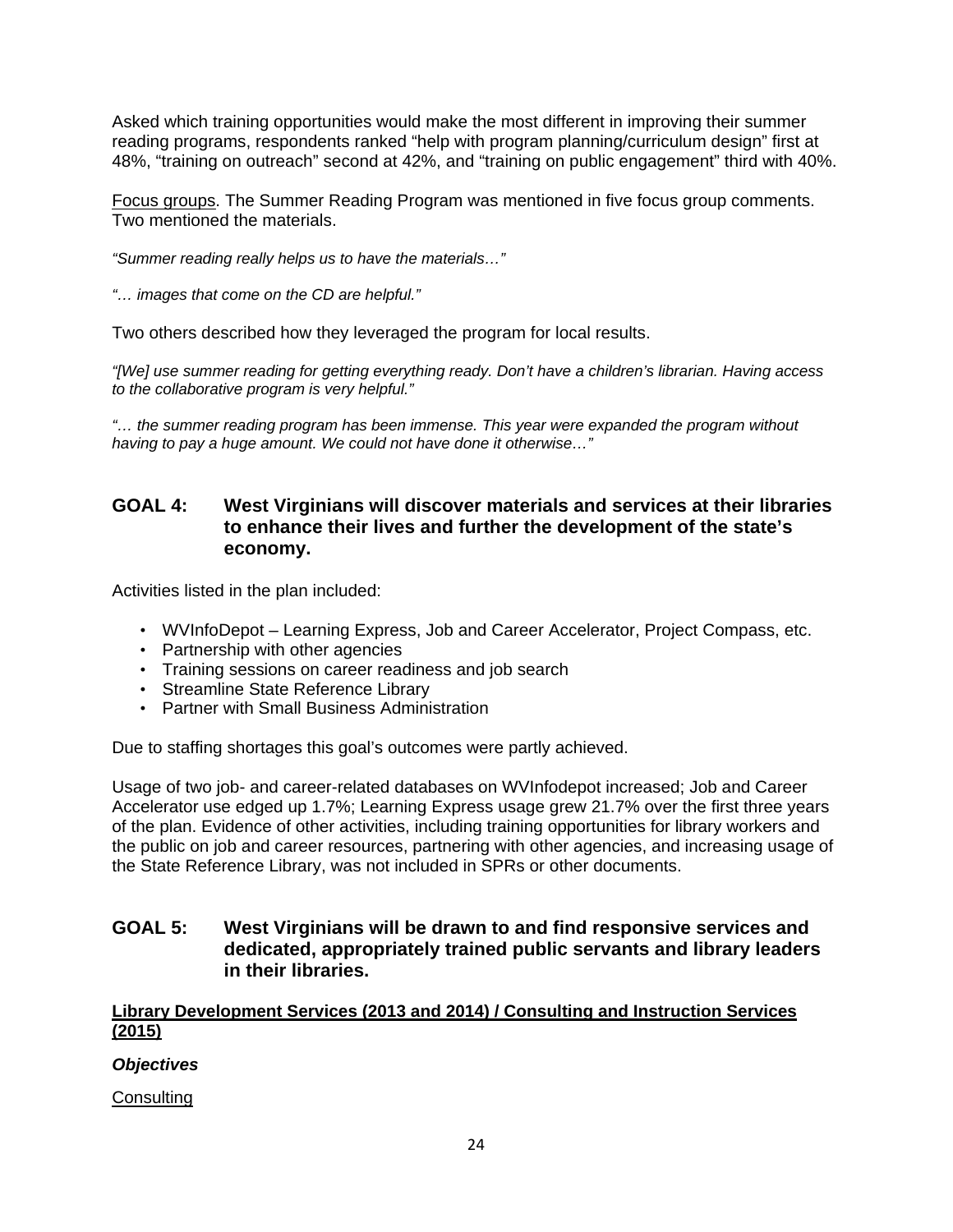Asked which training opportunities would make the most different in improving their summer reading programs, respondents ranked "help with program planning/curriculum design" first at 48%, "training on outreach" second at 42%, and "training on public engagement" third with 40%.

<u>Focus groups</u>. The Summer Reading Program was mentioned in five focus group comments. Two mentioned the materials.

*"Summer reading really helps us to have the materials…"*

*"… images that come on the CD are helpful."*

Two others described how they leveraged the program for local results.

*"[We] use summer reading for getting everything ready. Don't have a children's librarian. Having access to the collaborative program is very helpful."*

*"… the summer reading program has been immense. This year were expanded the program without having to pay a huge amount. We could not have done it otherwise…"*

## GOAL 4: West Virginians will discover materials and services at their libraries to enhance their lives and further the development of the state's economy.

Activities listed in the plan included:

- WVInfoDepot – Learning Express, Job and Career Accelerator, Project Compass, etc.
- Partnership with other agencies
- Training sessions on career readiness and job search
- Streamline State Reference Library
- Partner with Small Business Administration

Due to staffing shortages this goal's outcomes were partly achieved.

Usage of two job- and career-related databases on WVInfodepot increased; Job and Career Accelerator use edged up 1.7%; Learning Express usage grew 21.7% over the first three years of the plan. Evidence of other activities, including training opportunities for library workers and the public on job and career resources, partnering with other agencies, and increasing usage of the State Reference Library, was not included in SPRs or other documents.

## GOAL 5: West Virginians will be drawn to and find responsive services and dedicated, appropriately trained public servants and library leaders in their libraries.

**<u>Library Development Services (2013 and 2014) / Consulting and Instruction Services (2015)</u>**

***Objectives***

<u>Consulting</u>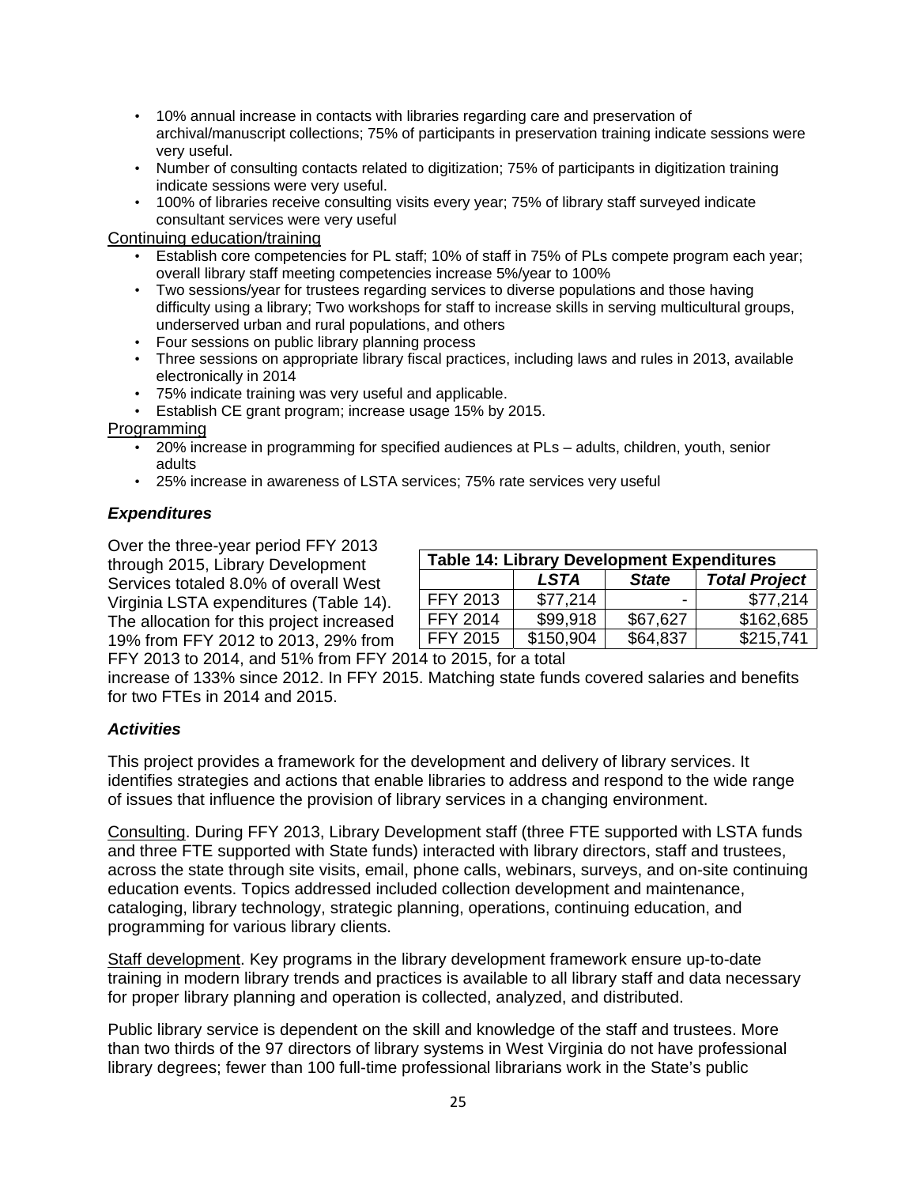- 10% annual increase in contacts with libraries regarding care and preservation of archival/manuscript collections; 75% of participants in preservation training indicate sessions were very useful.
- Number of consulting contacts related to digitization; 75% of participants in digitization training indicate sessions were very useful.
- 100% of libraries receive consulting visits every year; 75% of library staff surveyed indicate consultant services were very useful

Continuing education/training

- Establish core competencies for PL staff; 10% of staff in 75% of PLs compete program each year; overall library staff meeting competencies increase 5%/year to 100%
- Two sessions/year for trustees regarding services to diverse populations and those having difficulty using a library; Two workshops for staff to increase skills in serving multicultural groups, underserved urban and rural populations, and others
- Four sessions on public library planning process
- Three sessions on appropriate library fiscal practices, including laws and rules in 2013, available electronically in 2014
- 75% indicate training was very useful and applicable.
- Establish CE grant program; increase usage 15% by 2015.

Programming

- 20% increase in programming for specified audiences at PLs – adults, children, youth, senior adults
- 25% increase in awareness of LSTA services; 75% rate services very useful

### *Expenditures*

Over the three-year period FFY 2013 through 2015, Library Development Services totaled 8.0% of overall West Virginia LSTA expenditures (Table 14). The allocation for this project increased 19% from FFY 2012 to 2013, 29% from FFY 2013 to 2014, and 51% from FFY 2014 to 2015, for a total increase of 133% since 2012. In FFY 2015. Matching state funds covered salaries and benefits for two FTEs in 2014 and 2015.

**Table 14: Library Development Expenditures**

| | *LSTA* | *State* | *Total Project* |
|---|---|---|---|
| FFY 2013 | $77,214 | - | $77,214 |
| FFY 2014 | $99,918 | $67,627 | $162,685 |
| FFY 2015 | $150,904 | $64,837 | $215,741 |

### *Activities*

This project provides a framework for the development and delivery of library services. It identifies strategies and actions that enable libraries to address and respond to the wide range of issues that influence the provision of library services in a changing environment.

Consulting. During FFY 2013, Library Development staff (three FTE supported with LSTA funds and three FTE supported with State funds) interacted with library directors, staff and trustees, across the state through site visits, email, phone calls, webinars, surveys, and on-site continuing education events. Topics addressed included collection development and maintenance, cataloging, library technology, strategic planning, operations, continuing education, and programming for various library clients.

Staff development. Key programs in the library development framework ensure up-to-date training in modern library trends and practices is available to all library staff and data necessary for proper library planning and operation is collected, analyzed, and distributed.

Public library service is dependent on the skill and knowledge of the staff and trustees. More than two thirds of the 97 directors of library systems in West Virginia do not have professional library degrees; fewer than 100 full-time professional librarians work in the State's public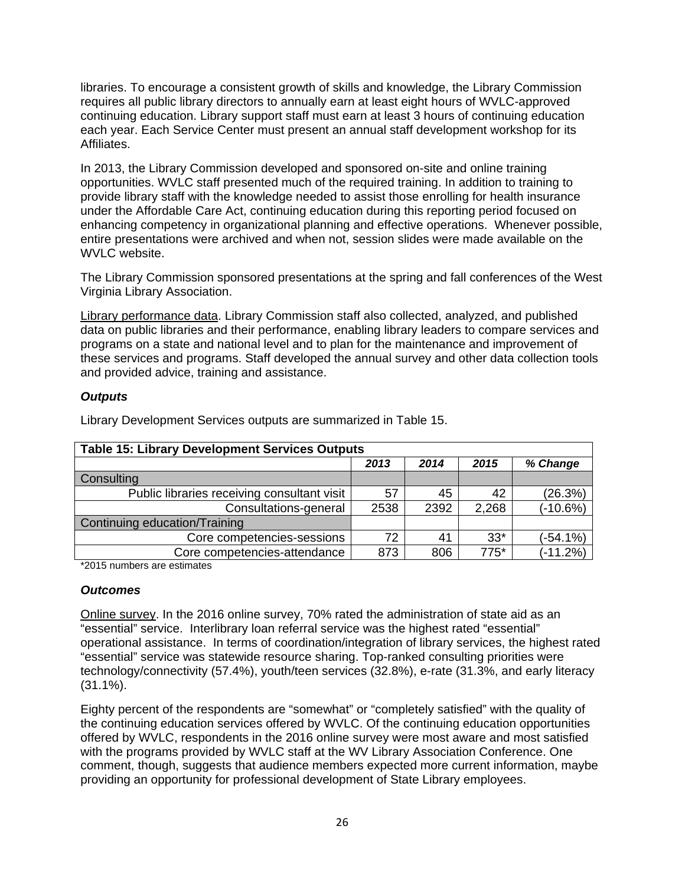libraries. To encourage a consistent growth of skills and knowledge, the Library Commission requires all public library directors to annually earn at least eight hours of WVLC-approved continuing education. Library support staff must earn at least 3 hours of continuing education each year. Each Service Center must present an annual staff development workshop for its Affiliates.

In 2013, the Library Commission developed and sponsored on-site and online training opportunities. WVLC staff presented much of the required training. In addition to training to provide library staff with the knowledge needed to assist those enrolling for health insurance under the Affordable Care Act, continuing education during this reporting period focused on enhancing competency in organizational planning and effective operations. Whenever possible, entire presentations were archived and when not, session slides were made available on the WVLC website.

The Library Commission sponsored presentations at the spring and fall conferences of the West Virginia Library Association.

Library performance data. Library Commission staff also collected, analyzed, and published data on public libraries and their performance, enabling library leaders to compare services and programs on a state and national level and to plan for the maintenance and improvement of these services and programs. Staff developed the annual survey and other data collection tools and provided advice, training and assistance.

### *Outputs*

Library Development Services outputs are summarized in Table 15.

| Table 15: Library Development Services Outputs | | | | |
|---|---|---|---|---|
| | *2013* | *2014* | *2015* | *% Change* |
| Consulting | | | | |
| Public libraries receiving consultant visit | 57 | 45 | 42 | (26.3%) |
| Consultations-general | 2538 | 2392 | 2,268 | (-10.6%) |
| Continuing education/Training | | | | |
| Core competencies-sessions | 72 | 41 | 33* | (-54.1%) |
| Core competencies-attendance | 873 | 806 | 775* | (-11.2%) |

*2015 numbers are estimates

### *Outcomes*

Online survey. In the 2016 online survey, 70% rated the administration of state aid as an "essential" service. Interlibrary loan referral service was the highest rated "essential" operational assistance. In terms of coordination/integration of library services, the highest rated "essential" service was statewide resource sharing. Top-ranked consulting priorities were technology/connectivity (57.4%), youth/teen services (32.8%), e-rate (31.3%, and early literacy (31.1%).

Eighty percent of the respondents are "somewhat" or "completely satisfied" with the quality of the continuing education services offered by WVLC. Of the continuing education opportunities offered by WVLC, respondents in the 2016 online survey were most aware and most satisfied with the programs provided by WVLC staff at the WV Library Association Conference. One comment, though, suggests that audience members expected more current information, maybe providing an opportunity for professional development of State Library employees.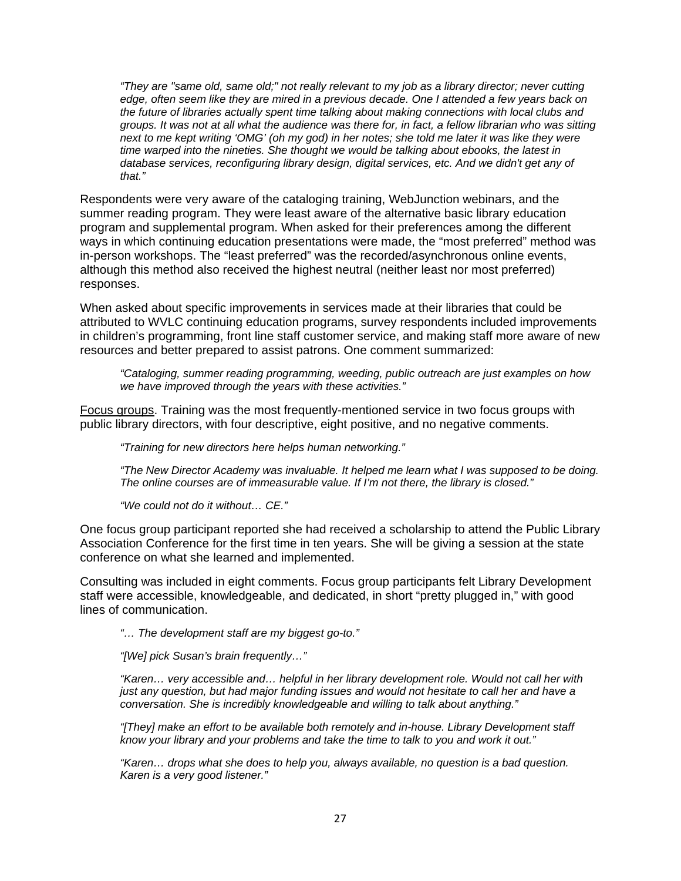> *"They are "same old, same old;" not really relevant to my job as a library director; never cutting edge, often seem like they are mired in a previous decade. One I attended a few years back on the future of libraries actually spent time talking about making connections with local clubs and groups. It was not at all what the audience was there for, in fact, a fellow librarian who was sitting next to me kept writing 'OMG' (oh my god) in her notes; she told me later it was like they were time warped into the nineties. She thought we would be talking about ebooks, the latest in database services, reconfiguring library design, digital services, etc. And we didn't get any of that."*

Respondents were very aware of the cataloging training, WebJunction webinars, and the summer reading program. They were least aware of the alternative basic library education program and supplemental program. When asked for their preferences among the different ways in which continuing education presentations were made, the "most preferred" method was in-person workshops. The "least preferred" was the recorded/asynchronous online events, although this method also received the highest neutral (neither least nor most preferred) responses.

When asked about specific improvements in services made at their libraries that could be attributed to WVLC continuing education programs, survey respondents included improvements in children's programming, front line staff customer service, and making staff more aware of new resources and better prepared to assist patrons. One comment summarized:

> *"Cataloging, summer reading programming, weeding, public outreach are just examples on how we have improved through the years with these activities."*

<u>Focus groups</u>. Training was the most frequently-mentioned service in two focus groups with public library directors, with four descriptive, eight positive, and no negative comments.

> *"Training for new directors here helps human networking."*
>
> *"The New Director Academy was invaluable. It helped me learn what I was supposed to be doing. The online courses are of immeasurable value. If I'm not there, the library is closed."*
>
> *"We could not do it without… CE."*

One focus group participant reported she had received a scholarship to attend the Public Library Association Conference for the first time in ten years. She will be giving a session at the state conference on what she learned and implemented.

Consulting was included in eight comments. Focus group participants felt Library Development staff were accessible, knowledgeable, and dedicated, in short "pretty plugged in," with good lines of communication.

> *"… The development staff are my biggest go-to."*
>
> *"[We] pick Susan's brain frequently…"*
>
> *"Karen… very accessible and… helpful in her library development role. Would not call her with just any question, but had major funding issues and would not hesitate to call her and have a conversation. She is incredibly knowledgeable and willing to talk about anything."*
>
> *"[They] make an effort to be available both remotely and in-house. Library Development staff know your library and your problems and take the time to talk to you and work it out."*
>
> *"Karen… drops what she does to help you, always available, no question is a bad question. Karen is a very good listener."*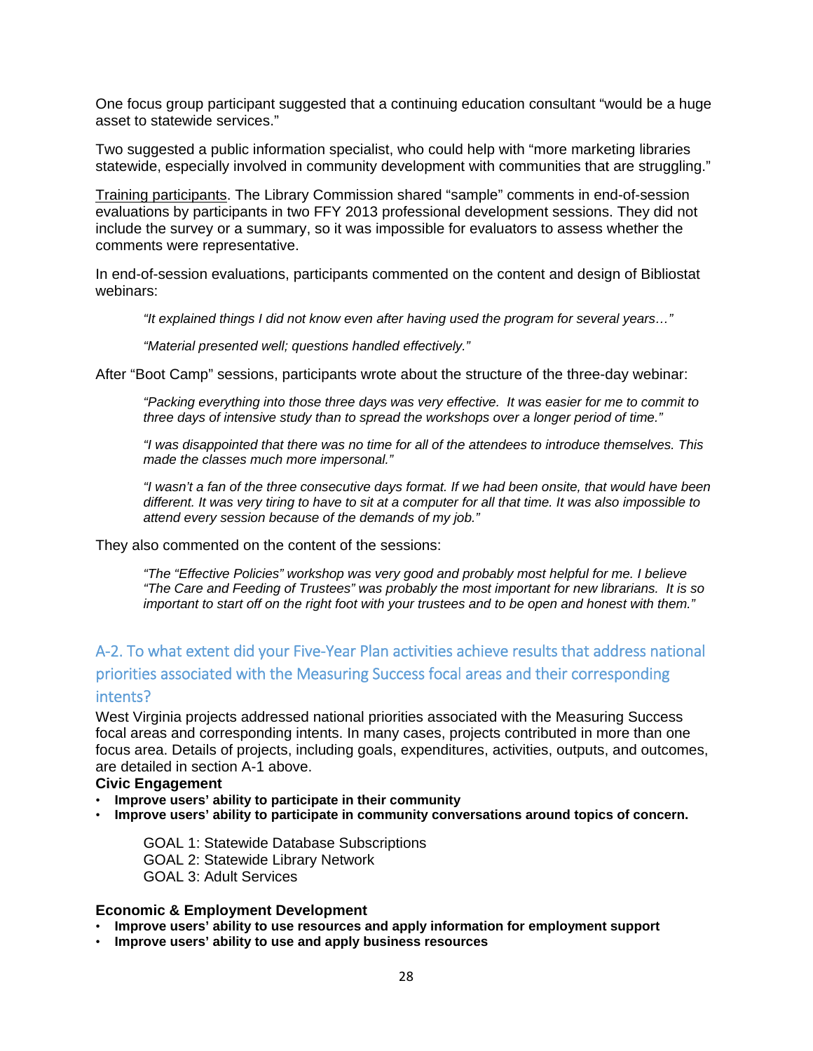One focus group participant suggested that a continuing education consultant "would be a huge asset to statewide services."

Two suggested a public information specialist, who could help with "more marketing libraries statewide, especially involved in community development with communities that are struggling."

Training participants. The Library Commission shared "sample" comments in end-of-session evaluations by participants in two FFY 2013 professional development sessions. They did not include the survey or a summary, so it was impossible for evaluators to assess whether the comments were representative.

In end-of-session evaluations, participants commented on the content and design of Bibliostat webinars:

> *"It explained things I did not know even after having used the program for several years…"*
>
> *"Material presented well; questions handled effectively."*

After "Boot Camp" sessions, participants wrote about the structure of the three-day webinar:

> *"Packing everything into those three days was very effective. It was easier for me to commit to three days of intensive study than to spread the workshops over a longer period of time."*
>
> *"I was disappointed that there was no time for all of the attendees to introduce themselves. This made the classes much more impersonal."*
>
> *"I wasn't a fan of the three consecutive days format. If we had been onsite, that would have been different. It was very tiring to have to sit at a computer for all that time. It was also impossible to attend every session because of the demands of my job."*

They also commented on the content of the sessions:

> *"The "Effective Policies" workshop was very good and probably most helpful for me. I believe "The Care and Feeding of Trustees" was probably the most important for new librarians. It is so important to start off on the right foot with your trustees and to be open and honest with them."*

## A-2. To what extent did your Five-Year Plan activities achieve results that address national priorities associated with the Measuring Success focal areas and their corresponding intents?

West Virginia projects addressed national priorities associated with the Measuring Success focal areas and corresponding intents. In many cases, projects contributed in more than one focus area. Details of projects, including goals, expenditures, activities, outputs, and outcomes, are detailed in section A-1 above.

**Civic Engagement**

- **Improve users' ability to participate in their community**
- **Improve users' ability to participate in community conversations around topics of concern.**

> GOAL 1: Statewide Database Subscriptions
> GOAL 2: Statewide Library Network
> GOAL 3: Adult Services

**Economic & Employment Development**

- **Improve users' ability to use resources and apply information for employment support**
- **Improve users' ability to use and apply business resources**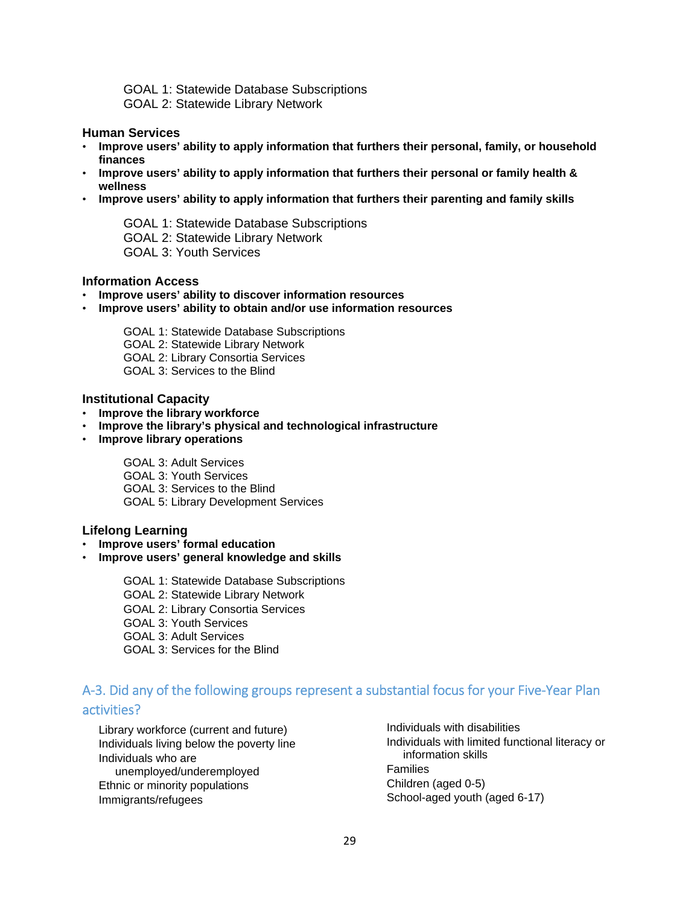GOAL 1: Statewide Database Subscriptions
GOAL 2: Statewide Library Network

**Human Services**

- **Improve users' ability to apply information that furthers their personal, family, or household finances**
- **Improve users' ability to apply information that furthers their personal or family health & wellness**
- **Improve users' ability to apply information that furthers their parenting and family skills**

GOAL 1: Statewide Database Subscriptions
GOAL 2: Statewide Library Network
GOAL 3: Youth Services

**Information Access**

- **Improve users' ability to discover information resources**
- **Improve users' ability to obtain and/or use information resources**

GOAL 1: Statewide Database Subscriptions
GOAL 2: Statewide Library Network
GOAL 2: Library Consortia Services
GOAL 3: Services to the Blind

**Institutional Capacity**

- **Improve the library workforce**
- **Improve the library's physical and technological infrastructure**
- **Improve library operations**

GOAL 3: Adult Services
GOAL 3: Youth Services
GOAL 3: Services to the Blind
GOAL 5: Library Development Services

**Lifelong Learning**

- **Improve users' formal education**
- **Improve users' general knowledge and skills**

GOAL 1: Statewide Database Subscriptions
GOAL 2: Statewide Library Network
GOAL 2: Library Consortia Services
GOAL 3: Youth Services
GOAL 3: Adult Services
GOAL 3: Services for the Blind

## A-3. Did any of the following groups represent a substantial focus for your Five-Year Plan activities?

Library workforce (current and future)
Individuals living below the poverty line
Individuals who are unemployed/underemployed
Ethnic or minority populations
Immigrants/refugees
Individuals with disabilities
Individuals with limited functional literacy or information skills
Families
Children (aged 0-5)
School-aged youth (aged 6-17)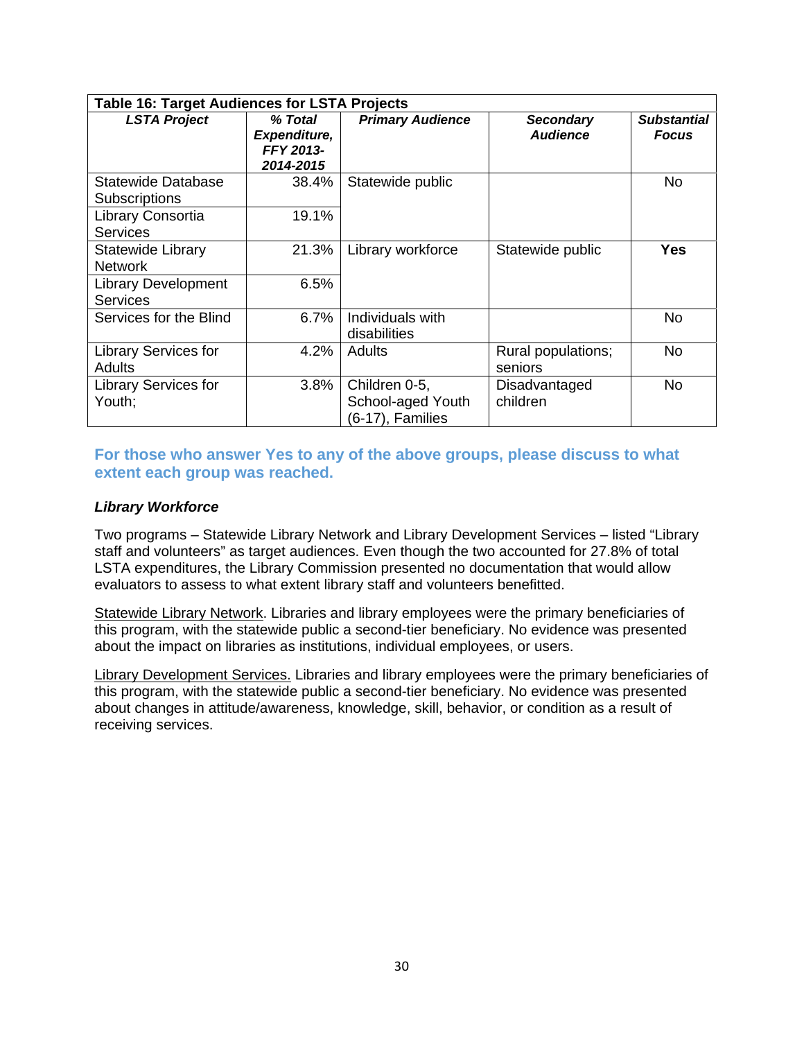| Table 16: Target Audiences for LSTA Projects | | | | |
|---|---|---|---|---|
| ***LSTA Project*** | ***% Total Expenditure, FFY 2013-2014-2015*** | ***Primary Audience*** | ***Secondary Audience*** | ***Substantial Focus*** |
| Statewide Database Subscriptions | 38.4% | Statewide public | | No |
| Library Consortia Services | 19.1% | | | |
| Statewide Library Network | 21.3% | Library workforce | Statewide public | **Yes** |
| Library Development Services | 6.5% | | | |
| Services for the Blind | 6.7% | Individuals with disabilities | | No |
| Library Services for Adults | 4.2% | Adults | Rural populations; seniors | No |
| Library Services for Youth; | 3.8% | Children 0-5, School-aged Youth (6-17), Families | Disadvantaged children | No |

### For those who answer Yes to any of the above groups, please discuss to what extent each group was reached.

***Library Workforce***

Two programs – Statewide Library Network and Library Development Services – listed "Library staff and volunteers" as target audiences. Even though the two accounted for 27.8% of total LSTA expenditures, the Library Commission presented no documentation that would allow evaluators to assess to what extent library staff and volunteers benefitted.

Statewide Library Network. Libraries and library employees were the primary beneficiaries of this program, with the statewide public a second-tier beneficiary. No evidence was presented about the impact on libraries as institutions, individual employees, or users.

Library Development Services. Libraries and library employees were the primary beneficiaries of this program, with the statewide public a second-tier beneficiary. No evidence was presented about changes in attitude/awareness, knowledge, skill, behavior, or condition as a result of receiving services.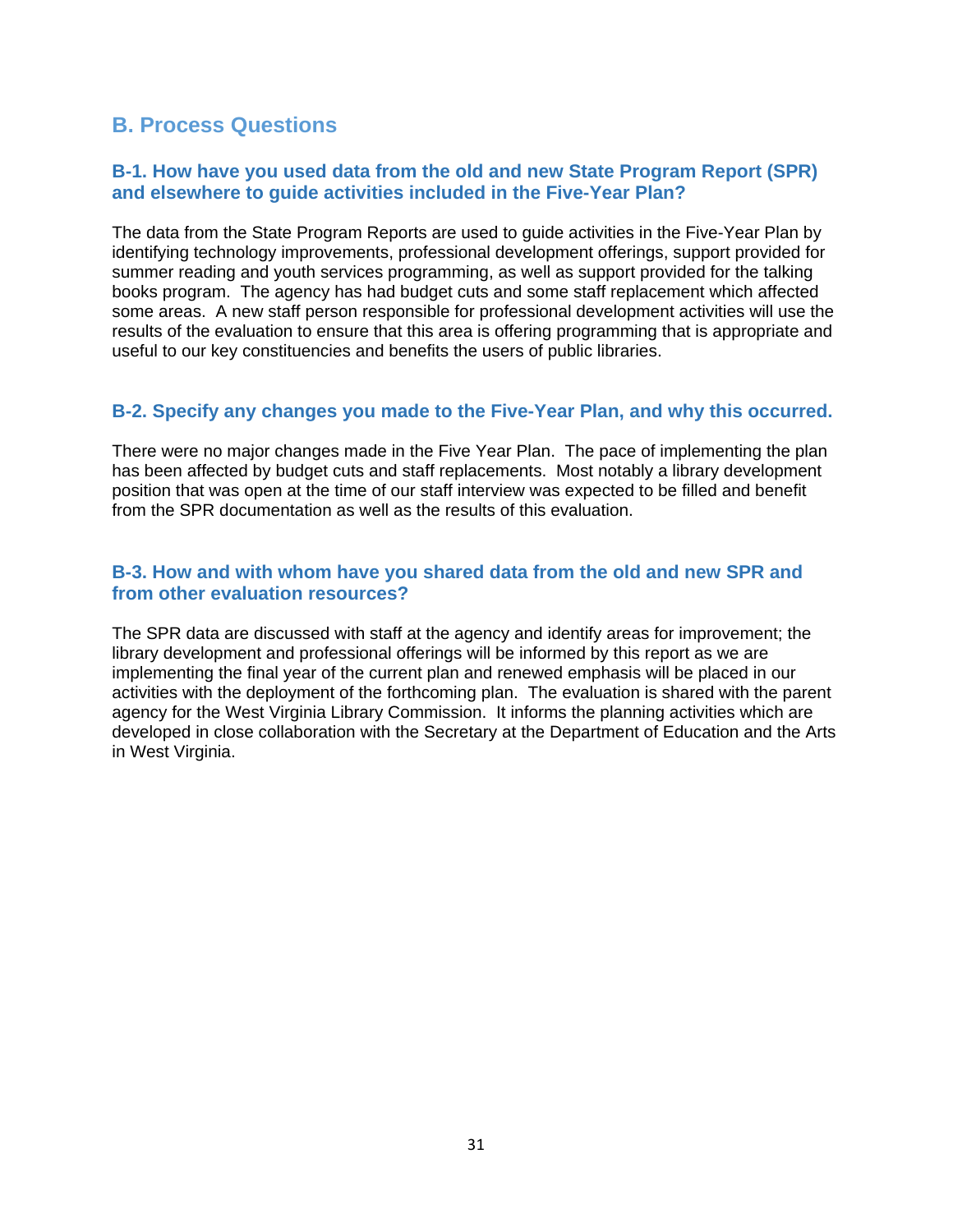## B. Process Questions

### B-1. How have you used data from the old and new State Program Report (SPR) and elsewhere to guide activities included in the Five-Year Plan?

The data from the State Program Reports are used to guide activities in the Five-Year Plan by identifying technology improvements, professional development offerings, support provided for summer reading and youth services programming, as well as support provided for the talking books program. The agency has had budget cuts and some staff replacement which affected some areas. A new staff person responsible for professional development activities will use the results of the evaluation to ensure that this area is offering programming that is appropriate and useful to our key constituencies and benefits the users of public libraries.

### B-2. Specify any changes you made to the Five-Year Plan, and why this occurred.

There were no major changes made in the Five Year Plan. The pace of implementing the plan has been affected by budget cuts and staff replacements. Most notably a library development position that was open at the time of our staff interview was expected to be filled and benefit from the SPR documentation as well as the results of this evaluation.

### B-3. How and with whom have you shared data from the old and new SPR and from other evaluation resources?

The SPR data are discussed with staff at the agency and identify areas for improvement; the library development and professional offerings will be informed by this report as we are implementing the final year of the current plan and renewed emphasis will be placed in our activities with the deployment of the forthcoming plan. The evaluation is shared with the parent agency for the West Virginia Library Commission. It informs the planning activities which are developed in close collaboration with the Secretary at the Department of Education and the Arts in West Virginia.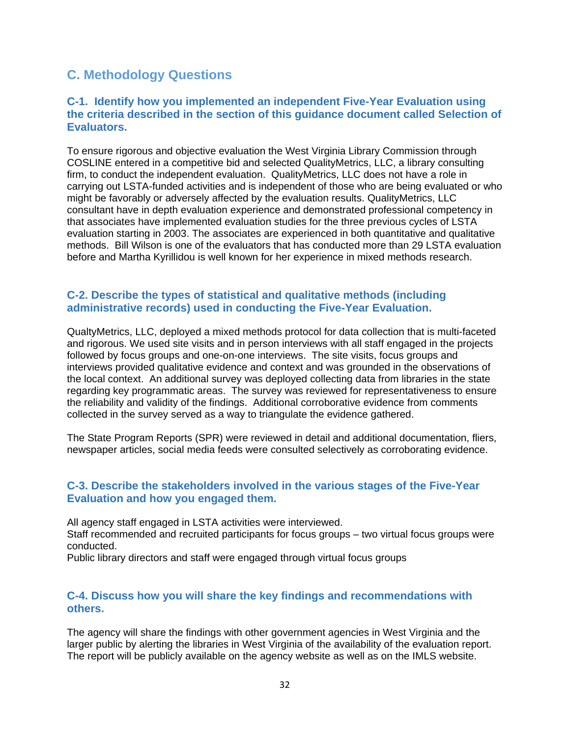## C. Methodology Questions

### C-1. Identify how you implemented an independent Five-Year Evaluation using the criteria described in the section of this guidance document called Selection of Evaluators.

To ensure rigorous and objective evaluation the West Virginia Library Commission through COSLINE entered in a competitive bid and selected QualityMetrics, LLC, a library consulting firm, to conduct the independent evaluation. QualityMetrics, LLC does not have a role in carrying out LSTA-funded activities and is independent of those who are being evaluated or who might be favorably or adversely affected by the evaluation results. QualityMetrics, LLC consultant have in depth evaluation experience and demonstrated professional competency in that associates have implemented evaluation studies for the three previous cycles of LSTA evaluation starting in 2003. The associates are experienced in both quantitative and qualitative methods. Bill Wilson is one of the evaluators that has conducted more than 29 LSTA evaluation before and Martha Kyrillidou is well known for her experience in mixed methods research.

### C-2. Describe the types of statistical and qualitative methods (including administrative records) used in conducting the Five-Year Evaluation.

QualtyMetrics, LLC, deployed a mixed methods protocol for data collection that is multi-faceted and rigorous. We used site visits and in person interviews with all staff engaged in the projects followed by focus groups and one-on-one interviews. The site visits, focus groups and interviews provided qualitative evidence and context and was grounded in the observations of the local context. An additional survey was deployed collecting data from libraries in the state regarding key programmatic areas. The survey was reviewed for representativeness to ensure the reliability and validity of the findings. Additional corroborative evidence from comments collected in the survey served as a way to triangulate the evidence gathered.

The State Program Reports (SPR) were reviewed in detail and additional documentation, fliers, newspaper articles, social media feeds were consulted selectively as corroborating evidence.

### C-3. Describe the stakeholders involved in the various stages of the Five-Year Evaluation and how you engaged them.

All agency staff engaged in LSTA activities were interviewed.
Staff recommended and recruited participants for focus groups – two virtual focus groups were conducted.
Public library directors and staff were engaged through virtual focus groups

### C-4. Discuss how you will share the key findings and recommendations with others.

The agency will share the findings with other government agencies in West Virginia and the larger public by alerting the libraries in West Virginia of the availability of the evaluation report. The report will be publicly available on the agency website as well as on the IMLS website.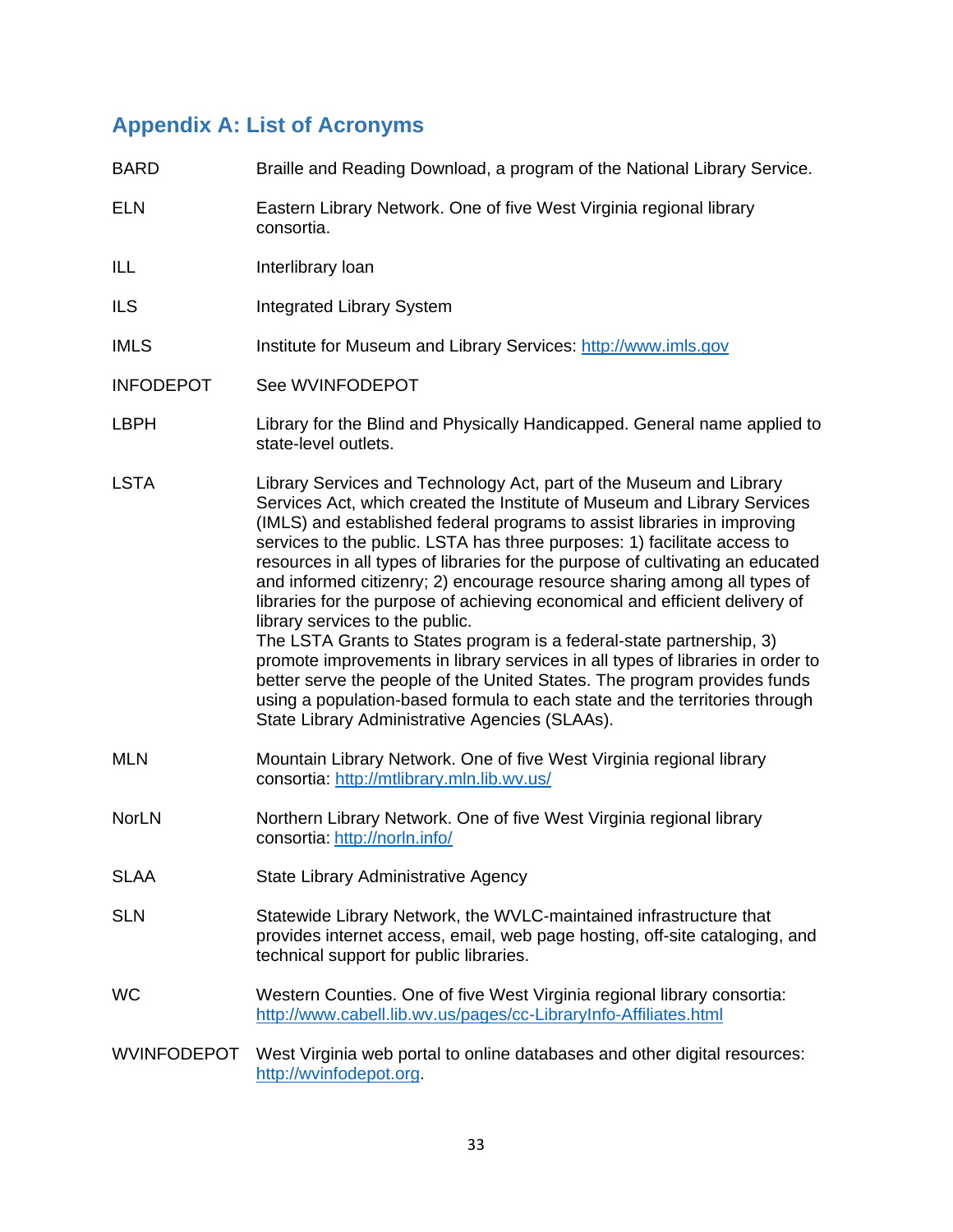## Appendix A: List of Acronyms

| | |
|---|---|
| BARD | Braille and Reading Download, a program of the National Library Service. |
| ELN | Eastern Library Network. One of five West Virginia regional library consortia. |
| ILL | Interlibrary loan |
| ILS | Integrated Library System |
| IMLS | Institute for Museum and Library Services: http://www.imls.gov |
| INFODEPOT | See WVINFODEPOT |
| LBPH | Library for the Blind and Physically Handicapped. General name applied to state-level outlets. |
| LSTA | Library Services and Technology Act, part of the Museum and Library Services Act, which created the Institute of Museum and Library Services (IMLS) and established federal programs to assist libraries in improving services to the public. LSTA has three purposes: 1) facilitate access to resources in all types of libraries for the purpose of cultivating an educated and informed citizenry; 2) encourage resource sharing among all types of libraries for the purpose of achieving economical and efficient delivery of library services to the public. The LSTA Grants to States program is a federal-state partnership, 3) promote improvements in library services in all types of libraries in order to better serve the people of the United States. The program provides funds using a population-based formula to each state and the territories through State Library Administrative Agencies (SLAAs). |
| MLN | Mountain Library Network. One of five West Virginia regional library consortia: http://mtlibrary.mln.lib.wv.us/ |
| NorLN | Northern Library Network. One of five West Virginia regional library consortia: http://norln.info/ |
| SLAA | State Library Administrative Agency |
| SLN | Statewide Library Network, the WVLC-maintained infrastructure that provides internet access, email, web page hosting, off-site cataloging, and technical support for public libraries. |
| WC | Western Counties. One of five West Virginia regional library consortia: http://www.cabell.lib.wv.us/pages/cc-LibraryInfo-Affiliates.html |
| WVINFODEPOT | West Virginia web portal to online databases and other digital resources: http://wvinfodepot.org. |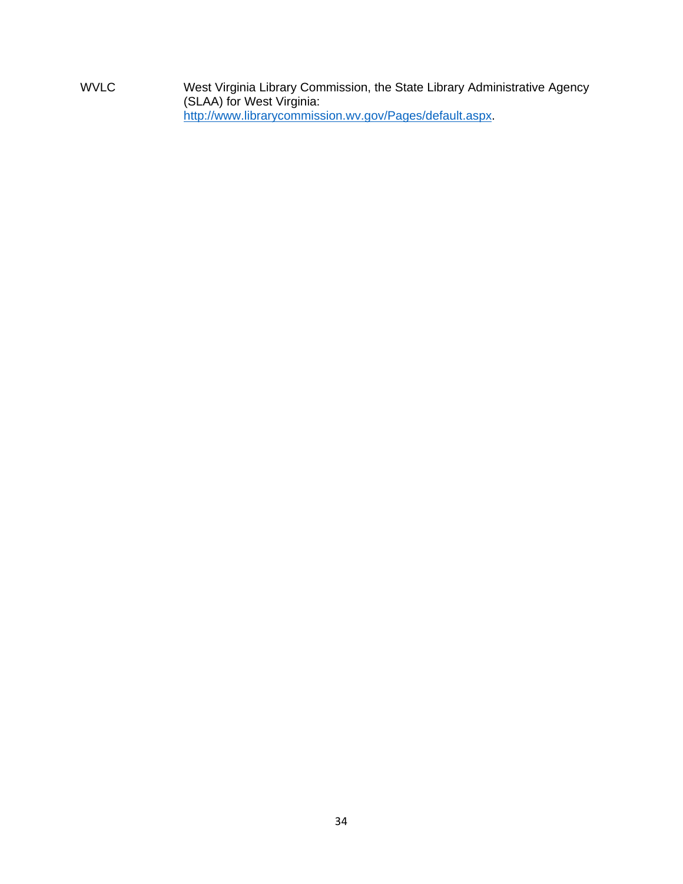| | |
|---|---|
| WVLC | West Virginia Library Commission, the State Library Administrative Agency (SLAA) for West Virginia: http://www.librarycommission.wv.gov/Pages/default.aspx. |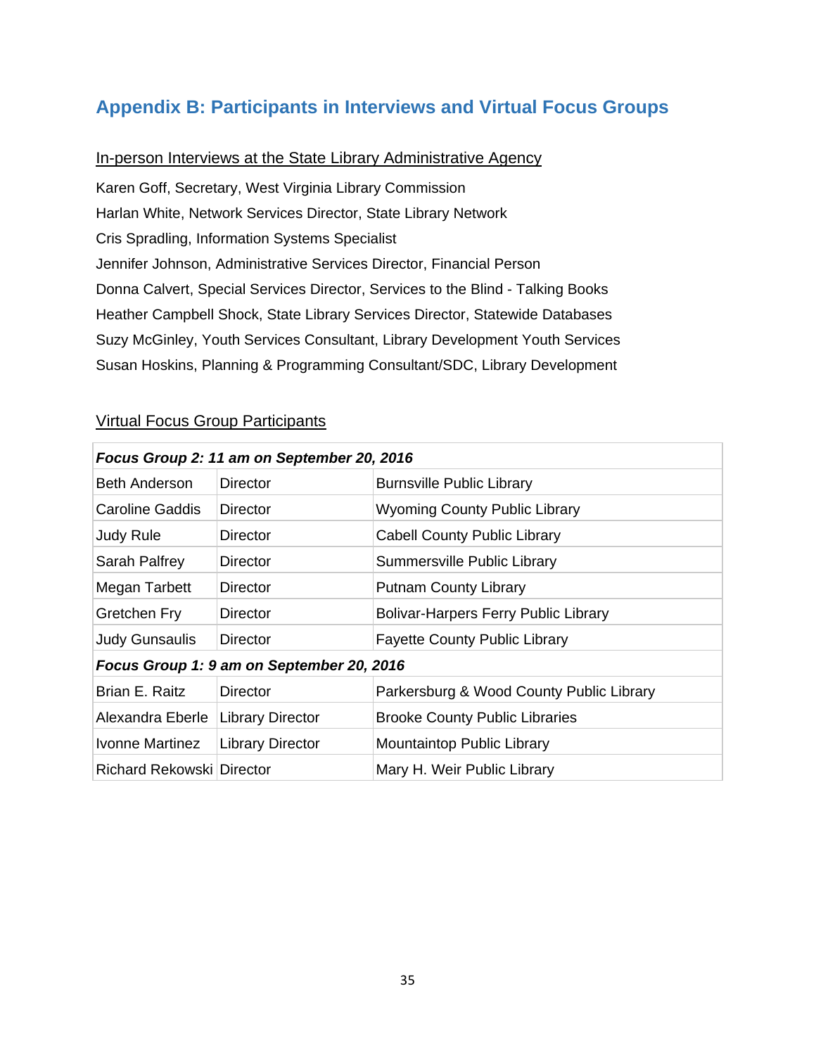## Appendix B: Participants in Interviews and Virtual Focus Groups

<u>In-person Interviews at the State Library Administrative Agency</u>

Karen Goff, Secretary, West Virginia Library Commission

Harlan White, Network Services Director, State Library Network

Cris Spradling, Information Systems Specialist

Jennifer Johnson, Administrative Services Director, Financial Person

Donna Calvert, Special Services Director, Services to the Blind - Talking Books

Heather Campbell Shock, State Library Services Director, Statewide Databases

Suzy McGinley, Youth Services Consultant, Library Development Youth Services

Susan Hoskins, Planning & Programming Consultant/SDC, Library Development

<u>Virtual Focus Group Participants</u>

| ***Focus Group 2: 11 am on September 20, 2016*** | | |
|---|---|---|
| Beth Anderson | Director | Burnsville Public Library |
| Caroline Gaddis | Director | Wyoming County Public Library |
| Judy Rule | Director | Cabell County Public Library |
| Sarah Palfrey | Director | Summersville Public Library |
| Megan Tarbett | Director | Putnam County Library |
| Gretchen Fry | Director | Bolivar-Harpers Ferry Public Library |
| Judy Gunsaulis | Director | Fayette County Public Library |
| ***Focus Group 1: 9 am on September 20, 2016*** | | |
| Brian E. Raitz | Director | Parkersburg & Wood County Public Library |
| Alexandra Eberle | Library Director | Brooke County Public Libraries |
| Ivonne Martinez | Library Director | Mountaintop Public Library |
| Richard Rekowski | Director | Mary H. Weir Public Library |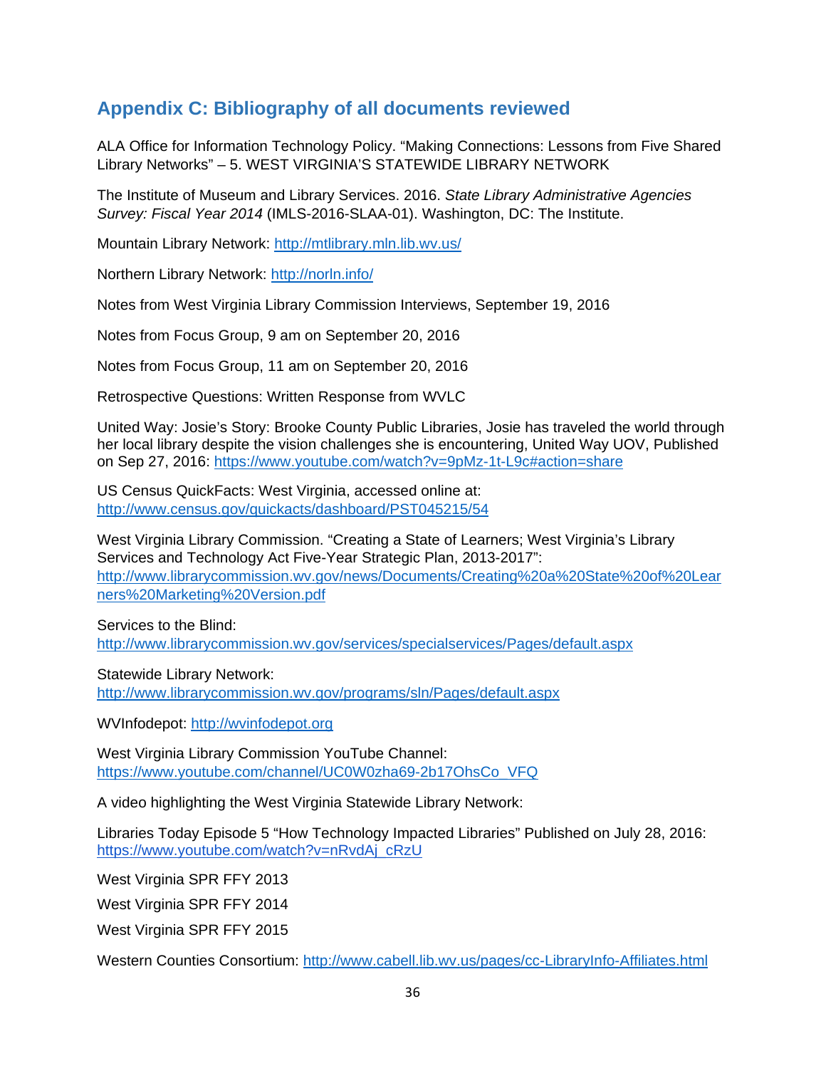## Appendix C: Bibliography of all documents reviewed

ALA Office for Information Technology Policy. "Making Connections: Lessons from Five Shared Library Networks" – 5. WEST VIRGINIA'S STATEWIDE LIBRARY NETWORK

The Institute of Museum and Library Services. 2016. *State Library Administrative Agencies Survey: Fiscal Year 2014* (IMLS-2016-SLAA-01). Washington, DC: The Institute.

Mountain Library Network: http://mtlibrary.mln.lib.wv.us/

Northern Library Network: http://norln.info/

Notes from West Virginia Library Commission Interviews, September 19, 2016

Notes from Focus Group, 9 am on September 20, 2016

Notes from Focus Group, 11 am on September 20, 2016

Retrospective Questions: Written Response from WVLC

United Way: Josie's Story: Brooke County Public Libraries, Josie has traveled the world through her local library despite the vision challenges she is encountering, United Way UOV, Published on Sep 27, 2016: https://www.youtube.com/watch?v=9pMz-1t-L9c#action=share

US Census QuickFacts: West Virginia, accessed online at: http://www.census.gov/quickacts/dashboard/PST045215/54

West Virginia Library Commission. "Creating a State of Learners; West Virginia's Library Services and Technology Act Five-Year Strategic Plan, 2013-2017": http://www.librarycommission.wv.gov/news/Documents/Creating%20a%20State%20of%20Learners%20Marketing%20Version.pdf

Services to the Blind: http://www.librarycommission.wv.gov/services/specialservices/Pages/default.aspx

Statewide Library Network: http://www.librarycommission.wv.gov/programs/sln/Pages/default.aspx

WVInfodepot: http://wvinfodepot.org

West Virginia Library Commission YouTube Channel: https://www.youtube.com/channel/UC0W0zha69-2b17OhsCo_VFQ

A video highlighting the West Virginia Statewide Library Network:

Libraries Today Episode 5 "How Technology Impacted Libraries" Published on July 28, 2016: https://www.youtube.com/watch?v=nRvdAj_cRzU

West Virginia SPR FFY 2013

West Virginia SPR FFY 2014

West Virginia SPR FFY 2015

Western Counties Consortium: http://www.cabell.lib.wv.us/pages/cc-LibraryInfo-Affiliates.html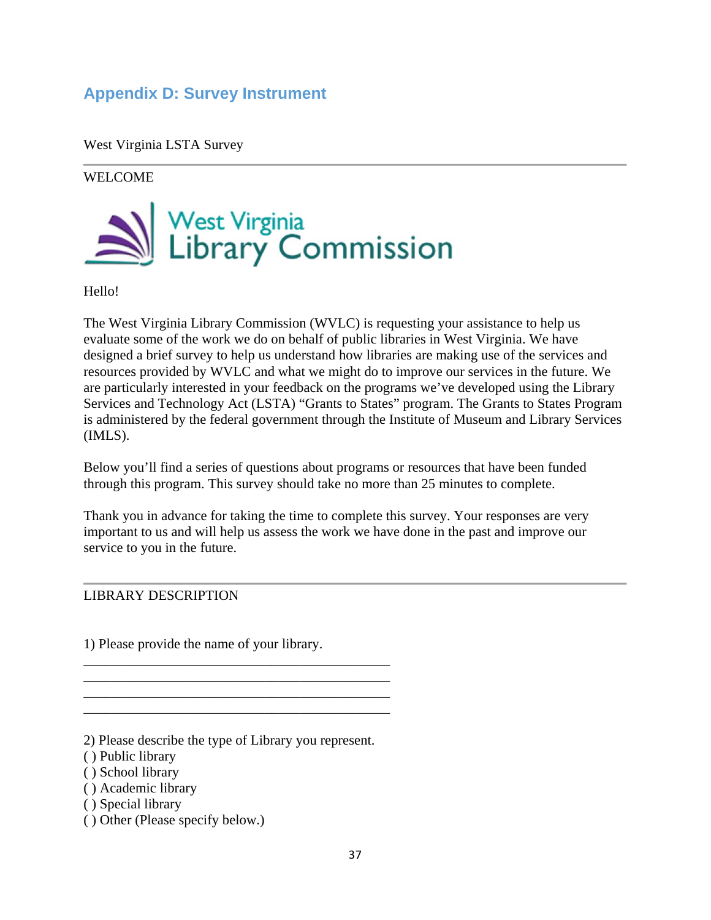## Appendix D: Survey Instrument

West Virginia LSTA Survey

---

WELCOME

West Virginia Library Commission

Hello!

The West Virginia Library Commission (WVLC) is requesting your assistance to help us evaluate some of the work we do on behalf of public libraries in West Virginia. We have designed a brief survey to help us understand how libraries are making use of the services and resources provided by WVLC and what we might do to improve our services in the future. We are particularly interested in your feedback on the programs we've developed using the Library Services and Technology Act (LSTA) "Grants to States" program. The Grants to States Program is administered by the federal government through the Institute of Museum and Library Services (IMLS).

Below you'll find a series of questions about programs or resources that have been funded through this program. This survey should take no more than 25 minutes to complete.

Thank you in advance for taking the time to complete this survey. Your responses are very important to us and will help us assess the work we have done in the past and improve our service to you in the future.

---

LIBRARY DESCRIPTION

1) Please provide the name of your library.

____________________________________________
____________________________________________
____________________________________________
____________________________________________

2) Please describe the type of Library you represent.
( ) Public library
( ) School library
( ) Academic library
( ) Special library
( ) Other (Please specify below.)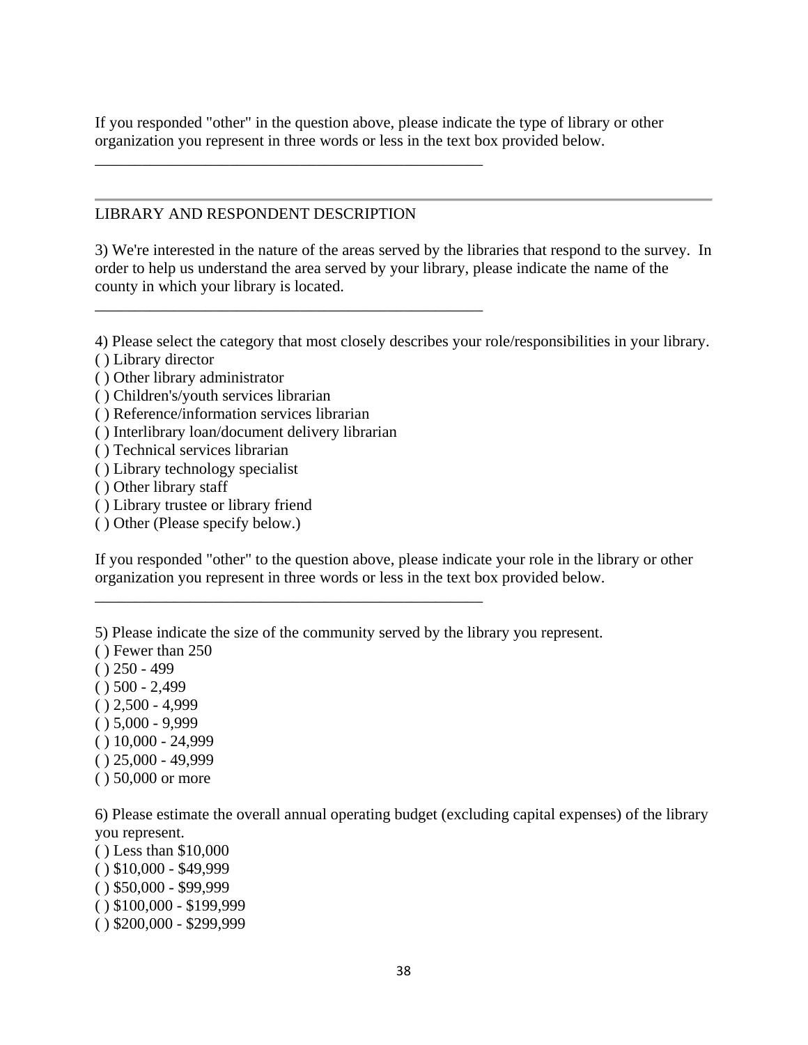If you responded "other" in the question above, please indicate the type of library or other organization you represent in three words or less in the text box provided below.

___________________________________________________

---

LIBRARY AND RESPONDENT DESCRIPTION

3) We're interested in the nature of the areas served by the libraries that respond to the survey. In order to help us understand the area served by your library, please indicate the name of the county in which your library is located.

___________________________________________________

4) Please select the category that most closely describes your role/responsibilities in your library.
( ) Library director
( ) Other library administrator
( ) Children's/youth services librarian
( ) Reference/information services librarian
( ) Interlibrary loan/document delivery librarian
( ) Technical services librarian
( ) Library technology specialist
( ) Other library staff
( ) Library trustee or library friend
( ) Other (Please specify below.)

If you responded "other" to the question above, please indicate your role in the library or other organization you represent in three words or less in the text box provided below.

___________________________________________________

5) Please indicate the size of the community served by the library you represent.
( ) Fewer than 250
( ) 250 - 499
( ) 500 - 2,499
( ) 2,500 - 4,999
( ) 5,000 - 9,999
( ) 10,000 - 24,999
( ) 25,000 - 49,999
( ) 50,000 or more

6) Please estimate the overall annual operating budget (excluding capital expenses) of the library you represent.
( ) Less than $10,000
( ) $10,000 - $49,999
( ) $50,000 - $99,999
( ) $100,000 - $199,999
( ) $200,000 - $299,999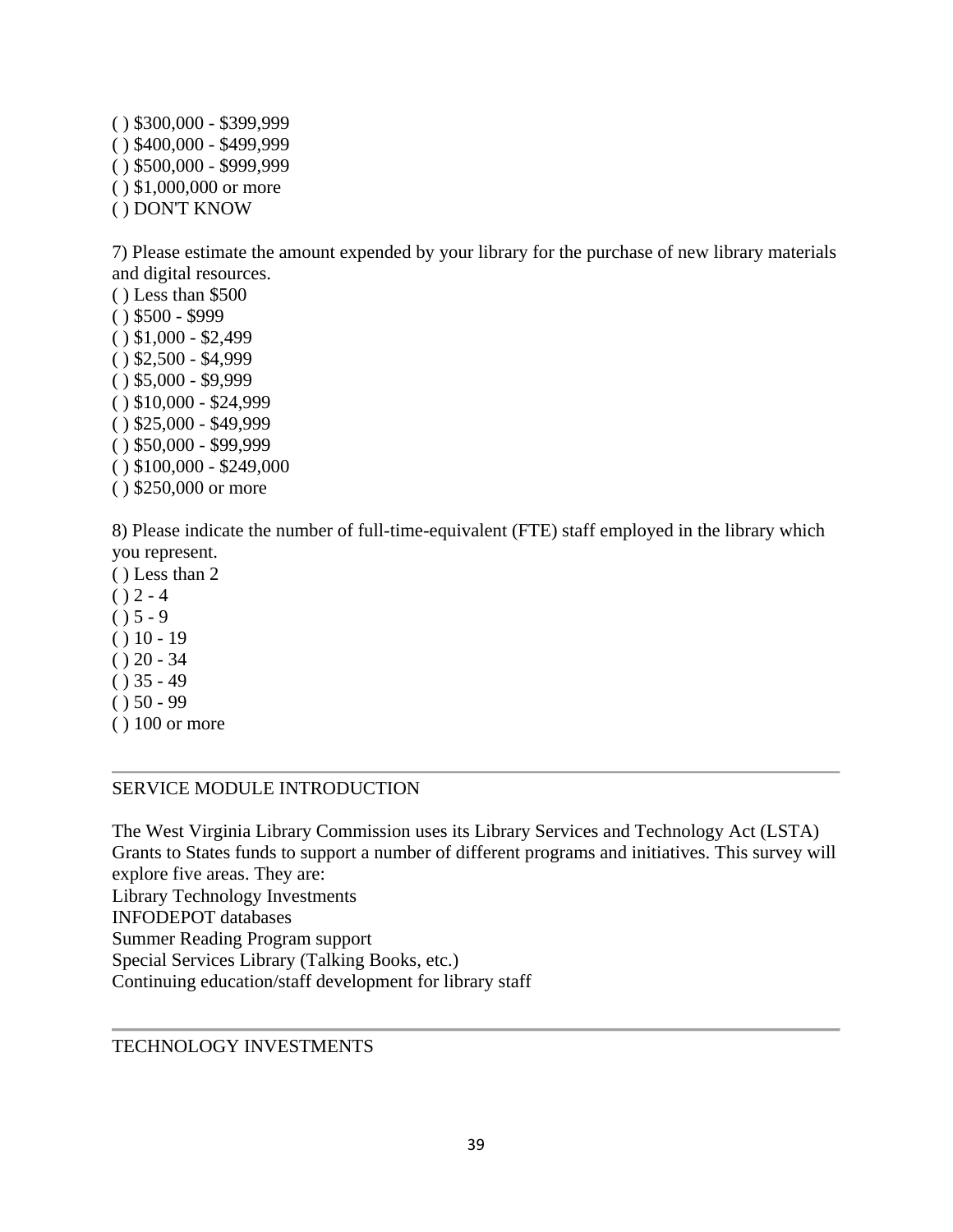( ) $300,000 - $399,999
( ) $400,000 - $499,999
( ) $500,000 - $999,999
( ) $1,000,000 or more
( ) DON'T KNOW

7) Please estimate the amount expended by your library for the purchase of new library materials and digital resources.
( ) Less than $500
( ) $500 - $999
( ) $1,000 - $2,499
( ) $2,500 - $4,999
( ) $5,000 - $9,999
( ) $10,000 - $24,999
( ) $25,000 - $49,999
( ) $50,000 - $99,999
( ) $100,000 - $249,000
( ) $250,000 or more

8) Please indicate the number of full-time-equivalent (FTE) staff employed in the library which you represent.
( ) Less than 2
( ) 2 - 4
( ) 5 - 9
( ) 10 - 19
( ) 20 - 34
( ) 35 - 49
( ) 50 - 99
( ) 100 or more

---

SERVICE MODULE INTRODUCTION

The West Virginia Library Commission uses its Library Services and Technology Act (LSTA) Grants to States funds to support a number of different programs and initiatives. This survey will explore five areas. They are:
Library Technology Investments
INFODEPOT databases
Summer Reading Program support
Special Services Library (Talking Books, etc.)
Continuing education/staff development for library staff

---

TECHNOLOGY INVESTMENTS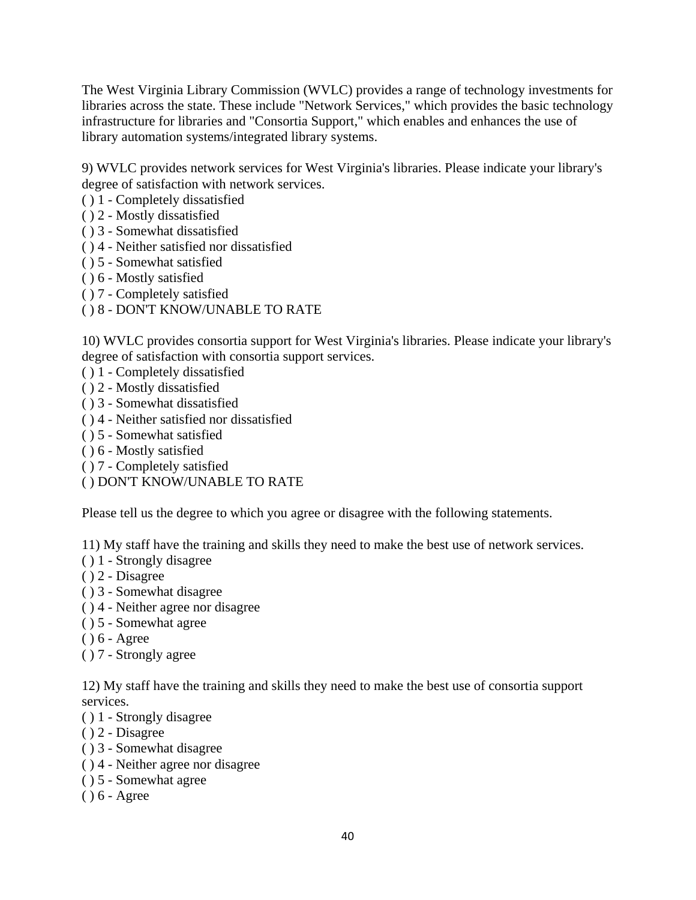The West Virginia Library Commission (WVLC) provides a range of technology investments for libraries across the state. These include "Network Services," which provides the basic technology infrastructure for libraries and "Consortia Support," which enables and enhances the use of library automation systems/integrated library systems.

9) WVLC provides network services for West Virginia's libraries. Please indicate your library's degree of satisfaction with network services.

( ) 1 - Completely dissatisfied  
( ) 2 - Mostly dissatisfied  
( ) 3 - Somewhat dissatisfied  
( ) 4 - Neither satisfied nor dissatisfied  
( ) 5 - Somewhat satisfied  
( ) 6 - Mostly satisfied  
( ) 7 - Completely satisfied  
( ) 8 - DON'T KNOW/UNABLE TO RATE

10) WVLC provides consortia support for West Virginia's libraries. Please indicate your library's degree of satisfaction with consortia support services.

( ) 1 - Completely dissatisfied  
( ) 2 - Mostly dissatisfied  
( ) 3 - Somewhat dissatisfied  
( ) 4 - Neither satisfied nor dissatisfied  
( ) 5 - Somewhat satisfied  
( ) 6 - Mostly satisfied  
( ) 7 - Completely satisfied  
( ) DON'T KNOW/UNABLE TO RATE

Please tell us the degree to which you agree or disagree with the following statements.

11) My staff have the training and skills they need to make the best use of network services.

( ) 1 - Strongly disagree  
( ) 2 - Disagree  
( ) 3 - Somewhat disagree  
( ) 4 - Neither agree nor disagree  
( ) 5 - Somewhat agree  
( ) 6 - Agree  
( ) 7 - Strongly agree

12) My staff have the training and skills they need to make the best use of consortia support services.

( ) 1 - Strongly disagree  
( ) 2 - Disagree  
( ) 3 - Somewhat disagree  
( ) 4 - Neither agree nor disagree  
( ) 5 - Somewhat agree  
( ) 6 - Agree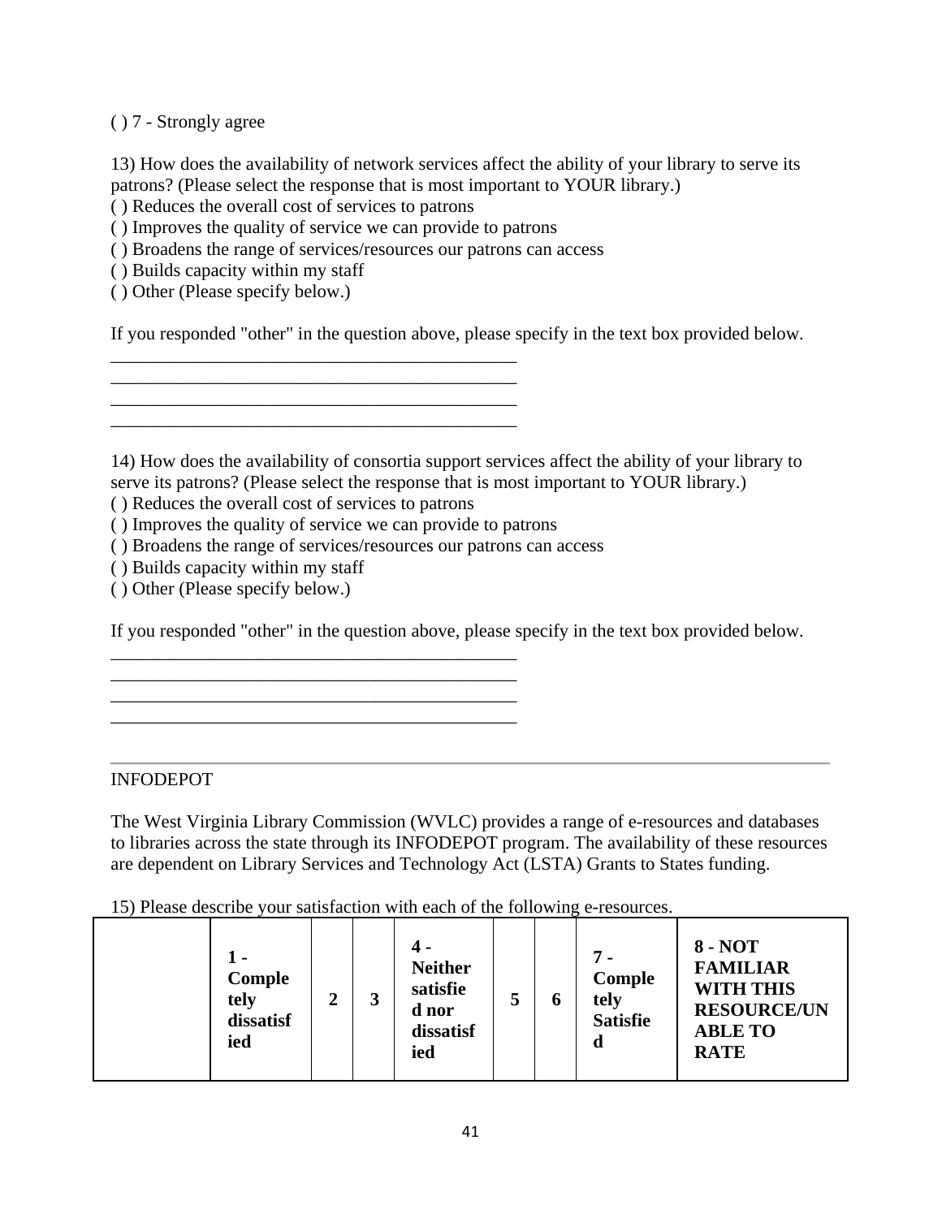( ) 7 - Strongly agree

13) How does the availability of network services affect the ability of your library to serve its patrons? (Please select the response that is most important to YOUR library.)
( ) Reduces the overall cost of services to patrons
( ) Improves the quality of service we can provide to patrons
( ) Broadens the range of services/resources our patrons can access
( ) Builds capacity within my staff
( ) Other (Please specify below.)

If you responded "other" in the question above, please specify in the text box provided below.
____________________________________________
____________________________________________
____________________________________________
____________________________________________

14) How does the availability of consortia support services affect the ability of your library to serve its patrons? (Please select the response that is most important to YOUR library.)
( ) Reduces the overall cost of services to patrons
( ) Improves the quality of service we can provide to patrons
( ) Broadens the range of services/resources our patrons can access
( ) Builds capacity within my staff
( ) Other (Please specify below.)

If you responded "other" in the question above, please specify in the text box provided below.
____________________________________________
____________________________________________
____________________________________________
____________________________________________

---

INFODEPOT

The West Virginia Library Commission (WVLC) provides a range of e-resources and databases to libraries across the state through its INFODEPOT program. The availability of these resources are dependent on Library Services and Technology Act (LSTA) Grants to States funding.

15) Please describe your satisfaction with each of the following e-resources.

| | **1 - Completely dissatisfied** | **2** | **3** | **4 - Neither satisfied nor dissatisfied** | **5** | **6** | **7 - Completely Satisfied** | **8 - NOT FAMILIAR WITH THIS RESOURCE/UNABLE TO RATE** |
|---|---|---|---|---|---|---|---|---|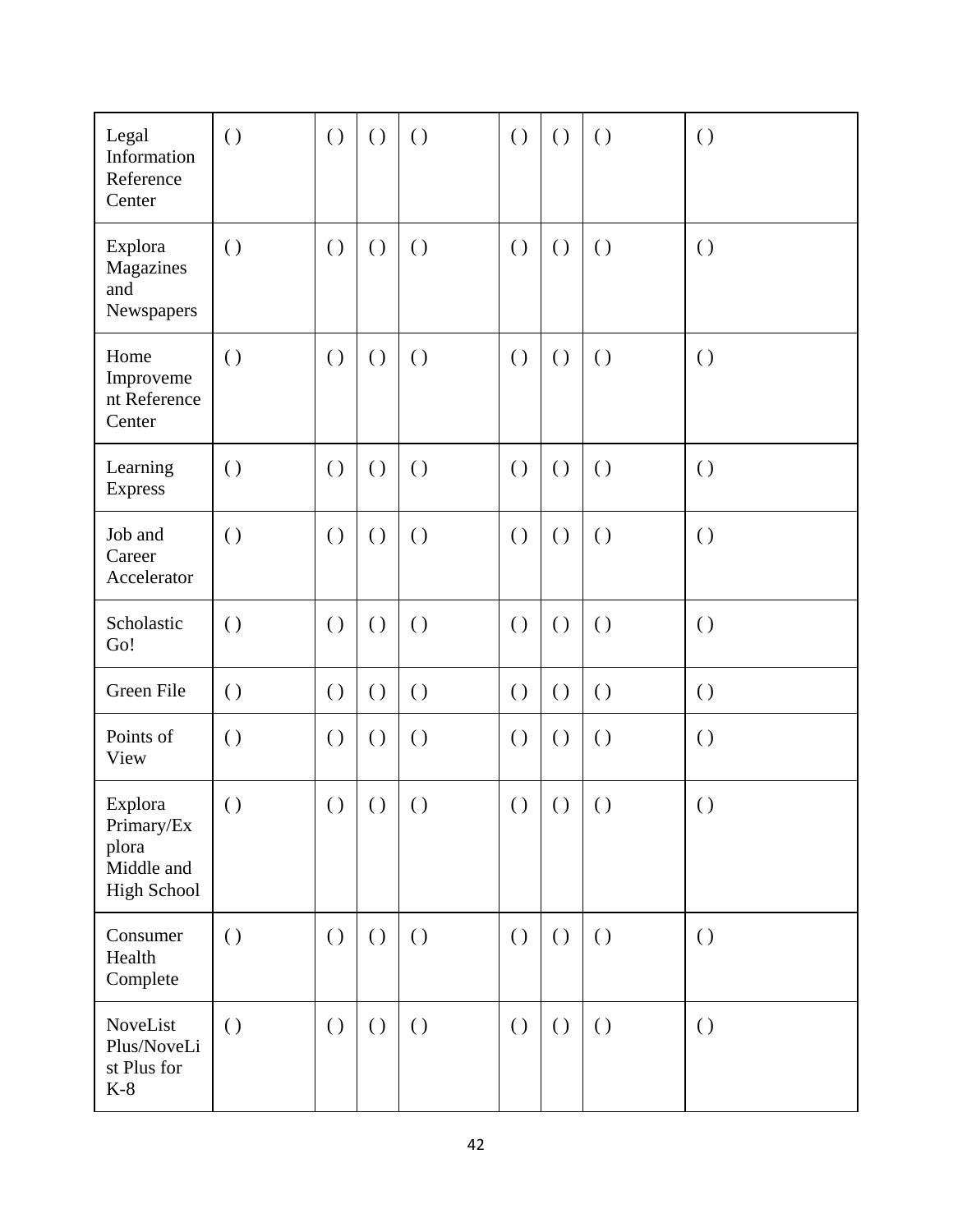| | | | | | | | | |
|---|---|---|---|---|---|---|---|---|
| Legal Information Reference Center | ( ) | ( ) | ( ) | ( ) | ( ) | ( ) | ( ) | ( ) |
| Explora Magazines and Newspapers | ( ) | ( ) | ( ) | ( ) | ( ) | ( ) | ( ) | ( ) |
| Home Improvement Reference Center | ( ) | ( ) | ( ) | ( ) | ( ) | ( ) | ( ) | ( ) |
| Learning Express | ( ) | ( ) | ( ) | ( ) | ( ) | ( ) | ( ) | ( ) |
| Job and Career Accelerator | ( ) | ( ) | ( ) | ( ) | ( ) | ( ) | ( ) | ( ) |
| Scholastic Go! | ( ) | ( ) | ( ) | ( ) | ( ) | ( ) | ( ) | ( ) |
| Green File | ( ) | ( ) | ( ) | ( ) | ( ) | ( ) | ( ) | ( ) |
| Points of View | ( ) | ( ) | ( ) | ( ) | ( ) | ( ) | ( ) | ( ) |
| Explora Primary/Explora Middle and High School | ( ) | ( ) | ( ) | ( ) | ( ) | ( ) | ( ) | ( ) |
| Consumer Health Complete | ( ) | ( ) | ( ) | ( ) | ( ) | ( ) | ( ) | ( ) |
| NoveList Plus/NoveList Plus for K-8 | ( ) | ( ) | ( ) | ( ) | ( ) | ( ) | ( ) | ( ) |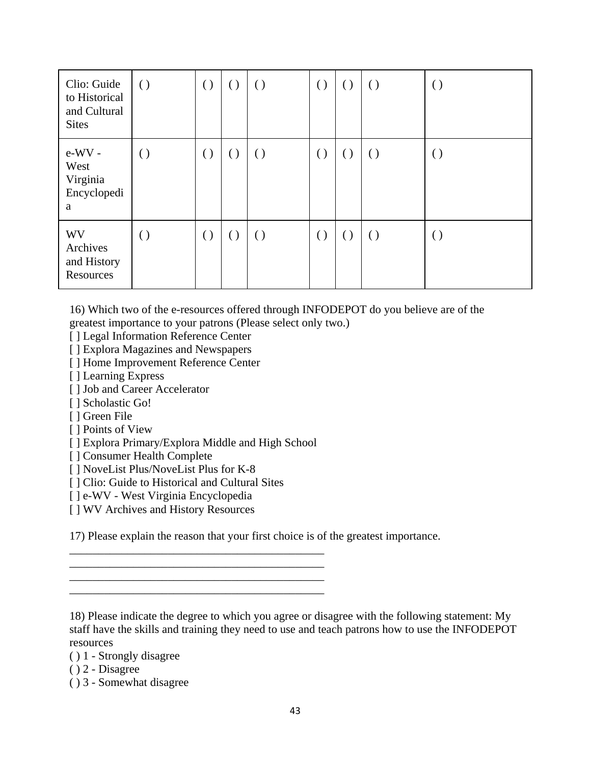| | | | | | | | | |
|---|---|---|---|---|---|---|---|---|
| Clio: Guide to Historical and Cultural Sites | ( ) | ( ) | ( ) | ( ) | ( ) | ( ) | ( ) | ( ) |
| e-WV - West Virginia Encyclopedia | ( ) | ( ) | ( ) | ( ) | ( ) | ( ) | ( ) | ( ) |
| WV Archives and History Resources | ( ) | ( ) | ( ) | ( ) | ( ) | ( ) | ( ) | ( ) |

16) Which two of the e-resources offered through INFODEPOT do you believe are of the greatest importance to your patrons (Please select only two.)

[ ] Legal Information Reference Center
[ ] Explora Magazines and Newspapers
[ ] Home Improvement Reference Center
[ ] Learning Express
[ ] Job and Career Accelerator
[ ] Scholastic Go!
[ ] Green File
[ ] Points of View
[ ] Explora Primary/Explora Middle and High School
[ ] Consumer Health Complete
[ ] NoveList Plus/NoveList Plus for K-8
[ ] Clio: Guide to Historical and Cultural Sites
[ ] e-WV - West Virginia Encyclopedia
[ ] WV Archives and History Resources

17) Please explain the reason that your first choice is of the greatest importance.

____________________________________________
____________________________________________
____________________________________________
____________________________________________

18) Please indicate the degree to which you agree or disagree with the following statement: My staff have the skills and training they need to use and teach patrons how to use the INFODEPOT resources

( ) 1 - Strongly disagree
( ) 2 - Disagree
( ) 3 - Somewhat disagree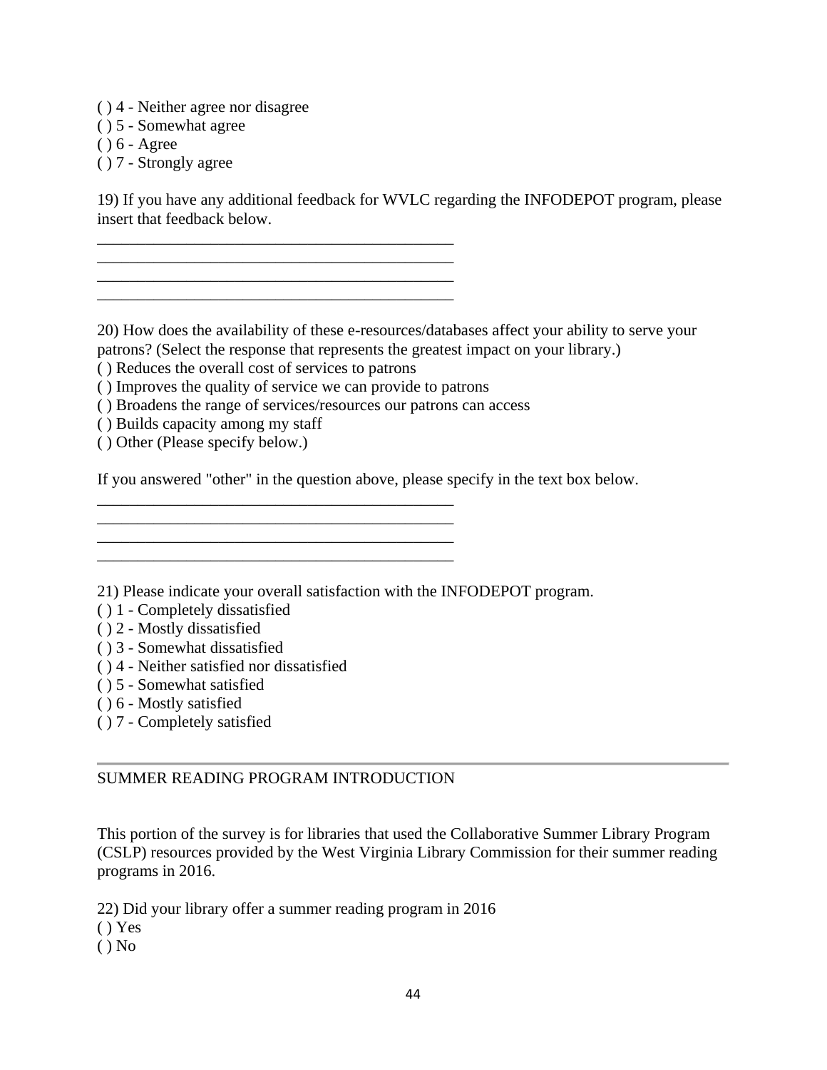( ) 4 - Neither agree nor disagree
( ) 5 - Somewhat agree
( ) 6 - Agree
( ) 7 - Strongly agree

19) If you have any additional feedback for WVLC regarding the INFODEPOT program, please insert that feedback below.

____________________________________________
____________________________________________
____________________________________________
____________________________________________

20) How does the availability of these e-resources/databases affect your ability to serve your patrons? (Select the response that represents the greatest impact on your library.)
( ) Reduces the overall cost of services to patrons
( ) Improves the quality of service we can provide to patrons
( ) Broadens the range of services/resources our patrons can access
( ) Builds capacity among my staff
( ) Other (Please specify below.)

If you answered "other" in the question above, please specify in the text box below.

____________________________________________
____________________________________________
____________________________________________
____________________________________________

21) Please indicate your overall satisfaction with the INFODEPOT program.
( ) 1 - Completely dissatisfied
( ) 2 - Mostly dissatisfied
( ) 3 - Somewhat dissatisfied
( ) 4 - Neither satisfied nor dissatisfied
( ) 5 - Somewhat satisfied
( ) 6 - Mostly satisfied
( ) 7 - Completely satisfied

---

SUMMER READING PROGRAM INTRODUCTION

This portion of the survey is for libraries that used the Collaborative Summer Library Program (CSLP) resources provided by the West Virginia Library Commission for their summer reading programs in 2016.

22) Did your library offer a summer reading program in 2016
( ) Yes
( ) No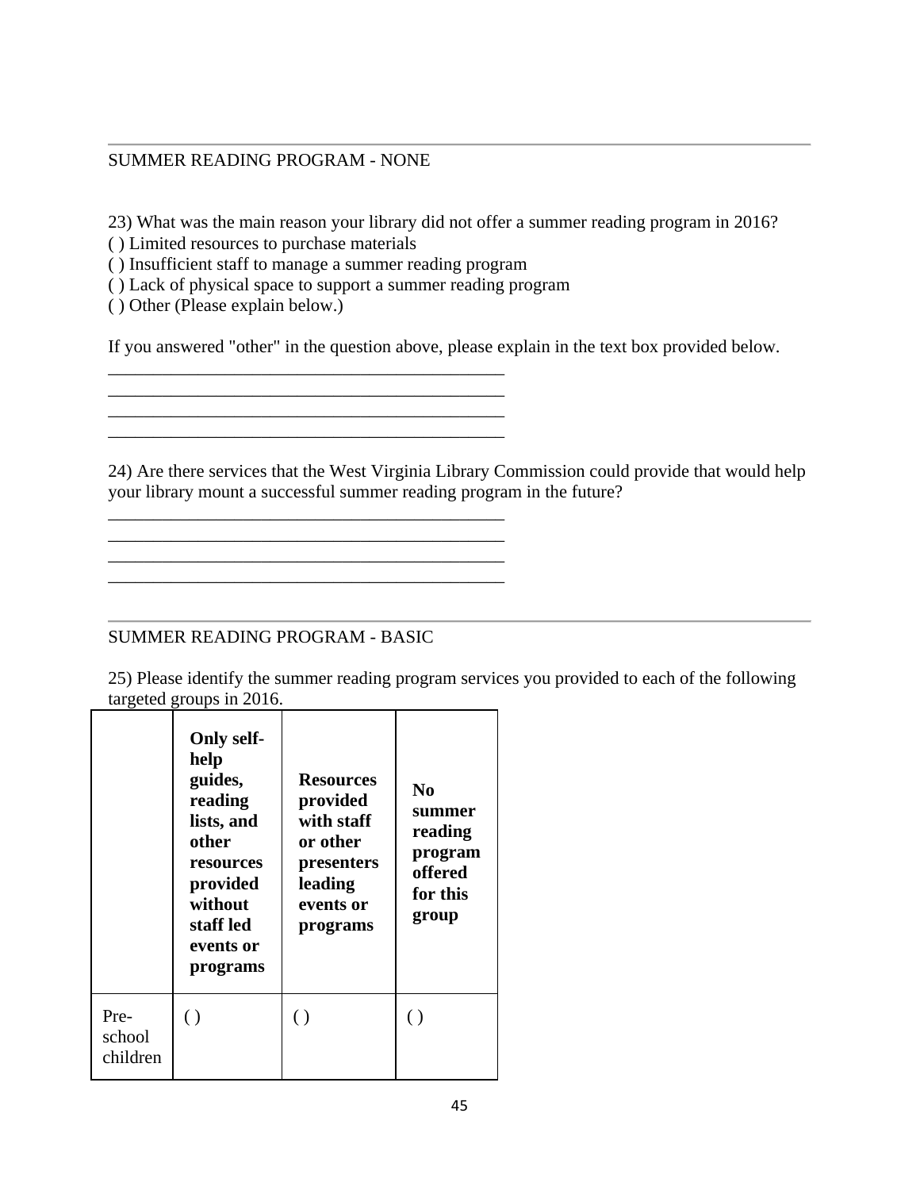---

SUMMER READING PROGRAM - NONE

23) What was the main reason your library did not offer a summer reading program in 2016?
( ) Limited resources to purchase materials
( ) Insufficient staff to manage a summer reading program
( ) Lack of physical space to support a summer reading program
( ) Other (Please explain below.)

If you answered "other" in the question above, please explain in the text box provided below.
____________________________________________
____________________________________________
____________________________________________
____________________________________________

24) Are there services that the West Virginia Library Commission could provide that would help your library mount a successful summer reading program in the future?
____________________________________________
____________________________________________
____________________________________________
____________________________________________

---

SUMMER READING PROGRAM - BASIC

25) Please identify the summer reading program services you provided to each of the following targeted groups in 2016.

| | **Only self-help guides, reading lists, and other resources provided without staff led events or programs** | **Resources provided with staff or other presenters leading events or programs** | **No summer reading program offered for this group** |
|---|---|---|---|
| Pre-school children | ( ) | ( ) | ( ) |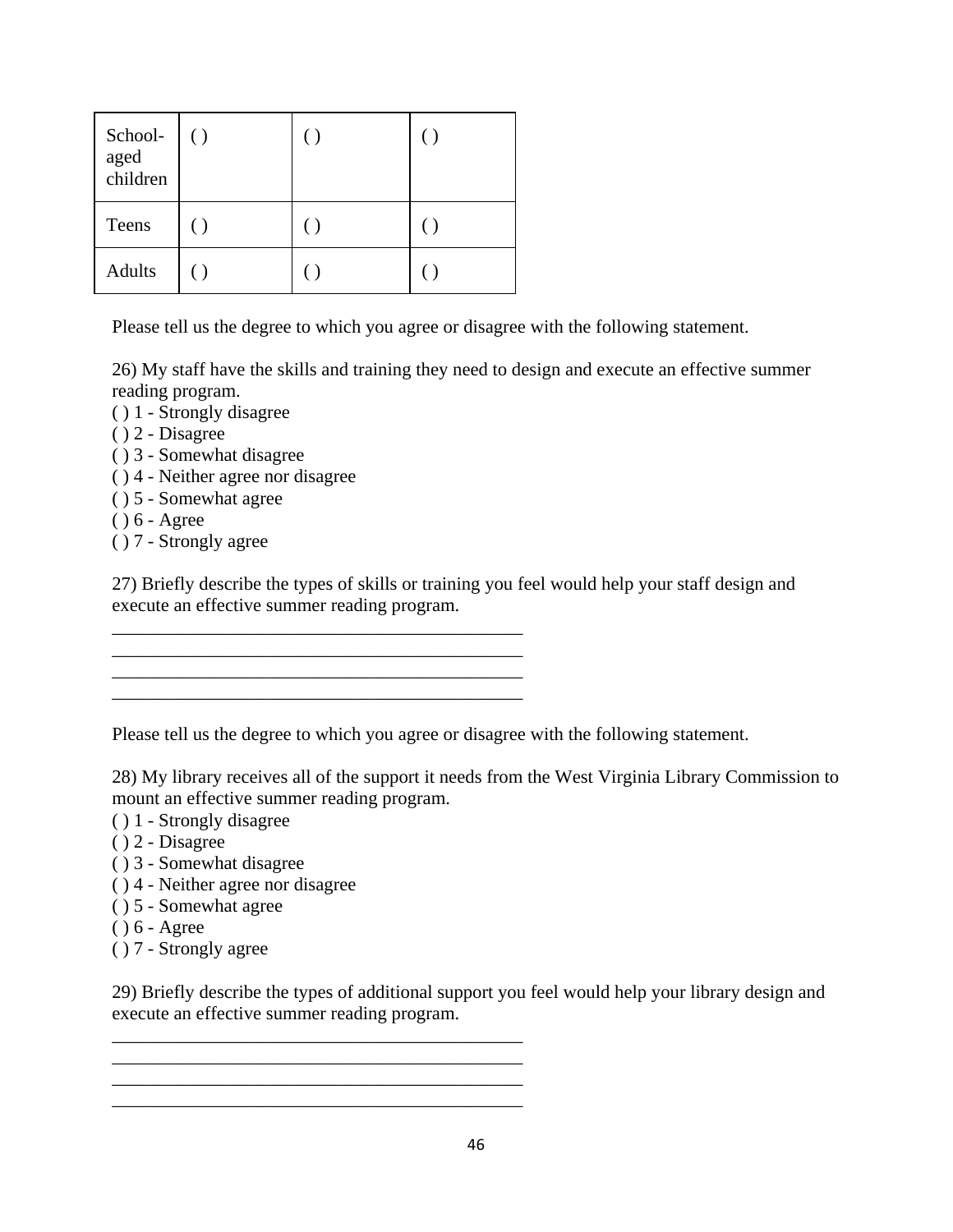| School-aged children | ( ) | ( ) | ( ) |
|---|---|---|---|
| Teens | ( ) | ( ) | ( ) |
| Adults | ( ) | ( ) | ( ) |

Please tell us the degree to which you agree or disagree with the following statement.

26) My staff have the skills and training they need to design and execute an effective summer reading program.
( ) 1 - Strongly disagree
( ) 2 - Disagree
( ) 3 - Somewhat disagree
( ) 4 - Neither agree nor disagree
( ) 5 - Somewhat agree
( ) 6 - Agree
( ) 7 - Strongly agree

27) Briefly describe the types of skills or training you feel would help your staff design and execute an effective summer reading program.
_____________________________________________
_____________________________________________
_____________________________________________
_____________________________________________

Please tell us the degree to which you agree or disagree with the following statement.

28) My library receives all of the support it needs from the West Virginia Library Commission to mount an effective summer reading program.
( ) 1 - Strongly disagree
( ) 2 - Disagree
( ) 3 - Somewhat disagree
( ) 4 - Neither agree nor disagree
( ) 5 - Somewhat agree
( ) 6 - Agree
( ) 7 - Strongly agree

29) Briefly describe the types of additional support you feel would help your library design and execute an effective summer reading program.
_____________________________________________
_____________________________________________
_____________________________________________
_____________________________________________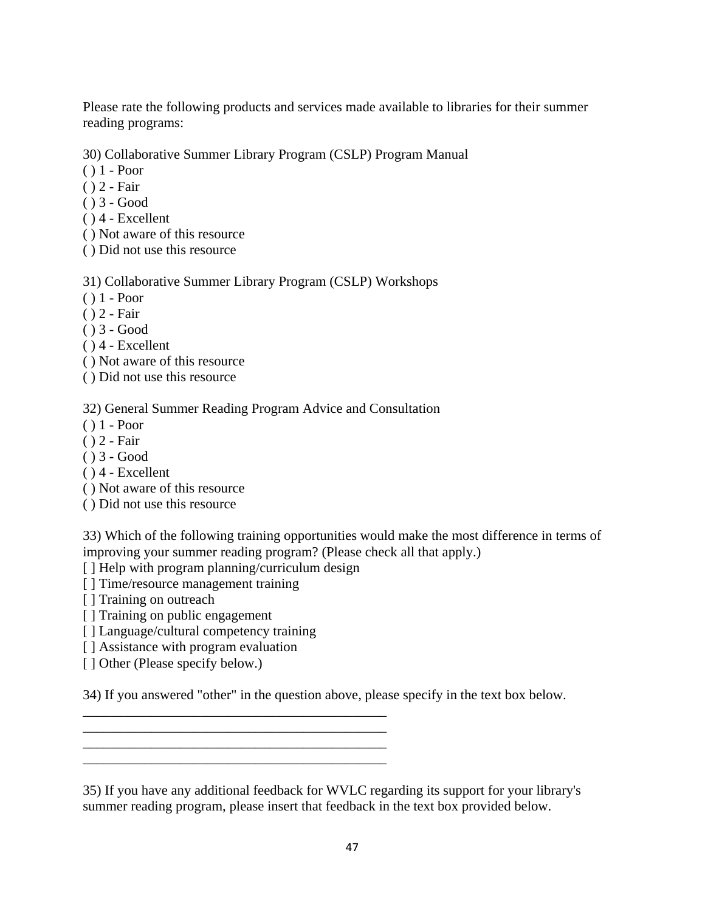Please rate the following products and services made available to libraries for their summer reading programs:

30) Collaborative Summer Library Program (CSLP) Program Manual
( ) 1 - Poor
( ) 2 - Fair
( ) 3 - Good
( ) 4 - Excellent
( ) Not aware of this resource
( ) Did not use this resource

31) Collaborative Summer Library Program (CSLP) Workshops
( ) 1 - Poor
( ) 2 - Fair
( ) 3 - Good
( ) 4 - Excellent
( ) Not aware of this resource
( ) Did not use this resource

32) General Summer Reading Program Advice and Consultation
( ) 1 - Poor
( ) 2 - Fair
( ) 3 - Good
( ) 4 - Excellent
( ) Not aware of this resource
( ) Did not use this resource

33) Which of the following training opportunities would make the most difference in terms of improving your summer reading program? (Please check all that apply.)
[ ] Help with program planning/curriculum design
[ ] Time/resource management training
[ ] Training on outreach
[ ] Training on public engagement
[ ] Language/cultural competency training
[ ] Assistance with program evaluation
[ ] Other (Please specify below.)

34) If you answered "other" in the question above, please specify in the text box below.

\_\_\_\_\_\_\_\_\_\_\_\_\_\_\_\_\_\_\_\_\_\_\_\_\_\_\_\_\_\_\_\_\_\_\_\_\_\_\_\_\_\_\_\_\_\_
\_\_\_\_\_\_\_\_\_\_\_\_\_\_\_\_\_\_\_\_\_\_\_\_\_\_\_\_\_\_\_\_\_\_\_\_\_\_\_\_\_\_\_\_\_\_
\_\_\_\_\_\_\_\_\_\_\_\_\_\_\_\_\_\_\_\_\_\_\_\_\_\_\_\_\_\_\_\_\_\_\_\_\_\_\_\_\_\_\_\_\_\_
\_\_\_\_\_\_\_\_\_\_\_\_\_\_\_\_\_\_\_\_\_\_\_\_\_\_\_\_\_\_\_\_\_\_\_\_\_\_\_\_\_\_\_\_\_\_

35) If you have any additional feedback for WVLC regarding its support for your library's summer reading program, please insert that feedback in the text box provided below.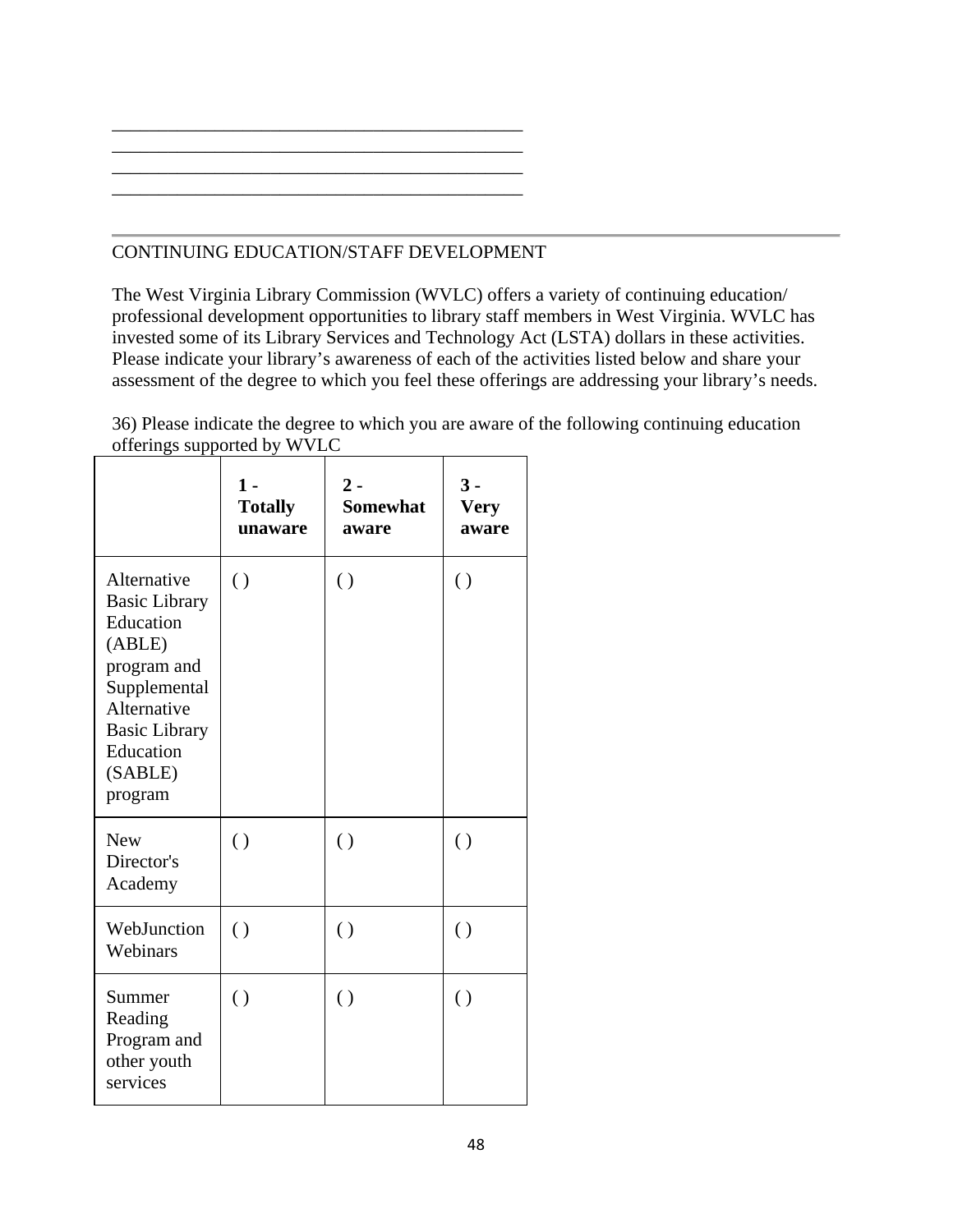\_\_\_\_\_\_\_\_\_\_\_\_\_\_\_\_\_\_\_\_\_\_\_\_\_\_\_\_\_\_\_\_\_\_\_\_\_\_\_\_\_\_\_\_\_\_
\_\_\_\_\_\_\_\_\_\_\_\_\_\_\_\_\_\_\_\_\_\_\_\_\_\_\_\_\_\_\_\_\_\_\_\_\_\_\_\_\_\_\_\_\_\_
\_\_\_\_\_\_\_\_\_\_\_\_\_\_\_\_\_\_\_\_\_\_\_\_\_\_\_\_\_\_\_\_\_\_\_\_\_\_\_\_\_\_\_\_\_\_
\_\_\_\_\_\_\_\_\_\_\_\_\_\_\_\_\_\_\_\_\_\_\_\_\_\_\_\_\_\_\_\_\_\_\_\_\_\_\_\_\_\_\_\_\_\_

---

CONTINUING EDUCATION/STAFF DEVELOPMENT

The West Virginia Library Commission (WVLC) offers a variety of continuing education/ professional development opportunities to library staff members in West Virginia. WVLC has invested some of its Library Services and Technology Act (LSTA) dollars in these activities. Please indicate your library's awareness of each of the activities listed below and share your assessment of the degree to which you feel these offerings are addressing your library's needs.

36) Please indicate the degree to which you are aware of the following continuing education offerings supported by WVLC

| | **1 - Totally unaware** | **2 - Somewhat aware** | **3 - Very aware** |
|---|---|---|---|
| Alternative Basic Library Education (ABLE) program and Supplemental Alternative Basic Library Education (SABLE) program | ( ) | ( ) | ( ) |
| New Director's Academy | ( ) | ( ) | ( ) |
| WebJunction Webinars | ( ) | ( ) | ( ) |
| Summer Reading Program and other youth services | ( ) | ( ) | ( ) |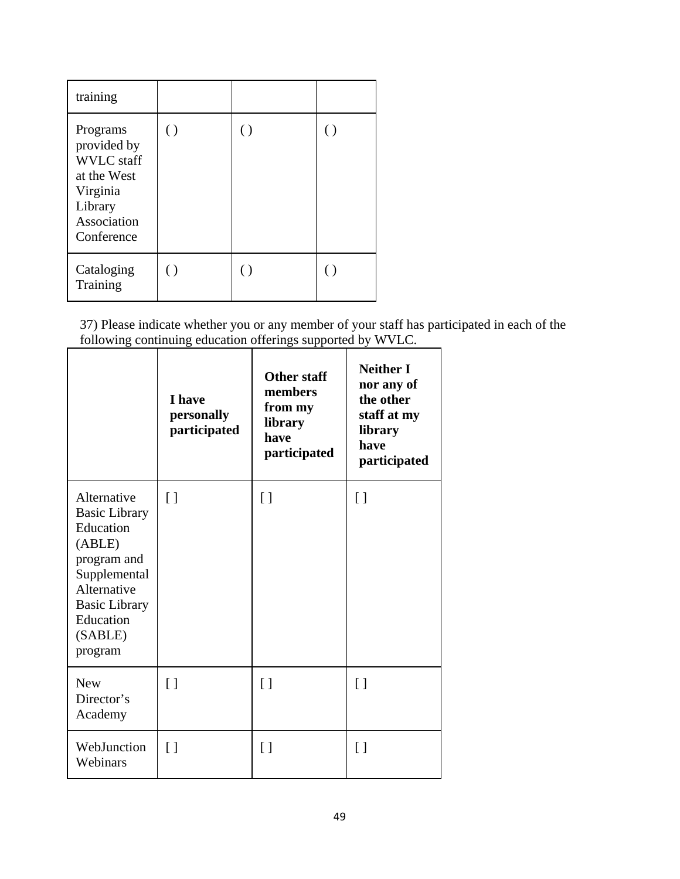| training | | | |
|---|---|---|---|
| Programs provided by WVLC staff at the West Virginia Library Association Conference | ( ) | ( ) | ( ) |
| Cataloging Training | ( ) | ( ) | ( ) |

37) Please indicate whether you or any member of your staff has participated in each of the following continuing education offerings supported by WVLC.

| | **I have personally participated** | **Other staff members from my library have participated** | **Neither I nor any of the other staff at my library have participated** |
|---|---|---|---|
| Alternative Basic Library Education (ABLE) program and Supplemental Alternative Basic Library Education (SABLE) program | [ ] | [ ] | [ ] |
| New Director's Academy | [ ] | [ ] | [ ] |
| WebJunction Webinars | [ ] | [ ] | [ ] |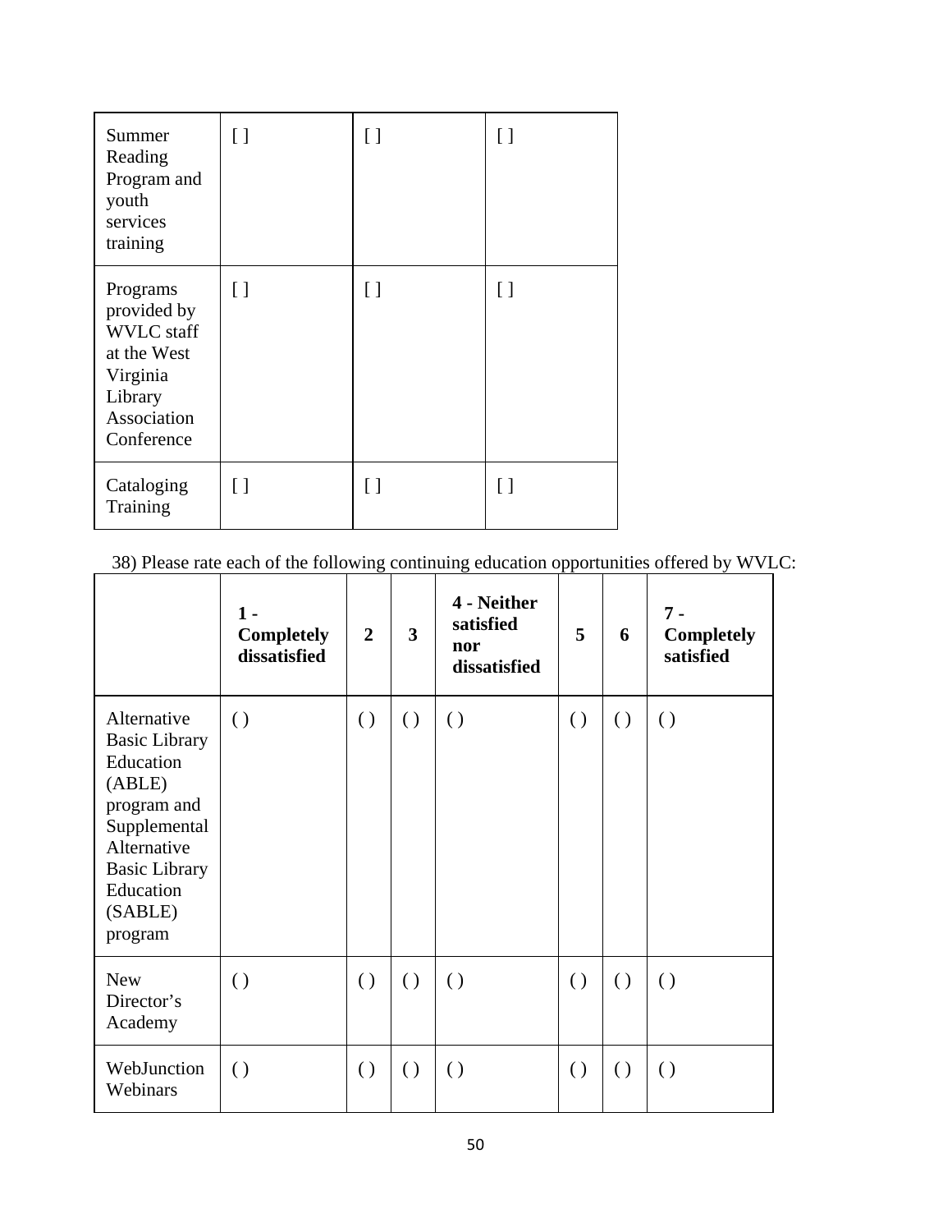| | | | |
|---|---|---|---|
| Summer Reading Program and youth services training | [ ] | [ ] | [ ] |
| Programs provided by WVLC staff at the West Virginia Library Association Conference | [ ] | [ ] | [ ] |
| Cataloging Training | [ ] | [ ] | [ ] |

38) Please rate each of the following continuing education opportunities offered by WVLC:

| | **1 - Completely dissatisfied** | **2** | **3** | **4 - Neither satisfied nor dissatisfied** | **5** | **6** | **7 - Completely satisfied** |
|---|---|---|---|---|---|---|---|
| Alternative Basic Library Education (ABLE) program and Supplemental Alternative Basic Library Education (SABLE) program | ( ) | ( ) | ( ) | ( ) | ( ) | ( ) | ( ) |
| New Director's Academy | ( ) | ( ) | ( ) | ( ) | ( ) | ( ) | ( ) |
| WebJunction Webinars | ( ) | ( ) | ( ) | ( ) | ( ) | ( ) | ( ) |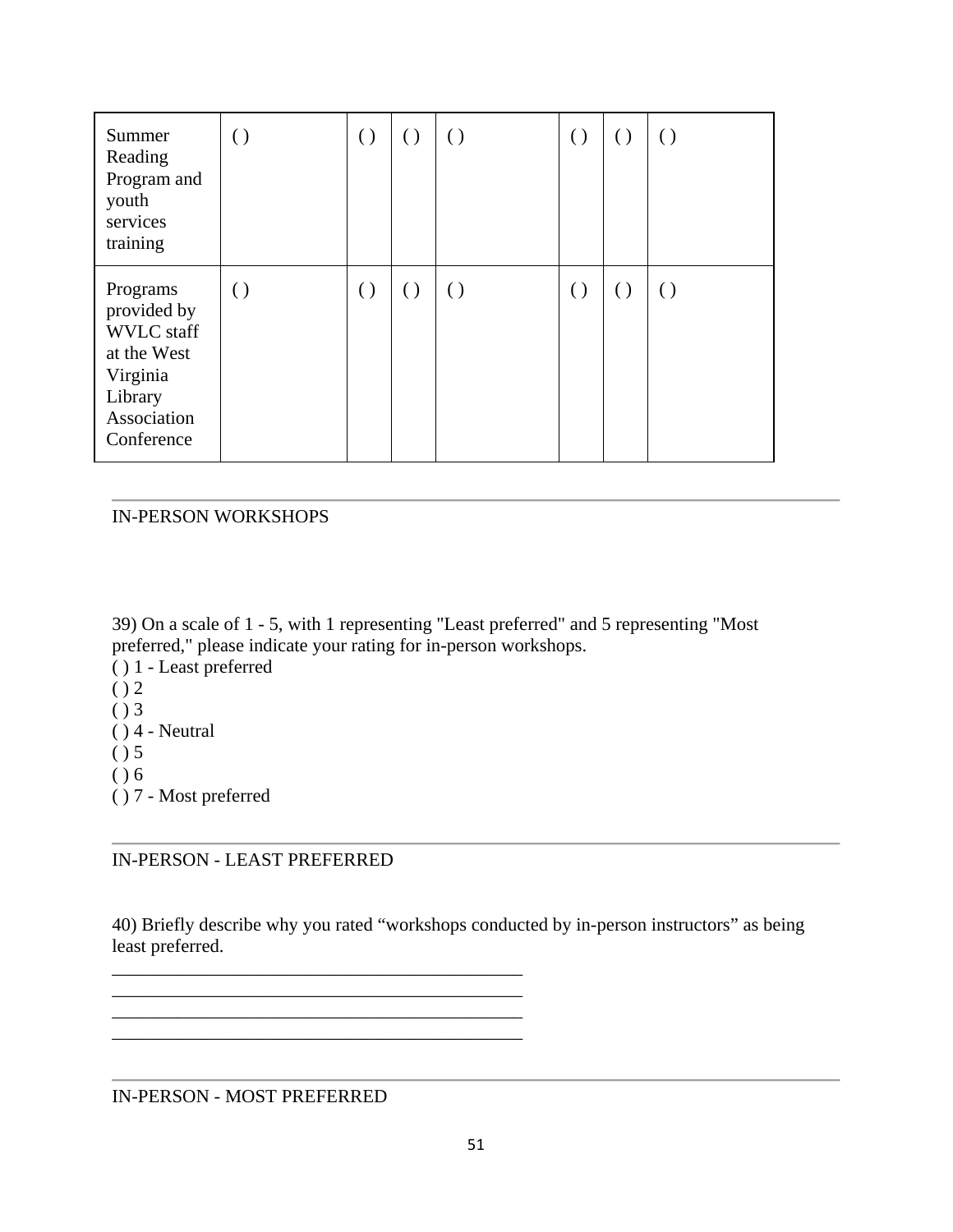| Summer Reading Program and youth services training | ( ) | ( ) | ( ) | ( ) | ( ) | ( ) | ( ) |
|---|---|---|---|---|---|---|---|
| Programs provided by WVLC staff at the West Virginia Library Association Conference | ( ) | ( ) | ( ) | ( ) | ( ) | ( ) | ( ) |

---

IN-PERSON WORKSHOPS

39) On a scale of 1 - 5, with 1 representing "Least preferred" and 5 representing "Most preferred," please indicate your rating for in-person workshops.
( ) 1 - Least preferred
( ) 2
( ) 3
( ) 4 - Neutral
( ) 5
( ) 6
( ) 7 - Most preferred

---

IN-PERSON - LEAST PREFERRED

40) Briefly describe why you rated “workshops conducted by in-person instructors” as being least preferred.

____________________________________________
____________________________________________
____________________________________________
____________________________________________

---

IN-PERSON - MOST PREFERRED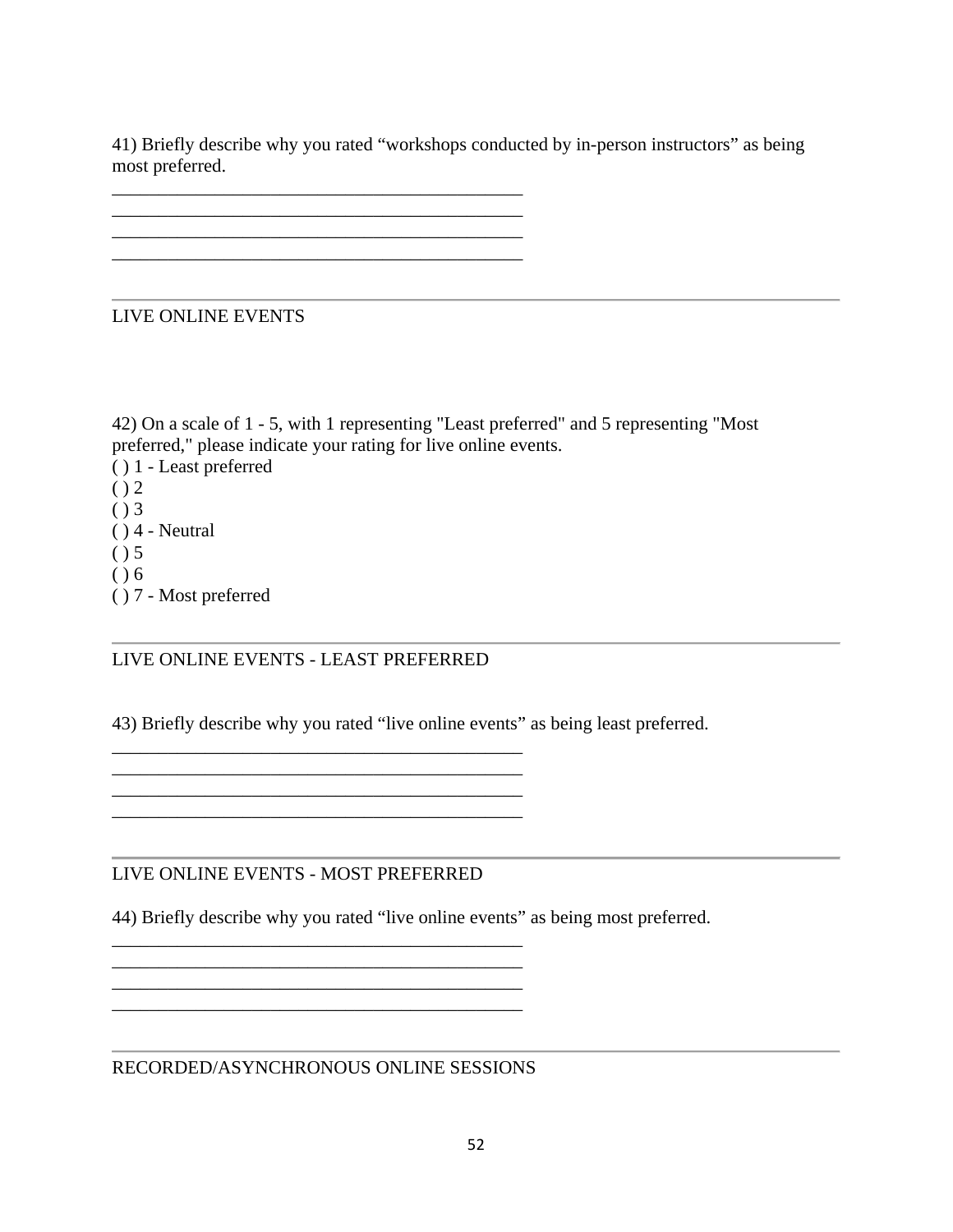41) Briefly describe why you rated “workshops conducted by in-person instructors” as being most preferred.

____________________________________________
____________________________________________
____________________________________________
____________________________________________

---

LIVE ONLINE EVENTS

42) On a scale of 1 - 5, with 1 representing "Least preferred" and 5 representing "Most preferred," please indicate your rating for live online events.

( ) 1 - Least preferred
( ) 2
( ) 3
( ) 4 - Neutral
( ) 5
( ) 6
( ) 7 - Most preferred

---

LIVE ONLINE EVENTS - LEAST PREFERRED

43) Briefly describe why you rated “live online events” as being least preferred.

____________________________________________
____________________________________________
____________________________________________
____________________________________________

---

LIVE ONLINE EVENTS - MOST PREFERRED

44) Briefly describe why you rated “live online events” as being most preferred.

____________________________________________
____________________________________________
____________________________________________
____________________________________________

---

RECORDED/ASYNCHRONOUS ONLINE SESSIONS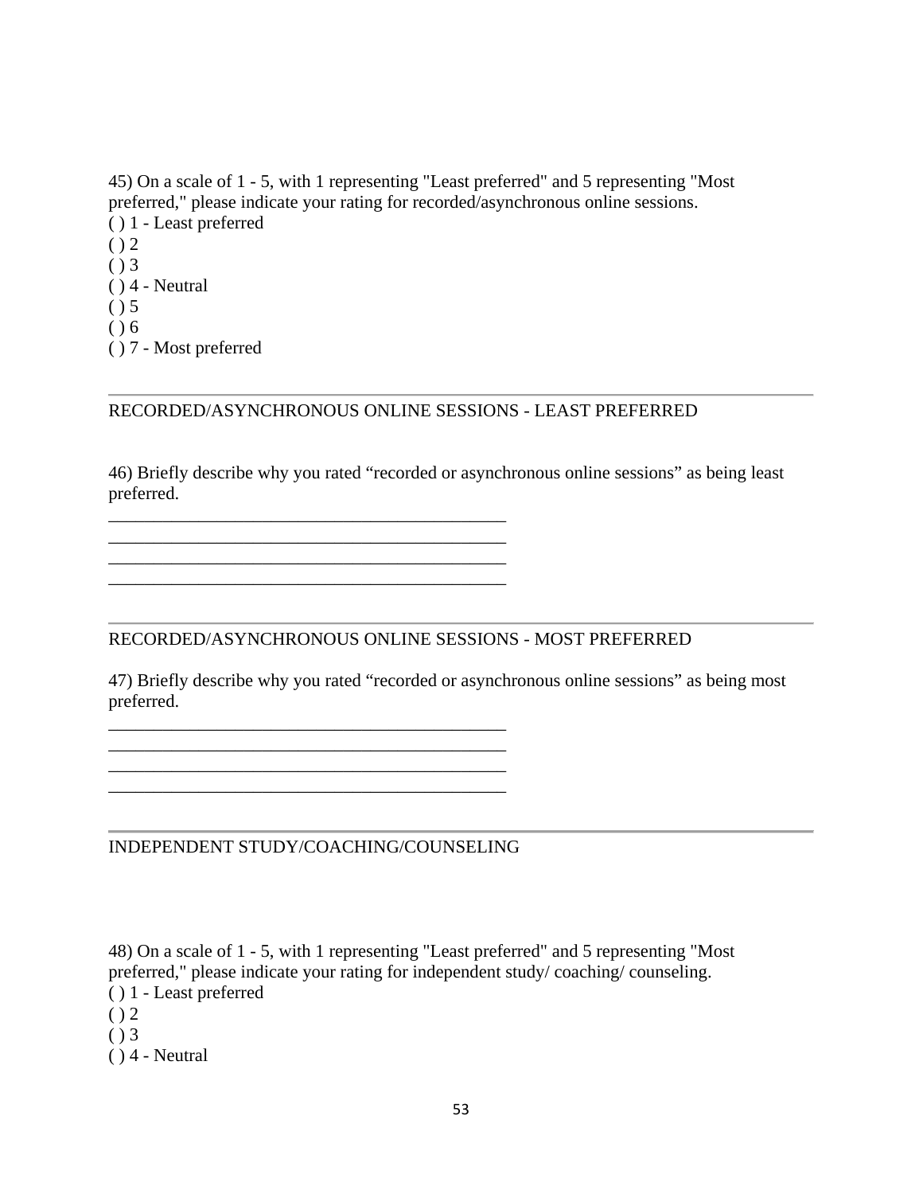45) On a scale of 1 - 5, with 1 representing "Least preferred" and 5 representing "Most preferred," please indicate your rating for recorded/asynchronous online sessions.
( ) 1 - Least preferred
( ) 2
( ) 3
( ) 4 - Neutral
( ) 5
( ) 6
( ) 7 - Most preferred

---

RECORDED/ASYNCHRONOUS ONLINE SESSIONS - LEAST PREFERRED

46) Briefly describe why you rated “recorded or asynchronous online sessions” as being least preferred.
____________________________________________
____________________________________________
____________________________________________
____________________________________________

---

RECORDED/ASYNCHRONOUS ONLINE SESSIONS - MOST PREFERRED

47) Briefly describe why you rated “recorded or asynchronous online sessions” as being most preferred.
____________________________________________
____________________________________________
____________________________________________
____________________________________________

---

INDEPENDENT STUDY/COACHING/COUNSELING

48) On a scale of 1 - 5, with 1 representing "Least preferred" and 5 representing "Most preferred," please indicate your rating for independent study/ coaching/ counseling.
( ) 1 - Least preferred
( ) 2
( ) 3
( ) 4 - Neutral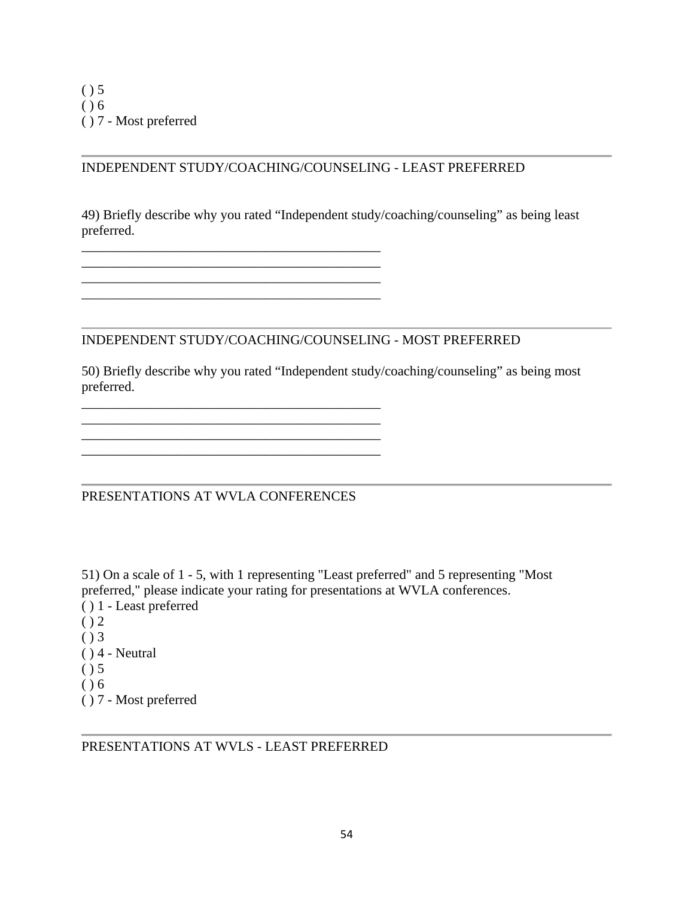( ) 5
( ) 6
( ) 7 - Most preferred

---

INDEPENDENT STUDY/COACHING/COUNSELING - LEAST PREFERRED

49) Briefly describe why you rated “Independent study/coaching/counseling” as being least preferred.

____________________________________________
____________________________________________
____________________________________________
____________________________________________

---

INDEPENDENT STUDY/COACHING/COUNSELING - MOST PREFERRED

50) Briefly describe why you rated “Independent study/coaching/counseling” as being most preferred.

____________________________________________
____________________________________________
____________________________________________
____________________________________________

---

PRESENTATIONS AT WVLA CONFERENCES

51) On a scale of 1 - 5, with 1 representing "Least preferred" and 5 representing "Most preferred," please indicate your rating for presentations at WVLA conferences.
( ) 1 - Least preferred
( ) 2
( ) 3
( ) 4 - Neutral
( ) 5
( ) 6
( ) 7 - Most preferred

---

PRESENTATIONS AT WVLS - LEAST PREFERRED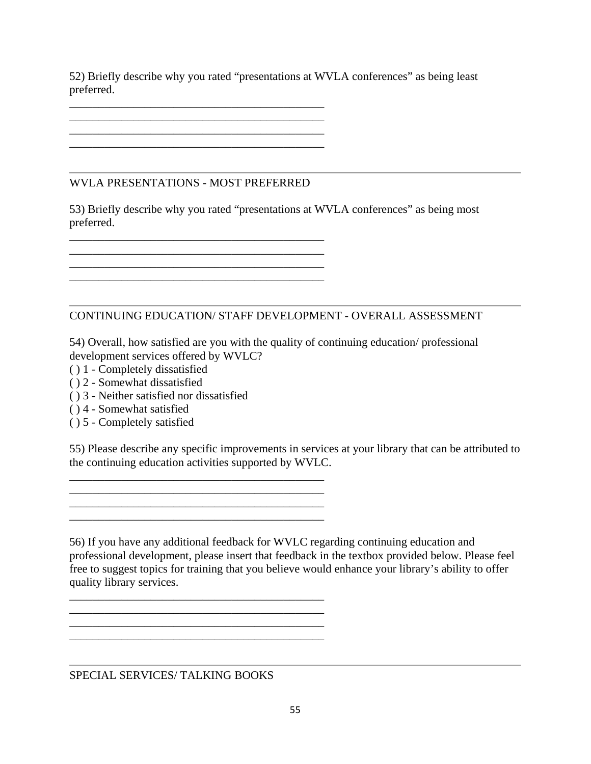52) Briefly describe why you rated “presentations at WVLA conferences” as being least preferred.

_____________________________________________
_____________________________________________
_____________________________________________
_____________________________________________

---

WVLA PRESENTATIONS - MOST PREFERRED

53) Briefly describe why you rated “presentations at WVLA conferences” as being most preferred.

_____________________________________________
_____________________________________________
_____________________________________________
_____________________________________________

---

CONTINUING EDUCATION/ STAFF DEVELOPMENT - OVERALL ASSESSMENT

54) Overall, how satisfied are you with the quality of continuing education/ professional development services offered by WVLC?

( ) 1 - Completely dissatisfied
( ) 2 - Somewhat dissatisfied
( ) 3 - Neither satisfied nor dissatisfied
( ) 4 - Somewhat satisfied
( ) 5 - Completely satisfied

55) Please describe any specific improvements in services at your library that can be attributed to the continuing education activities supported by WVLC.

_____________________________________________
_____________________________________________
_____________________________________________
_____________________________________________

56) If you have any additional feedback for WVLC regarding continuing education and professional development, please insert that feedback in the textbox provided below. Please feel free to suggest topics for training that you believe would enhance your library’s ability to offer quality library services.

_____________________________________________
_____________________________________________
_____________________________________________
_____________________________________________

---

SPECIAL SERVICES/ TALKING BOOKS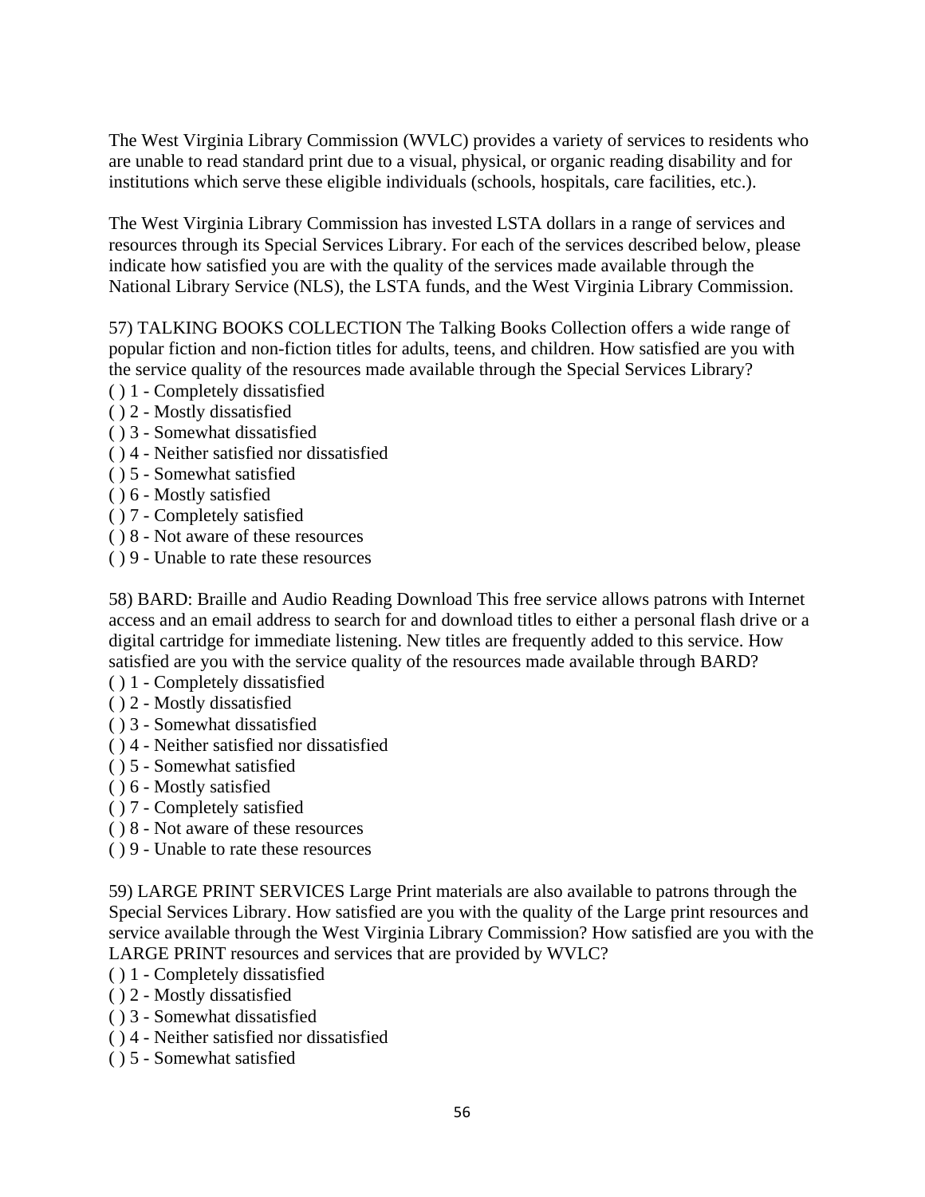The West Virginia Library Commission (WVLC) provides a variety of services to residents who are unable to read standard print due to a visual, physical, or organic reading disability and for institutions which serve these eligible individuals (schools, hospitals, care facilities, etc.).

The West Virginia Library Commission has invested LSTA dollars in a range of services and resources through its Special Services Library. For each of the services described below, please indicate how satisfied you are with the quality of the services made available through the National Library Service (NLS), the LSTA funds, and the West Virginia Library Commission.

57) TALKING BOOKS COLLECTION The Talking Books Collection offers a wide range of popular fiction and non-fiction titles for adults, teens, and children. How satisfied are you with the service quality of the resources made available through the Special Services Library?

( ) 1 - Completely dissatisfied
( ) 2 - Mostly dissatisfied
( ) 3 - Somewhat dissatisfied
( ) 4 - Neither satisfied nor dissatisfied
( ) 5 - Somewhat satisfied
( ) 6 - Mostly satisfied
( ) 7 - Completely satisfied
( ) 8 - Not aware of these resources
( ) 9 - Unable to rate these resources

58) BARD: Braille and Audio Reading Download This free service allows patrons with Internet access and an email address to search for and download titles to either a personal flash drive or a digital cartridge for immediate listening. New titles are frequently added to this service. How satisfied are you with the service quality of the resources made available through BARD?

( ) 1 - Completely dissatisfied
( ) 2 - Mostly dissatisfied
( ) 3 - Somewhat dissatisfied
( ) 4 - Neither satisfied nor dissatisfied
( ) 5 - Somewhat satisfied
( ) 6 - Mostly satisfied
( ) 7 - Completely satisfied
( ) 8 - Not aware of these resources
( ) 9 - Unable to rate these resources

59) LARGE PRINT SERVICES Large Print materials are also available to patrons through the Special Services Library. How satisfied are you with the quality of the Large print resources and service available through the West Virginia Library Commission? How satisfied are you with the LARGE PRINT resources and services that are provided by WVLC?

( ) 1 - Completely dissatisfied
( ) 2 - Mostly dissatisfied
( ) 3 - Somewhat dissatisfied
( ) 4 - Neither satisfied nor dissatisfied
( ) 5 - Somewhat satisfied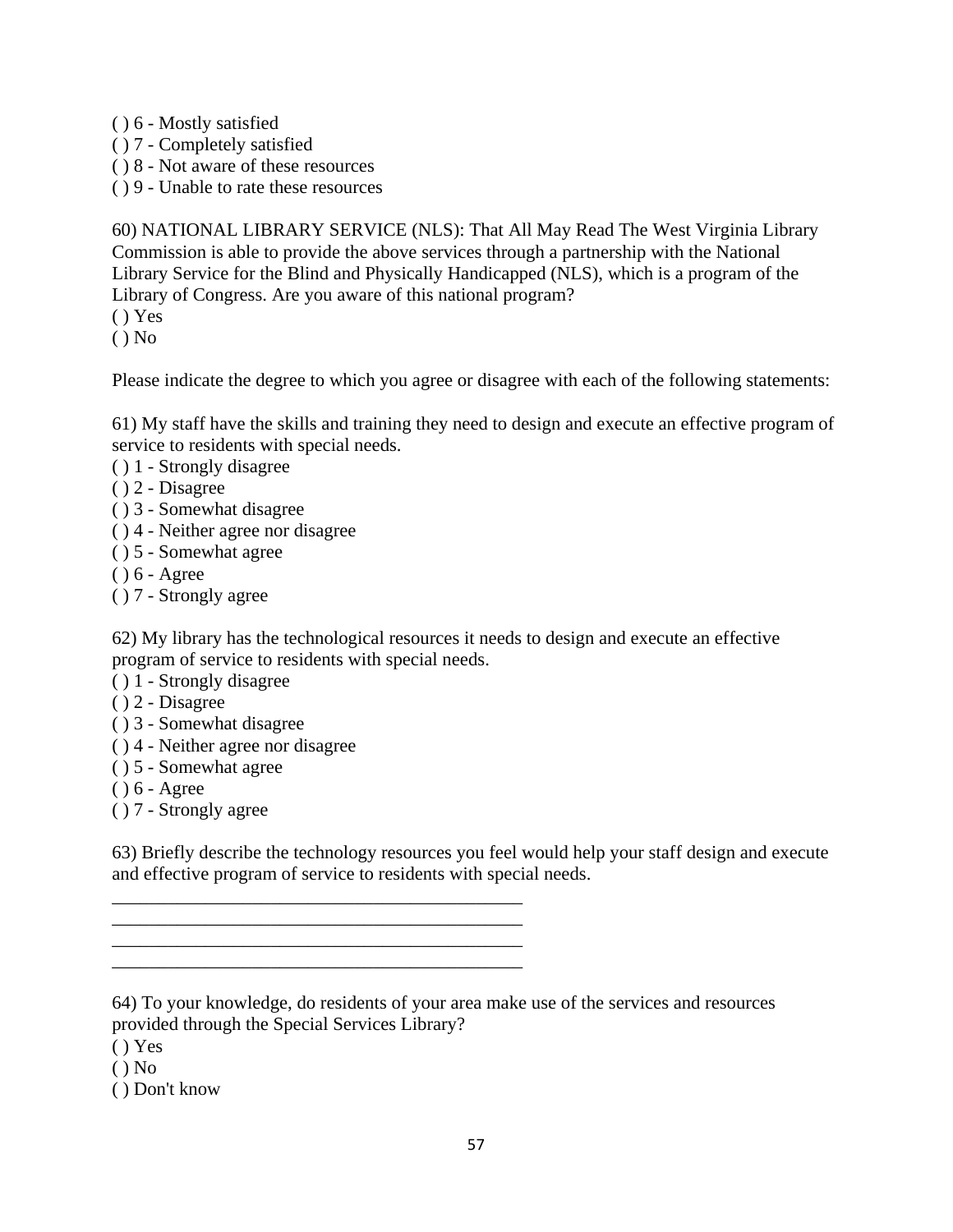( ) 6 - Mostly satisfied
( ) 7 - Completely satisfied
( ) 8 - Not aware of these resources
( ) 9 - Unable to rate these resources

60) NATIONAL LIBRARY SERVICE (NLS): That All May Read The West Virginia Library Commission is able to provide the above services through a partnership with the National Library Service for the Blind and Physically Handicapped (NLS), which is a program of the Library of Congress. Are you aware of this national program?
( ) Yes
( ) No

Please indicate the degree to which you agree or disagree with each of the following statements:

61) My staff have the skills and training they need to design and execute an effective program of service to residents with special needs.
( ) 1 - Strongly disagree
( ) 2 - Disagree
( ) 3 - Somewhat disagree
( ) 4 - Neither agree nor disagree
( ) 5 - Somewhat agree
( ) 6 - Agree
( ) 7 - Strongly agree

62) My library has the technological resources it needs to design and execute an effective program of service to residents with special needs.
( ) 1 - Strongly disagree
( ) 2 - Disagree
( ) 3 - Somewhat disagree
( ) 4 - Neither agree nor disagree
( ) 5 - Somewhat agree
( ) 6 - Agree
( ) 7 - Strongly agree

63) Briefly describe the technology resources you feel would help your staff design and execute and effective program of service to residents with special needs.
____________________________________________
____________________________________________
____________________________________________
____________________________________________

64) To your knowledge, do residents of your area make use of the services and resources provided through the Special Services Library?
( ) Yes
( ) No
( ) Don't know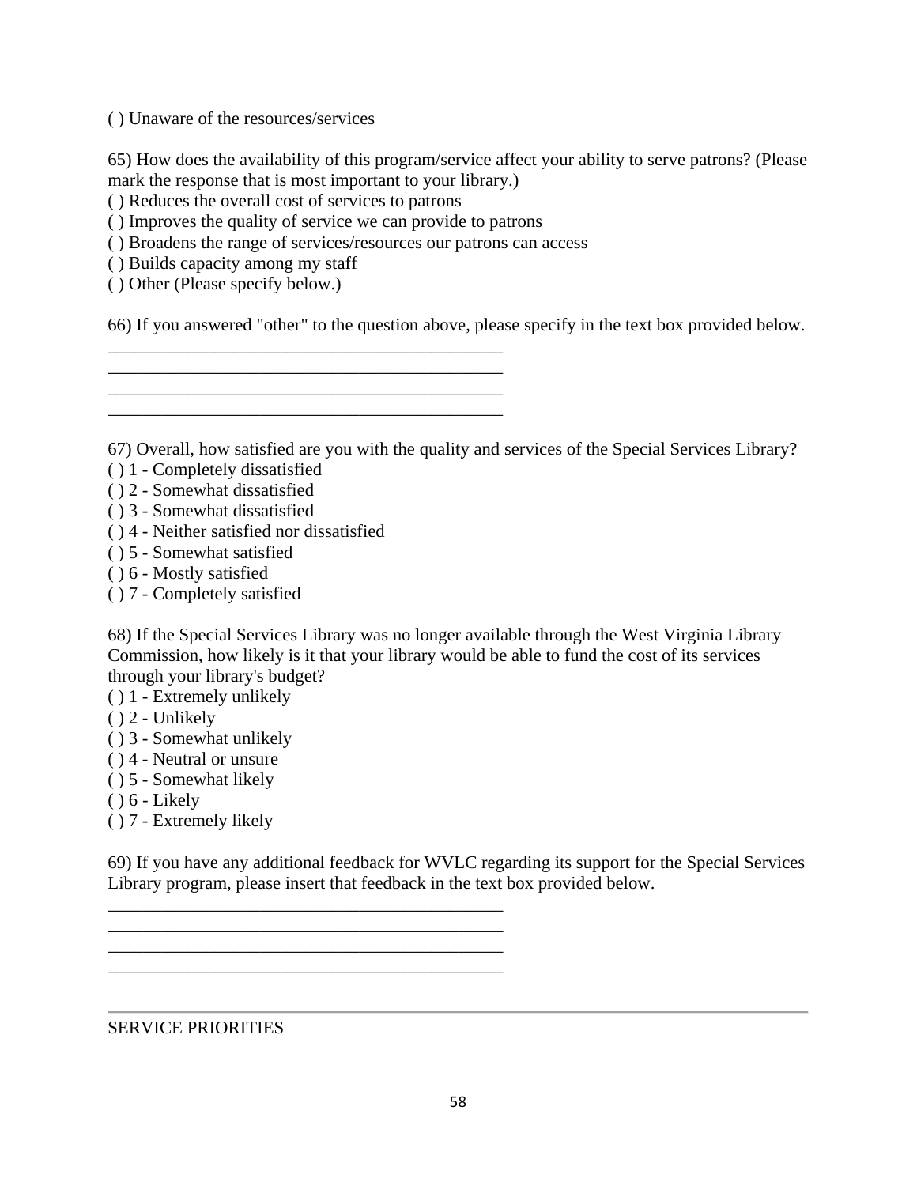( ) Unaware of the resources/services

65) How does the availability of this program/service affect your ability to serve patrons? (Please mark the response that is most important to your library.)
( ) Reduces the overall cost of services to patrons
( ) Improves the quality of service we can provide to patrons
( ) Broadens the range of services/resources our patrons can access
( ) Builds capacity among my staff
( ) Other (Please specify below.)

66) If you answered "other" to the question above, please specify in the text box provided below.
____________________________________________
____________________________________________
____________________________________________
____________________________________________

67) Overall, how satisfied are you with the quality and services of the Special Services Library?
( ) 1 - Completely dissatisfied
( ) 2 - Somewhat dissatisfied
( ) 3 - Somewhat dissatisfied
( ) 4 - Neither satisfied nor dissatisfied
( ) 5 - Somewhat satisfied
( ) 6 - Mostly satisfied
( ) 7 - Completely satisfied

68) If the Special Services Library was no longer available through the West Virginia Library Commission, how likely is it that your library would be able to fund the cost of its services through your library's budget?
( ) 1 - Extremely unlikely
( ) 2 - Unlikely
( ) 3 - Somewhat unlikely
( ) 4 - Neutral or unsure
( ) 5 - Somewhat likely
( ) 6 - Likely
( ) 7 - Extremely likely

69) If you have any additional feedback for WVLC regarding its support for the Special Services Library program, please insert that feedback in the text box provided below.
____________________________________________
____________________________________________
____________________________________________
____________________________________________

---

SERVICE PRIORITIES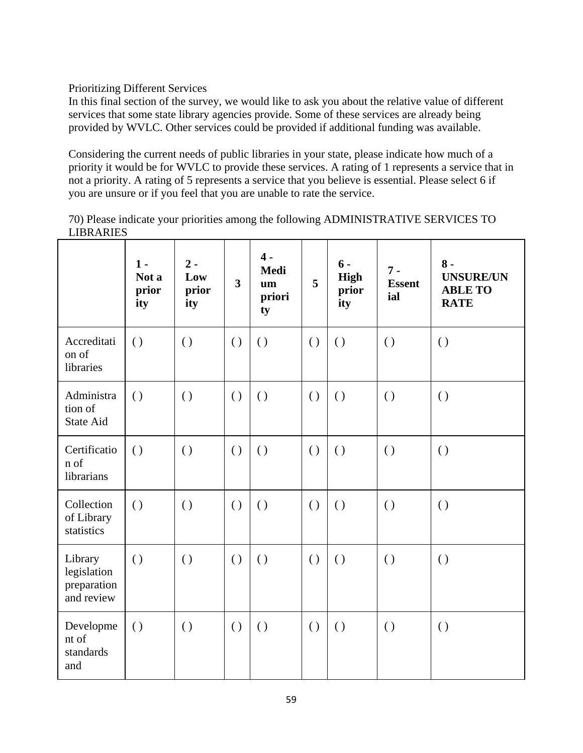Prioritizing Different Services

In this final section of the survey, we would like to ask you about the relative value of different services that some state library agencies provide. Some of these services are already being provided by WVLC. Other services could be provided if additional funding was available.

Considering the current needs of public libraries in your state, please indicate how much of a priority it would be for WVLC to provide these services. A rating of 1 represents a service that in not a priority. A rating of 5 represents a service that you believe is essential. Please select 6 if you are unsure or if you feel that you are unable to rate the service.

70) Please indicate your priorities among the following ADMINISTRATIVE SERVICES TO LIBRARIES

| | **1 - Not a priority** | **2 - Low priority** | **3** | **4 - Medium priority** | **5** | **6 - High priority** | **7 - Essential** | **8 - UNSURE/UNABLE TO RATE** |
|---|---|---|---|---|---|---|---|---|
| Accreditation of libraries | ( ) | ( ) | ( ) | ( ) | ( ) | ( ) | ( ) | ( ) |
| Administration of State Aid | ( ) | ( ) | ( ) | ( ) | ( ) | ( ) | ( ) | ( ) |
| Certification of librarians | ( ) | ( ) | ( ) | ( ) | ( ) | ( ) | ( ) | ( ) |
| Collection of Library statistics | ( ) | ( ) | ( ) | ( ) | ( ) | ( ) | ( ) | ( ) |
| Library legislation preparation and review | ( ) | ( ) | ( ) | ( ) | ( ) | ( ) | ( ) | ( ) |
| Development of standards and | ( ) | ( ) | ( ) | ( ) | ( ) | ( ) | ( ) | ( ) |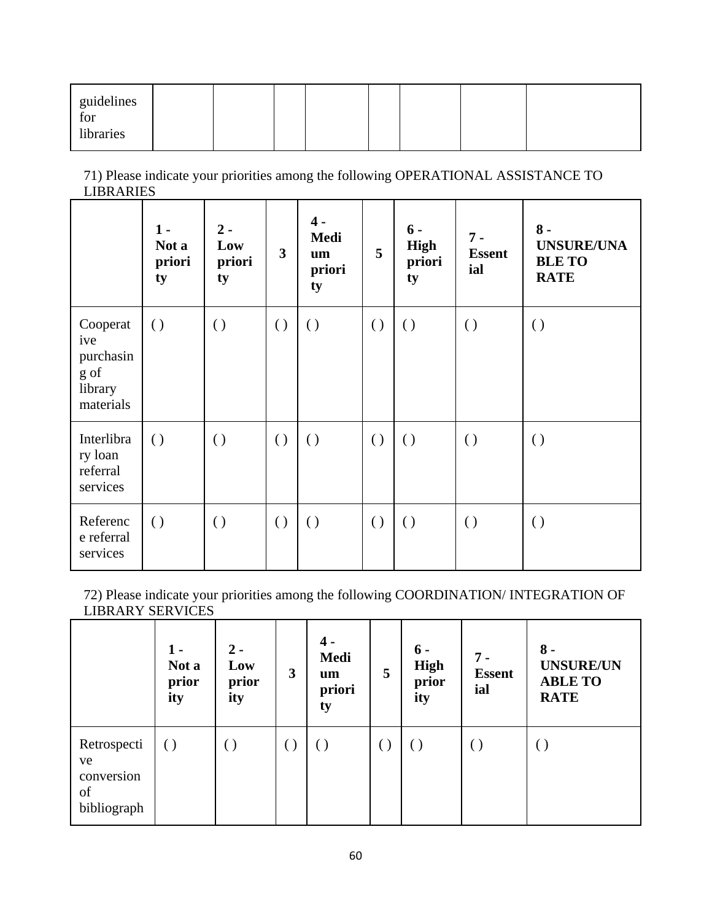| guidelines for libraries | | | | | | | | |
|---|---|---|---|---|---|---|---|---|

71) Please indicate your priorities among the following OPERATIONAL ASSISTANCE TO LIBRARIES

| | **1 - Not a priority** | **2 - Low priority** | **3** | **4 - Medium priority** | **5** | **6 - High priority** | **7 - Essential** | **8 - UNSURE/UNABLE TO RATE** |
|---|---|---|---|---|---|---|---|---|
| Cooperative purchasing of library materials | ( ) | ( ) | ( ) | ( ) | ( ) | ( ) | ( ) | ( ) |
| Interlibrary loan referral services | ( ) | ( ) | ( ) | ( ) | ( ) | ( ) | ( ) | ( ) |
| Reference referral services | ( ) | ( ) | ( ) | ( ) | ( ) | ( ) | ( ) | ( ) |

72) Please indicate your priorities among the following COORDINATION/ INTEGRATION OF LIBRARY SERVICES

| | **1 - Not a priority** | **2 - Low priority** | **3** | **4 - Medium priority** | **5** | **6 - High priority** | **7 - Essential** | **8 - UNSURE/UNABLE TO RATE** |
|---|---|---|---|---|---|---|---|---|
| Retrospective conversion of bibliograph | ( ) | ( ) | ( ) | ( ) | ( ) | ( ) | ( ) | ( ) |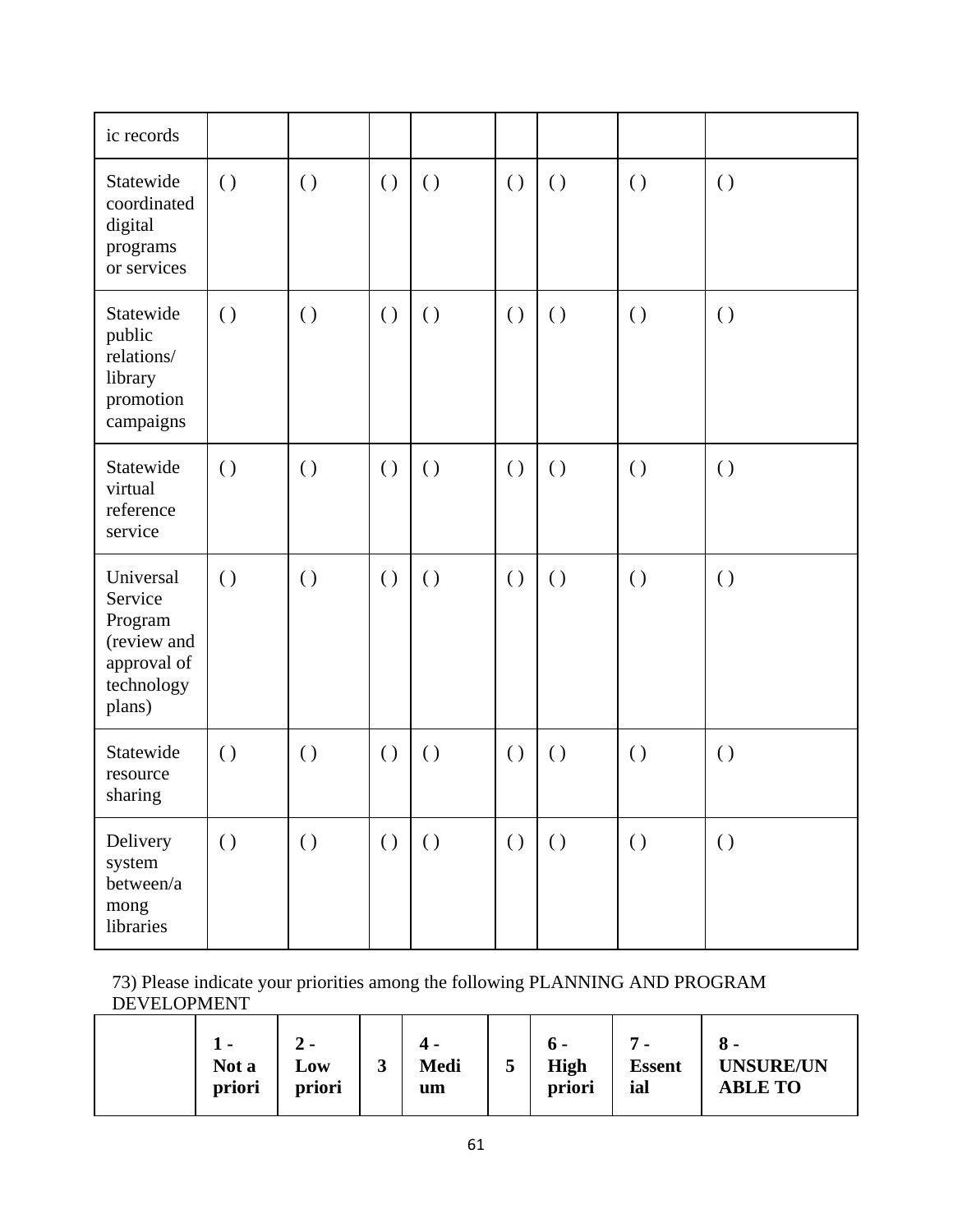| ic records | | | | | | | | |
|---|---|---|---|---|---|---|---|---|
| Statewide coordinated digital programs or services | ( ) | ( ) | ( ) | ( ) | ( ) | ( ) | ( ) | ( ) |
| Statewide public relations/ library promotion campaigns | ( ) | ( ) | ( ) | ( ) | ( ) | ( ) | ( ) | ( ) |
| Statewide virtual reference service | ( ) | ( ) | ( ) | ( ) | ( ) | ( ) | ( ) | ( ) |
| Universal Service Program (review and approval of technology plans) | ( ) | ( ) | ( ) | ( ) | ( ) | ( ) | ( ) | ( ) |
| Statewide resource sharing | ( ) | ( ) | ( ) | ( ) | ( ) | ( ) | ( ) | ( ) |
| Delivery system between/among libraries | ( ) | ( ) | ( ) | ( ) | ( ) | ( ) | ( ) | ( ) |

73) Please indicate your priorities among the following PLANNING AND PROGRAM DEVELOPMENT

| | **1 - Not a priori** | **2 - Low priori** | **3** | **4 - Medium** | **5** | **6 - High priori** | **7 - Essential** | **8 - UNSURE/UNABLE TO** |
|---|---|---|---|---|---|---|---|---|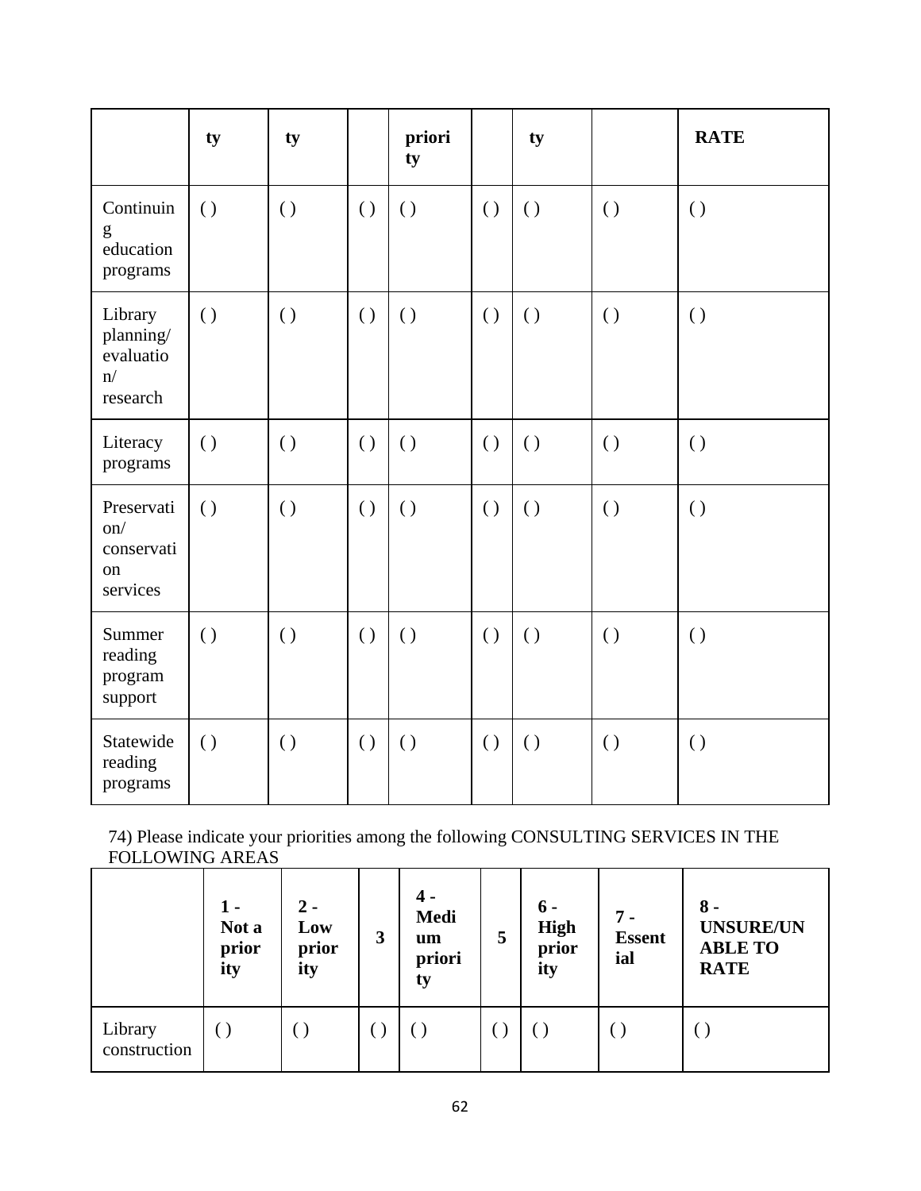| | ty | ty | | priority | | ty | | RATE |
|---|---|---|---|---|---|---|---|---|
| Continuing education programs | ( ) | ( ) | ( ) | ( ) | ( ) | ( ) | ( ) | ( ) |
| Library planning/ evaluation/ research | ( ) | ( ) | ( ) | ( ) | ( ) | ( ) | ( ) | ( ) |
| Literacy programs | ( ) | ( ) | ( ) | ( ) | ( ) | ( ) | ( ) | ( ) |
| Preservation/ conservation services | ( ) | ( ) | ( ) | ( ) | ( ) | ( ) | ( ) | ( ) |
| Summer reading program support | ( ) | ( ) | ( ) | ( ) | ( ) | ( ) | ( ) | ( ) |
| Statewide reading programs | ( ) | ( ) | ( ) | ( ) | ( ) | ( ) | ( ) | ( ) |

74) Please indicate your priorities among the following CONSULTING SERVICES IN THE FOLLOWING AREAS

| | 1 - Not a priority | 2 - Low priority | 3 | 4 - Medium priority | 5 | 6 - High priority | 7 - Essential | 8 - UNSURE/UNABLE TO RATE |
|---|---|---|---|---|---|---|---|---|
| Library construction | ( ) | ( ) | ( ) | ( ) | ( ) | ( ) | ( ) | ( ) |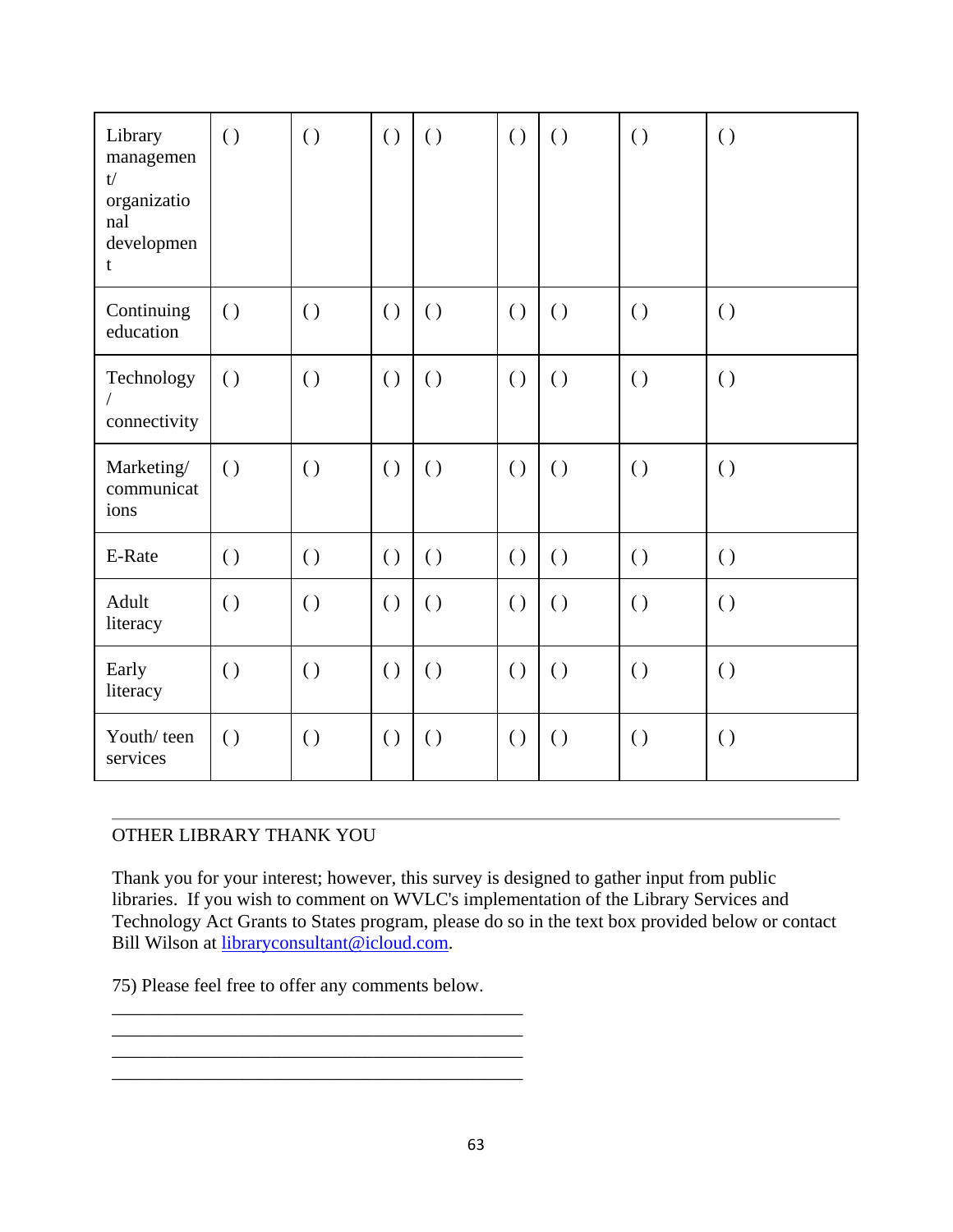|  |  |  |  |  |  |  |  |  |
|---|---|---|---|---|---|---|---|---|
| Library management/ organizational development | ( ) | ( ) | ( ) | ( ) | ( ) | ( ) | ( ) | ( ) |
| Continuing education | ( ) | ( ) | ( ) | ( ) | ( ) | ( ) | ( ) | ( ) |
| Technology / connectivity | ( ) | ( ) | ( ) | ( ) | ( ) | ( ) | ( ) | ( ) |
| Marketing/ communications | ( ) | ( ) | ( ) | ( ) | ( ) | ( ) | ( ) | ( ) |
| E-Rate | ( ) | ( ) | ( ) | ( ) | ( ) | ( ) | ( ) | ( ) |
| Adult literacy | ( ) | ( ) | ( ) | ( ) | ( ) | ( ) | ( ) | ( ) |
| Early literacy | ( ) | ( ) | ( ) | ( ) | ( ) | ( ) | ( ) | ( ) |
| Youth/ teen services | ( ) | ( ) | ( ) | ( ) | ( ) | ( ) | ( ) | ( ) |

---

OTHER LIBRARY THANK YOU

Thank you for your interest; however, this survey is designed to gather input from public libraries. If you wish to comment on WVLC's implementation of the Library Services and Technology Act Grants to States program, please do so in the text box provided below or contact Bill Wilson at [libraryconsultant@icloud.com](mailto:libraryconsultant@icloud.com).

75) Please feel free to offer any comments below.

____________________________________________
____________________________________________
____________________________________________
____________________________________________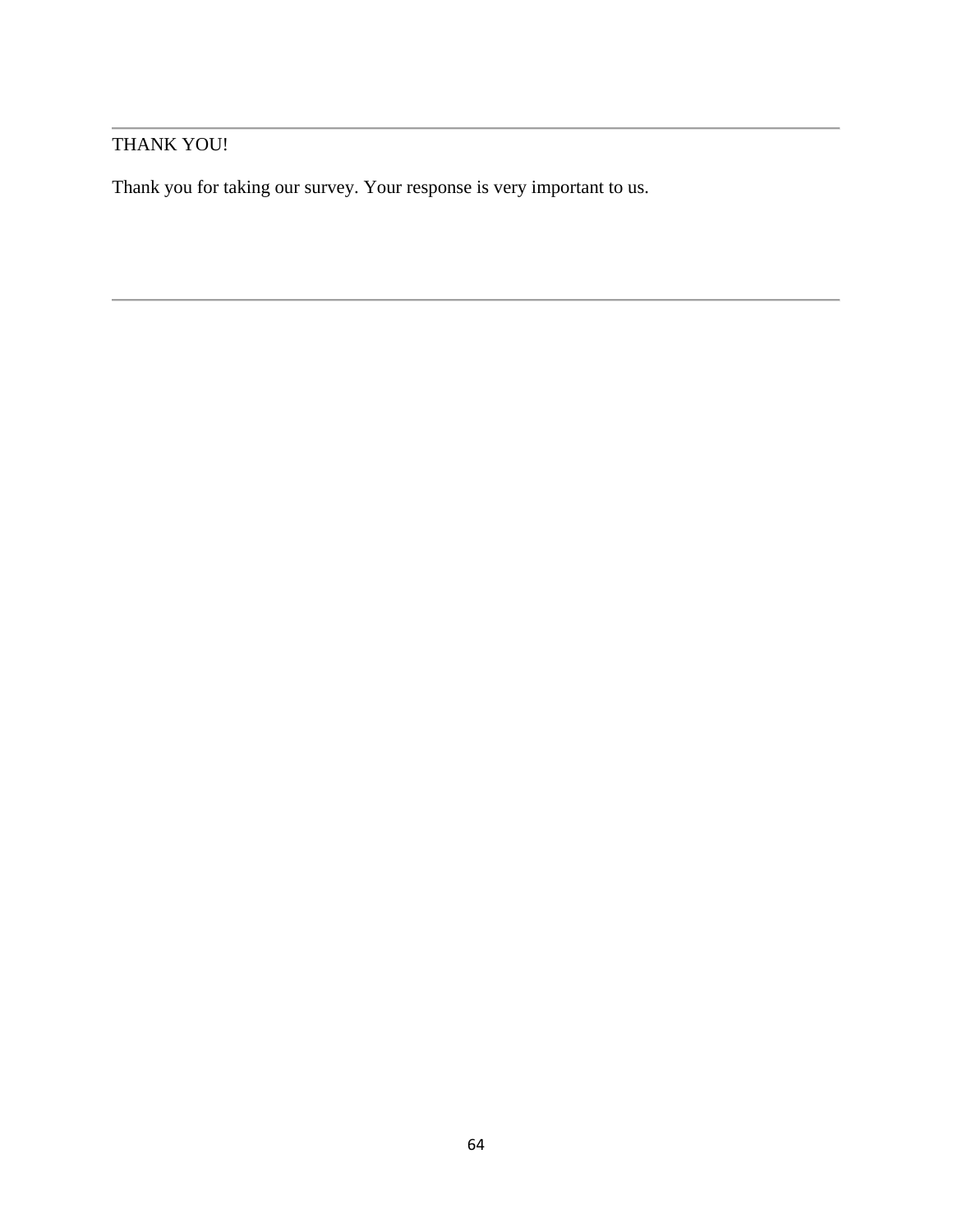---

THANK YOU!

Thank you for taking our survey. Your response is very important to us.

---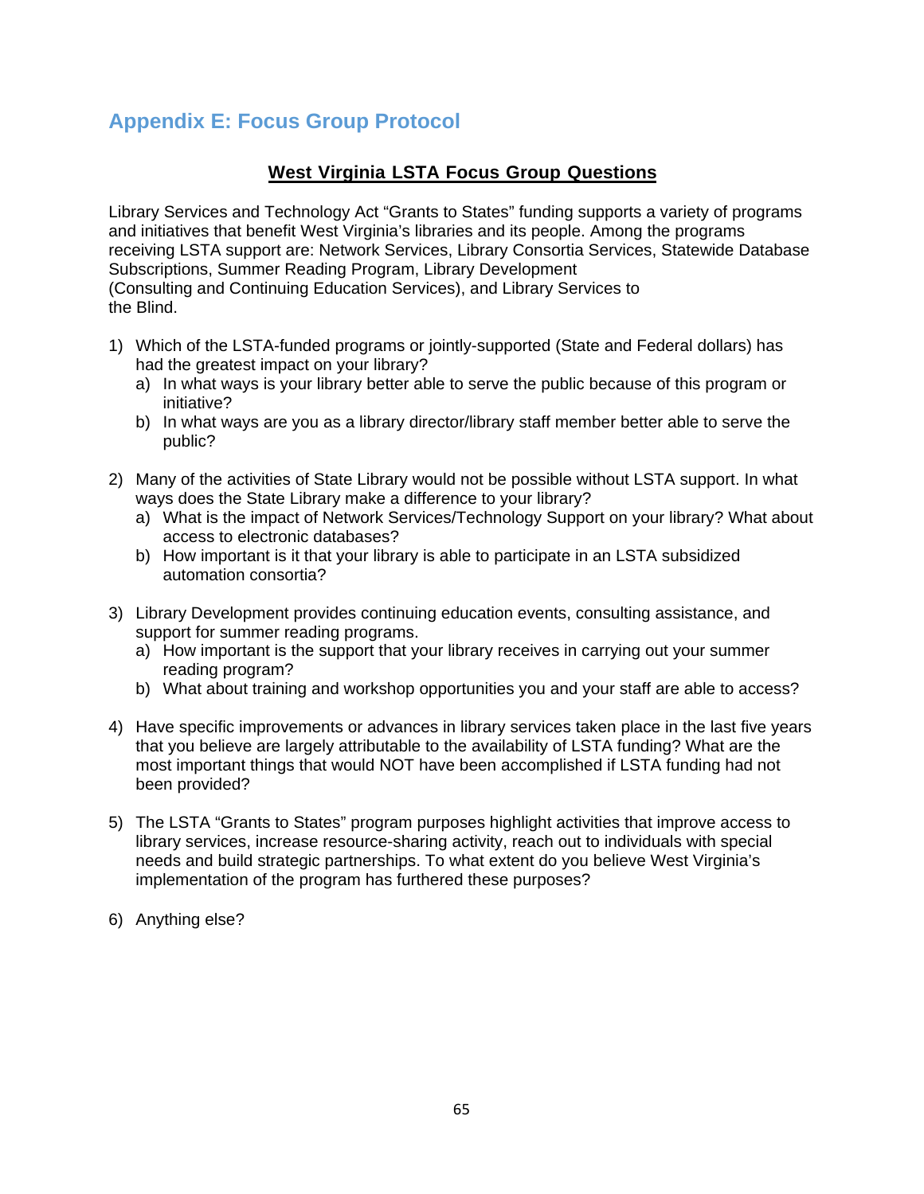## Appendix E: Focus Group Protocol

**West Virginia LSTA Focus Group Questions**

Library Services and Technology Act "Grants to States" funding supports a variety of programs and initiatives that benefit West Virginia's libraries and its people. Among the programs receiving LSTA support are: Network Services, Library Consortia Services, Statewide Database Subscriptions, Summer Reading Program, Library Development (Consulting and Continuing Education Services), and Library Services to the Blind.

1) Which of the LSTA-funded programs or jointly-supported (State and Federal dollars) has had the greatest impact on your library?
   a) In what ways is your library better able to serve the public because of this program or initiative?
   b) In what ways are you as a library director/library staff member better able to serve the public?

2) Many of the activities of State Library would not be possible without LSTA support. In what ways does the State Library make a difference to your library?
   a) What is the impact of Network Services/Technology Support on your library? What about access to electronic databases?
   b) How important is it that your library is able to participate in an LSTA subsidized automation consortia?

3) Library Development provides continuing education events, consulting assistance, and support for summer reading programs.
   a) How important is the support that your library receives in carrying out your summer reading program?
   b) What about training and workshop opportunities you and your staff are able to access?

4) Have specific improvements or advances in library services taken place in the last five years that you believe are largely attributable to the availability of LSTA funding? What are the most important things that would NOT have been accomplished if LSTA funding had not been provided?

5) The LSTA "Grants to States" program purposes highlight activities that improve access to library services, increase resource-sharing activity, reach out to individuals with special needs and build strategic partnerships. To what extent do you believe West Virginia's implementation of the program has furthered these purposes?

6) Anything else?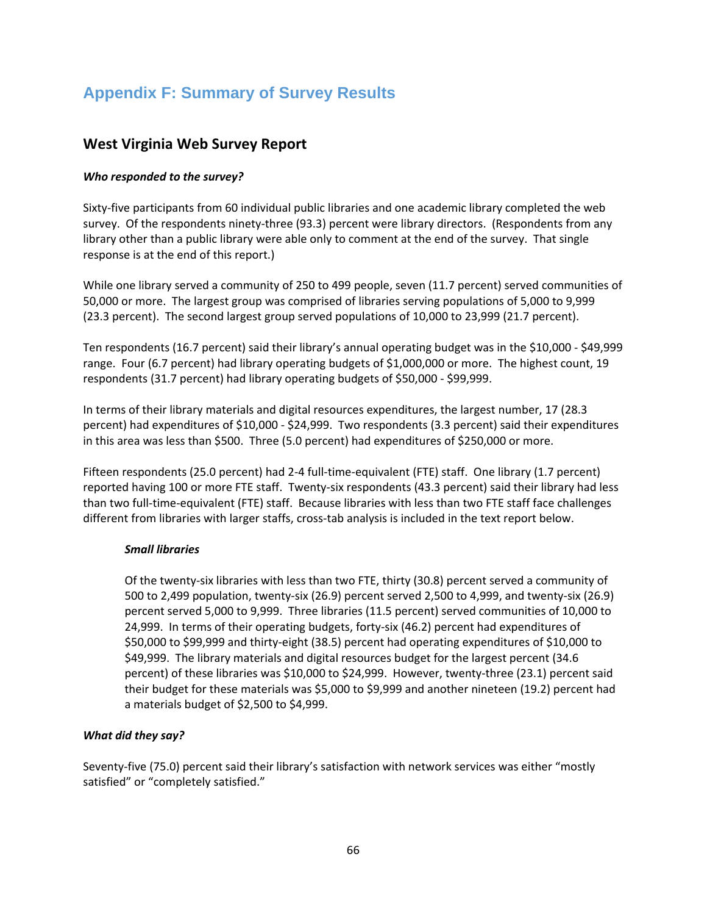# Appendix F: Summary of Survey Results

## West Virginia Web Survey Report

***Who responded to the survey?***

Sixty-five participants from 60 individual public libraries and one academic library completed the web survey. Of the respondents ninety-three (93.3) percent were library directors. (Respondents from any library other than a public library were able only to comment at the end of the survey. That single response is at the end of this report.)

While one library served a community of 250 to 499 people, seven (11.7 percent) served communities of 50,000 or more. The largest group was comprised of libraries serving populations of 5,000 to 9,999 (23.3 percent). The second largest group served populations of 10,000 to 23,999 (21.7 percent).

Ten respondents (16.7 percent) said their library's annual operating budget was in the $10,000 - $49,999 range. Four (6.7 percent) had library operating budgets of $1,000,000 or more. The highest count, 19 respondents (31.7 percent) had library operating budgets of $50,000 - $99,999.

In terms of their library materials and digital resources expenditures, the largest number, 17 (28.3 percent) had expenditures of $10,000 - $24,999. Two respondents (3.3 percent) said their expenditures in this area was less than $500. Three (5.0 percent) had expenditures of $250,000 or more.

Fifteen respondents (25.0 percent) had 2-4 full-time-equivalent (FTE) staff. One library (1.7 percent) reported having 100 or more FTE staff. Twenty-six respondents (43.3 percent) said their library had less than two full-time-equivalent (FTE) staff. Because libraries with less than two FTE staff face challenges different from libraries with larger staffs, cross-tab analysis is included in the text report below.

> ***Small libraries***
>
> Of the twenty-six libraries with less than two FTE, thirty (30.8) percent served a community of 500 to 2,499 population, twenty-six (26.9) percent served 2,500 to 4,999, and twenty-six (26.9) percent served 5,000 to 9,999. Three libraries (11.5 percent) served communities of 10,000 to 24,999. In terms of their operating budgets, forty-six (46.2) percent had expenditures of $50,000 to $99,999 and thirty-eight (38.5) percent had operating expenditures of $10,000 to $49,999. The library materials and digital resources budget for the largest percent (34.6 percent) of these libraries was $10,000 to $24,999. However, twenty-three (23.1) percent said their budget for these materials was $5,000 to $9,999 and another nineteen (19.2) percent had a materials budget of $2,500 to $4,999.

***What did they say?***

Seventy-five (75.0) percent said their library's satisfaction with network services was either "mostly satisfied" or "completely satisfied."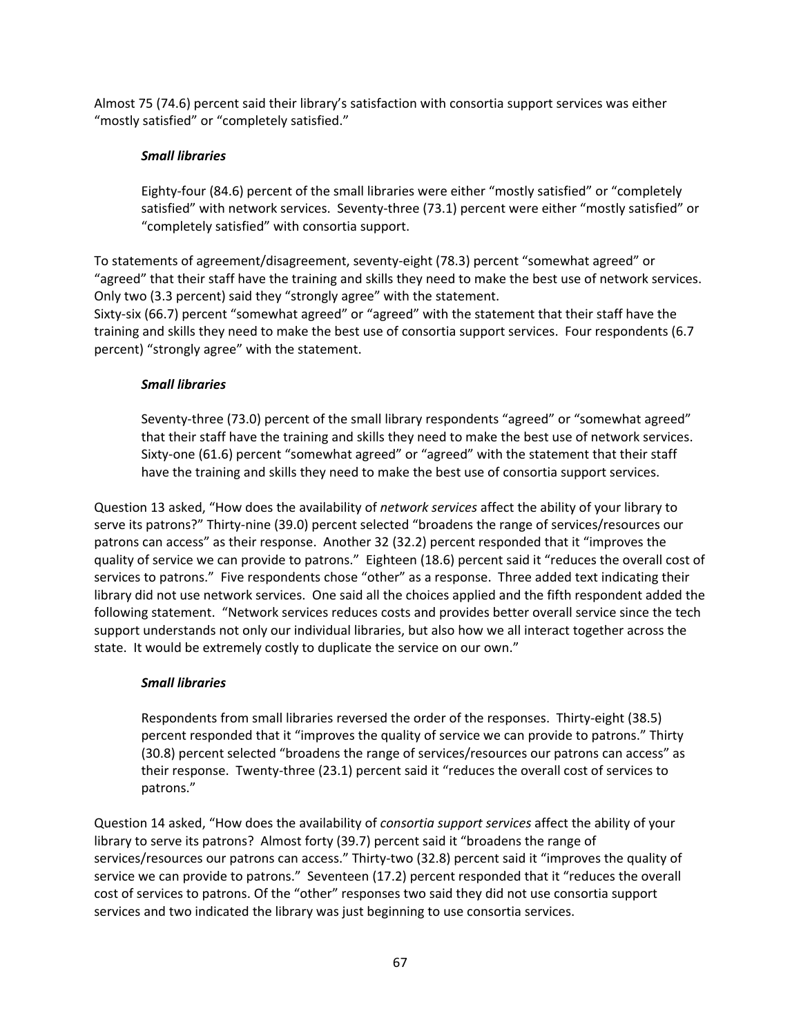Almost 75 (74.6) percent said their library's satisfaction with consortia support services was either "mostly satisfied" or "completely satisfied."

***Small libraries***

Eighty-four (84.6) percent of the small libraries were either "mostly satisfied" or "completely satisfied" with network services. Seventy-three (73.1) percent were either "mostly satisfied" or "completely satisfied" with consortia support.

To statements of agreement/disagreement, seventy-eight (78.3) percent "somewhat agreed" or "agreed" that their staff have the training and skills they need to make the best use of network services. Only two (3.3 percent) said they "strongly agree" with the statement.
Sixty-six (66.7) percent "somewhat agreed" or "agreed" with the statement that their staff have the training and skills they need to make the best use of consortia support services. Four respondents (6.7 percent) "strongly agree" with the statement.

***Small libraries***

Seventy-three (73.0) percent of the small library respondents "agreed" or "somewhat agreed" that their staff have the training and skills they need to make the best use of network services. Sixty-one (61.6) percent "somewhat agreed" or "agreed" with the statement that their staff have the training and skills they need to make the best use of consortia support services.

Question 13 asked, "How does the availability of *network services* affect the ability of your library to serve its patrons?" Thirty-nine (39.0) percent selected "broadens the range of services/resources our patrons can access" as their response. Another 32 (32.2) percent responded that it "improves the quality of service we can provide to patrons." Eighteen (18.6) percent said it "reduces the overall cost of services to patrons." Five respondents chose "other" as a response. Three added text indicating their library did not use network services. One said all the choices applied and the fifth respondent added the following statement. "Network services reduces costs and provides better overall service since the tech support understands not only our individual libraries, but also how we all interact together across the state. It would be extremely costly to duplicate the service on our own."

***Small libraries***

Respondents from small libraries reversed the order of the responses. Thirty-eight (38.5) percent responded that it "improves the quality of service we can provide to patrons." Thirty (30.8) percent selected "broadens the range of services/resources our patrons can access" as their response. Twenty-three (23.1) percent said it "reduces the overall cost of services to patrons."

Question 14 asked, "How does the availability of *consortia support services* affect the ability of your library to serve its patrons? Almost forty (39.7) percent said it "broadens the range of services/resources our patrons can access." Thirty-two (32.8) percent said it "improves the quality of service we can provide to patrons." Seventeen (17.2) percent responded that it "reduces the overall cost of services to patrons. Of the "other" responses two said they did not use consortia support services and two indicated the library was just beginning to use consortia services.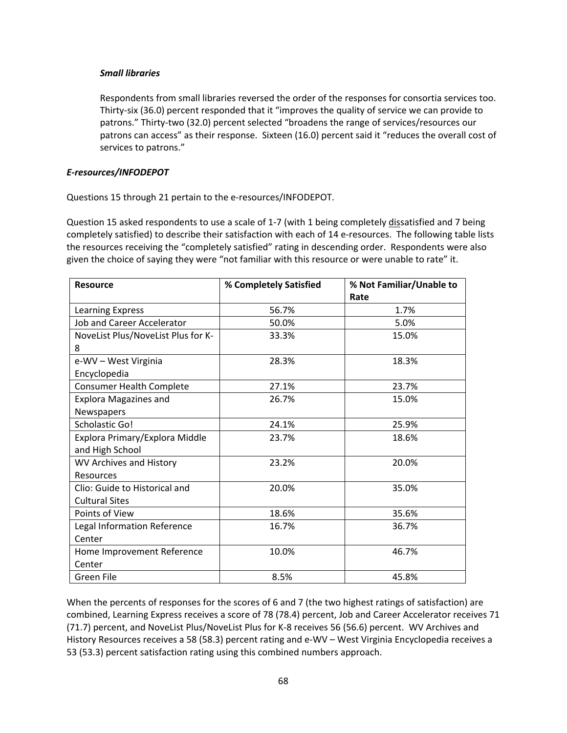### *Small libraries*

Respondents from small libraries reversed the order of the responses for consortia services too. Thirty-six (36.0) percent responded that it "improves the quality of service we can provide to patrons." Thirty-two (32.0) percent selected "broadens the range of services/resources our patrons can access" as their response. Sixteen (16.0) percent said it "reduces the overall cost of services to patrons."

### *E-resources/INFODEPOT*

Questions 15 through 21 pertain to the e-resources/INFODEPOT.

Question 15 asked respondents to use a scale of 1-7 (with 1 being completely <u>dis</u>satisfied and 7 being completely satisfied) to describe their satisfaction with each of 14 e-resources. The following table lists the resources receiving the "completely satisfied" rating in descending order. Respondents were also given the choice of saying they were "not familiar with this resource or were unable to rate" it.

| Resource | % Completely Satisfied | % Not Familiar/Unable to Rate |
|---|---|---|
| Learning Express | 56.7% | 1.7% |
| Job and Career Accelerator | 50.0% | 5.0% |
| NoveList Plus/NoveList Plus for K-8 | 33.3% | 15.0% |
| e-WV – West Virginia Encyclopedia | 28.3% | 18.3% |
| Consumer Health Complete | 27.1% | 23.7% |
| Explora Magazines and Newspapers | 26.7% | 15.0% |
| Scholastic Go! | 24.1% | 25.9% |
| Explora Primary/Explora Middle and High School | 23.7% | 18.6% |
| WV Archives and History Resources | 23.2% | 20.0% |
| Clio: Guide to Historical and Cultural Sites | 20.0% | 35.0% |
| Points of View | 18.6% | 35.6% |
| Legal Information Reference Center | 16.7% | 36.7% |
| Home Improvement Reference Center | 10.0% | 46.7% |
| Green File | 8.5% | 45.8% |

When the percents of responses for the scores of 6 and 7 (the two highest ratings of satisfaction) are combined, Learning Express receives a score of 78 (78.4) percent, Job and Career Accelerator receives 71 (71.7) percent, and NoveList Plus/NoveList Plus for K-8 receives 56 (56.6) percent. WV Archives and History Resources receives a 58 (58.3) percent rating and e-WV – West Virginia Encyclopedia receives a 53 (53.3) percent satisfaction rating using this combined numbers approach.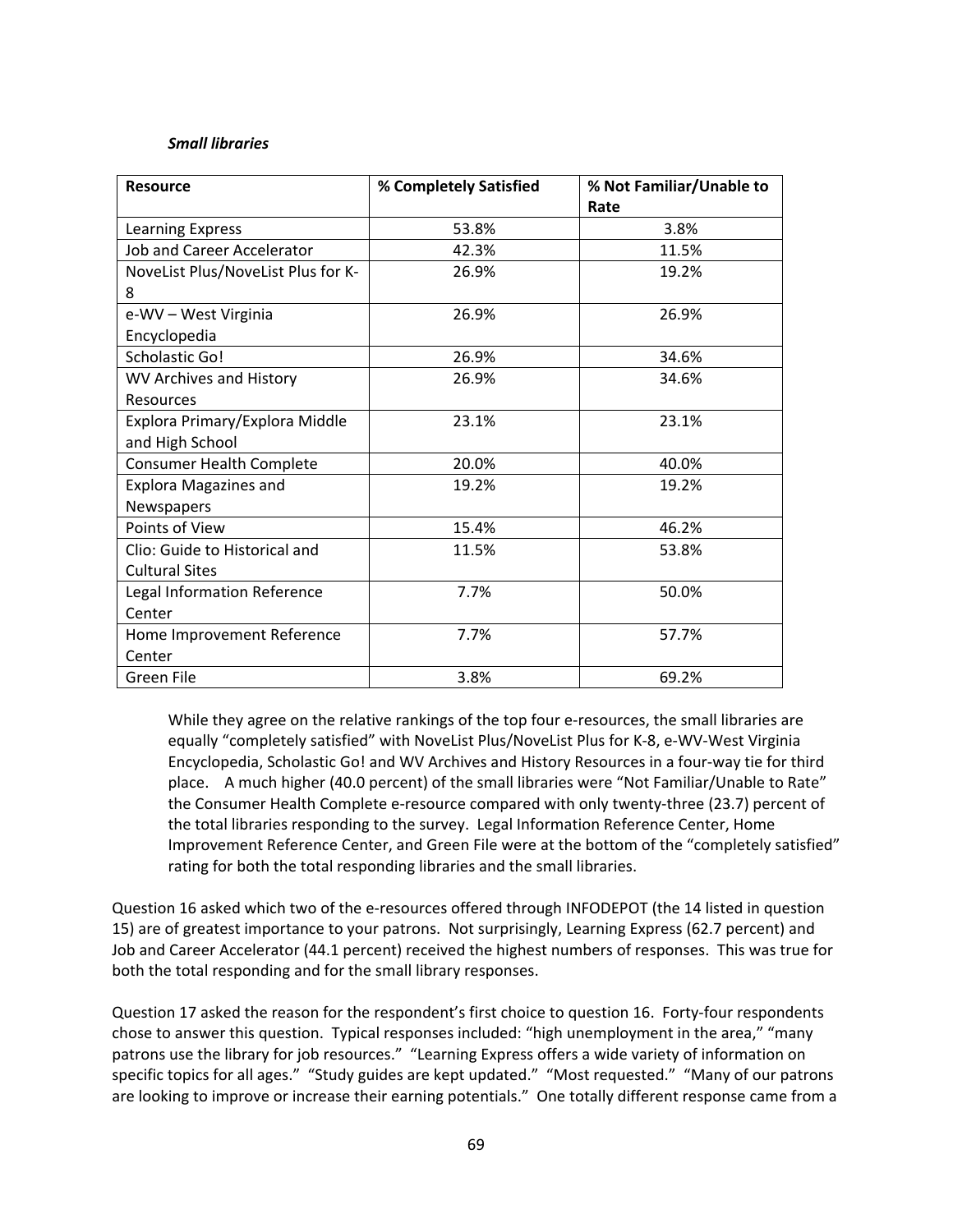*Small libraries*

| Resource | % Completely Satisfied | % Not Familiar/Unable to Rate |
|---|---|---|
| Learning Express | 53.8% | 3.8% |
| Job and Career Accelerator | 42.3% | 11.5% |
| NoveList Plus/NoveList Plus for K-8 | 26.9% | 19.2% |
| e-WV – West Virginia Encyclopedia | 26.9% | 26.9% |
| Scholastic Go! | 26.9% | 34.6% |
| WV Archives and History Resources | 26.9% | 34.6% |
| Explora Primary/Explora Middle and High School | 23.1% | 23.1% |
| Consumer Health Complete | 20.0% | 40.0% |
| Explora Magazines and Newspapers | 19.2% | 19.2% |
| Points of View | 15.4% | 46.2% |
| Clio: Guide to Historical and Cultural Sites | 11.5% | 53.8% |
| Legal Information Reference Center | 7.7% | 50.0% |
| Home Improvement Reference Center | 7.7% | 57.7% |
| Green File | 3.8% | 69.2% |

While they agree on the relative rankings of the top four e-resources, the small libraries are equally "completely satisfied" with NoveList Plus/NoveList Plus for K-8, e-WV-West Virginia Encyclopedia, Scholastic Go! and WV Archives and History Resources in a four-way tie for third place. A much higher (40.0 percent) of the small libraries were "Not Familiar/Unable to Rate" the Consumer Health Complete e-resource compared with only twenty-three (23.7) percent of the total libraries responding to the survey. Legal Information Reference Center, Home Improvement Reference Center, and Green File were at the bottom of the "completely satisfied" rating for both the total responding libraries and the small libraries.

Question 16 asked which two of the e-resources offered through INFODEPOT (the 14 listed in question 15) are of greatest importance to your patrons. Not surprisingly, Learning Express (62.7 percent) and Job and Career Accelerator (44.1 percent) received the highest numbers of responses. This was true for both the total responding and for the small library responses.

Question 17 asked the reason for the respondent's first choice to question 16. Forty-four respondents chose to answer this question. Typical responses included: "high unemployment in the area," "many patrons use the library for job resources." "Learning Express offers a wide variety of information on specific topics for all ages." "Study guides are kept updated." "Most requested." "Many of our patrons are looking to improve or increase their earning potentials." One totally different response came from a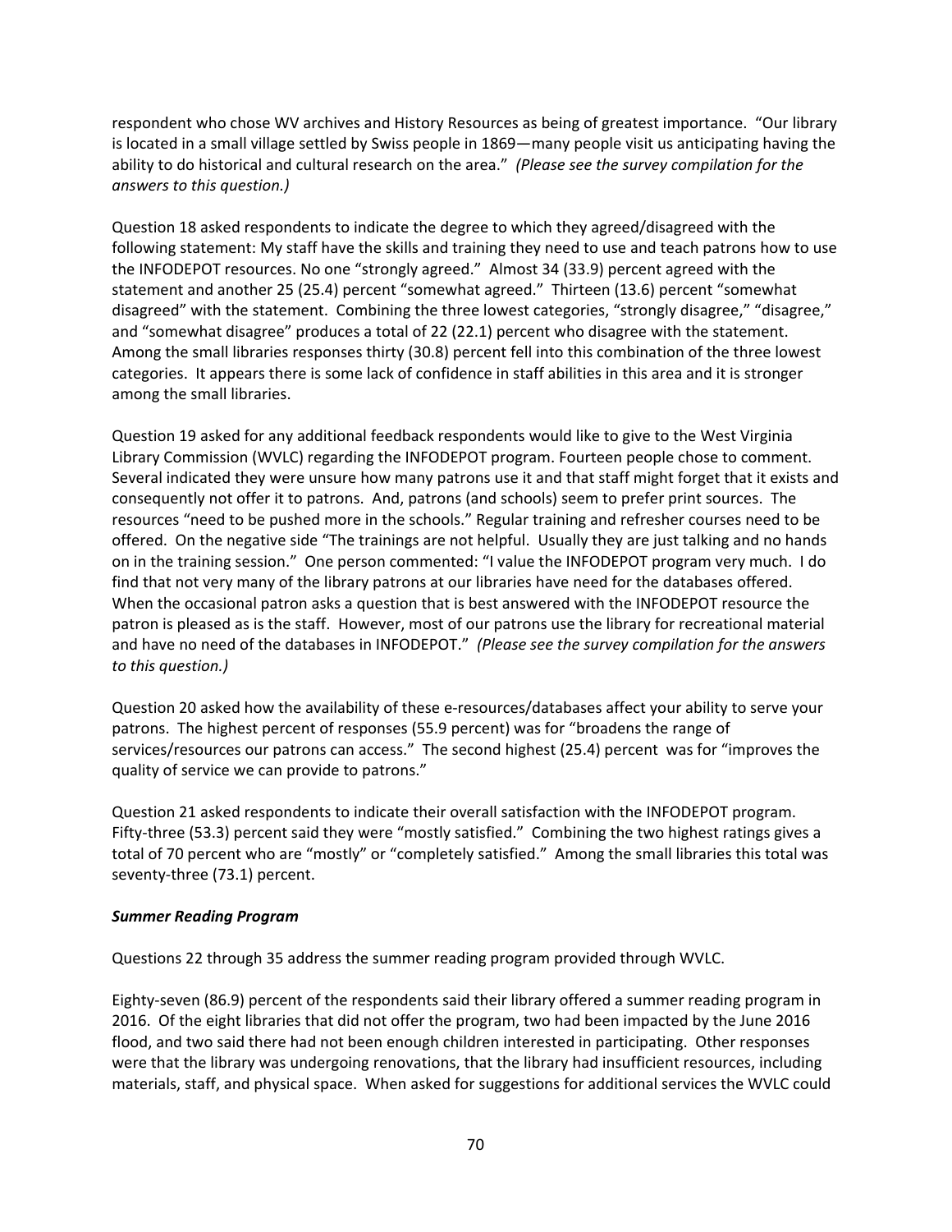respondent who chose WV archives and History Resources as being of greatest importance. "Our library is located in a small village settled by Swiss people in 1869—many people visit us anticipating having the ability to do historical and cultural research on the area." *(Please see the survey compilation for the answers to this question.)*

Question 18 asked respondents to indicate the degree to which they agreed/disagreed with the following statement: My staff have the skills and training they need to use and teach patrons how to use the INFODEPOT resources. No one "strongly agreed." Almost 34 (33.9) percent agreed with the statement and another 25 (25.4) percent "somewhat agreed." Thirteen (13.6) percent "somewhat disagreed" with the statement. Combining the three lowest categories, "strongly disagree," "disagree," and "somewhat disagree" produces a total of 22 (22.1) percent who disagree with the statement. Among the small libraries responses thirty (30.8) percent fell into this combination of the three lowest categories. It appears there is some lack of confidence in staff abilities in this area and it is stronger among the small libraries.

Question 19 asked for any additional feedback respondents would like to give to the West Virginia Library Commission (WVLC) regarding the INFODEPOT program. Fourteen people chose to comment. Several indicated they were unsure how many patrons use it and that staff might forget that it exists and consequently not offer it to patrons. And, patrons (and schools) seem to prefer print sources. The resources "need to be pushed more in the schools." Regular training and refresher courses need to be offered. On the negative side "The trainings are not helpful. Usually they are just talking and no hands on in the training session." One person commented: "I value the INFODEPOT program very much. I do find that not very many of the library patrons at our libraries have need for the databases offered. When the occasional patron asks a question that is best answered with the INFODEPOT resource the patron is pleased as is the staff. However, most of our patrons use the library for recreational material and have no need of the databases in INFODEPOT." *(Please see the survey compilation for the answers to this question.)*

Question 20 asked how the availability of these e-resources/databases affect your ability to serve your patrons. The highest percent of responses (55.9 percent) was for "broadens the range of services/resources our patrons can access." The second highest (25.4) percent was for "improves the quality of service we can provide to patrons."

Question 21 asked respondents to indicate their overall satisfaction with the INFODEPOT program. Fifty-three (53.3) percent said they were "mostly satisfied." Combining the two highest ratings gives a total of 70 percent who are "mostly" or "completely satisfied." Among the small libraries this total was seventy-three (73.1) percent.

***Summer Reading Program***

Questions 22 through 35 address the summer reading program provided through WVLC.

Eighty-seven (86.9) percent of the respondents said their library offered a summer reading program in 2016. Of the eight libraries that did not offer the program, two had been impacted by the June 2016 flood, and two said there had not been enough children interested in participating. Other responses were that the library was undergoing renovations, that the library had insufficient resources, including materials, staff, and physical space. When asked for suggestions for additional services the WVLC could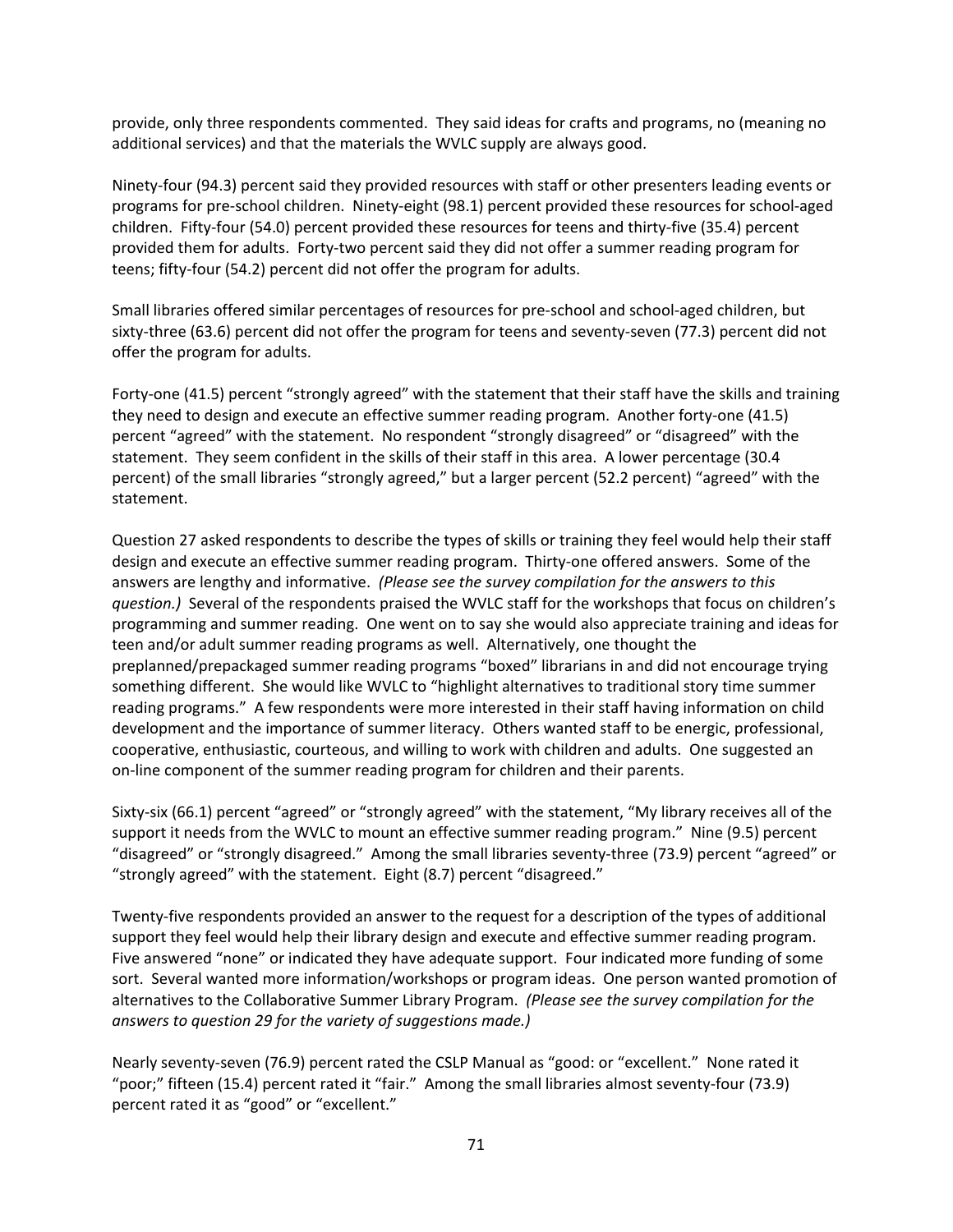provide, only three respondents commented. They said ideas for crafts and programs, no (meaning no additional services) and that the materials the WVLC supply are always good.

Ninety-four (94.3) percent said they provided resources with staff or other presenters leading events or programs for pre-school children. Ninety-eight (98.1) percent provided these resources for school-aged children. Fifty-four (54.0) percent provided these resources for teens and thirty-five (35.4) percent provided them for adults. Forty-two percent said they did not offer a summer reading program for teens; fifty-four (54.2) percent did not offer the program for adults.

Small libraries offered similar percentages of resources for pre-school and school-aged children, but sixty-three (63.6) percent did not offer the program for teens and seventy-seven (77.3) percent did not offer the program for adults.

Forty-one (41.5) percent "strongly agreed" with the statement that their staff have the skills and training they need to design and execute an effective summer reading program. Another forty-one (41.5) percent "agreed" with the statement. No respondent "strongly disagreed" or "disagreed" with the statement. They seem confident in the skills of their staff in this area. A lower percentage (30.4 percent) of the small libraries "strongly agreed," but a larger percent (52.2 percent) "agreed" with the statement.

Question 27 asked respondents to describe the types of skills or training they feel would help their staff design and execute an effective summer reading program. Thirty-one offered answers. Some of the answers are lengthy and informative. *(Please see the survey compilation for the answers to this question.)* Several of the respondents praised the WVLC staff for the workshops that focus on children's programming and summer reading. One went on to say she would also appreciate training and ideas for teen and/or adult summer reading programs as well. Alternatively, one thought the preplanned/prepackaged summer reading programs "boxed" librarians in and did not encourage trying something different. She would like WVLC to "highlight alternatives to traditional story time summer reading programs." A few respondents were more interested in their staff having information on child development and the importance of summer literacy. Others wanted staff to be energic, professional, cooperative, enthusiastic, courteous, and willing to work with children and adults. One suggested an on-line component of the summer reading program for children and their parents.

Sixty-six (66.1) percent "agreed" or "strongly agreed" with the statement, "My library receives all of the support it needs from the WVLC to mount an effective summer reading program." Nine (9.5) percent "disagreed" or "strongly disagreed." Among the small libraries seventy-three (73.9) percent "agreed" or "strongly agreed" with the statement. Eight (8.7) percent "disagreed."

Twenty-five respondents provided an answer to the request for a description of the types of additional support they feel would help their library design and execute and effective summer reading program. Five answered "none" or indicated they have adequate support. Four indicated more funding of some sort. Several wanted more information/workshops or program ideas. One person wanted promotion of alternatives to the Collaborative Summer Library Program. *(Please see the survey compilation for the answers to question 29 for the variety of suggestions made.)*

Nearly seventy-seven (76.9) percent rated the CSLP Manual as "good: or "excellent." None rated it "poor;" fifteen (15.4) percent rated it "fair." Among the small libraries almost seventy-four (73.9) percent rated it as "good" or "excellent."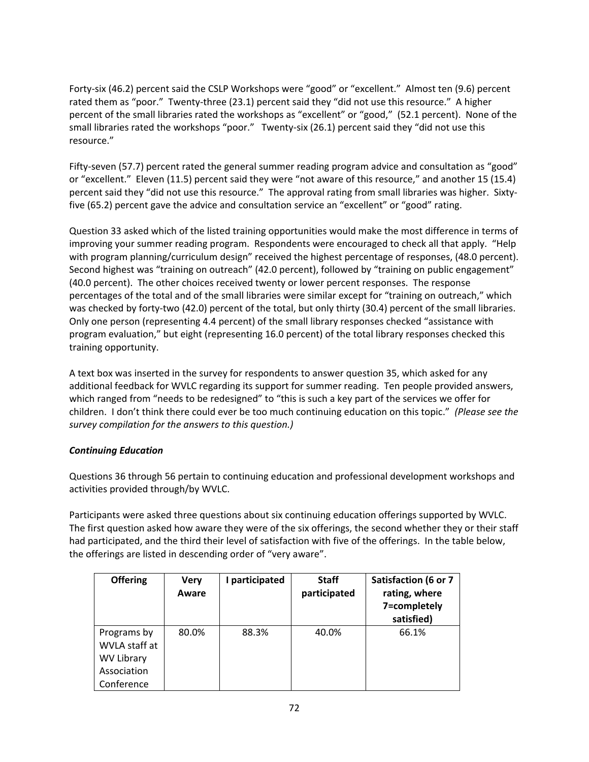Forty-six (46.2) percent said the CSLP Workshops were “good” or “excellent.” Almost ten (9.6) percent rated them as “poor.” Twenty-three (23.1) percent said they “did not use this resource.” A higher percent of the small libraries rated the workshops as “excellent” or “good,” (52.1 percent). None of the small libraries rated the workshops “poor.” Twenty-six (26.1) percent said they “did not use this resource.”

Fifty-seven (57.7) percent rated the general summer reading program advice and consultation as “good” or “excellent.” Eleven (11.5) percent said they were “not aware of this resource,” and another 15 (15.4) percent said they “did not use this resource.” The approval rating from small libraries was higher. Sixty-five (65.2) percent gave the advice and consultation service an “excellent” or “good” rating.

Question 33 asked which of the listed training opportunities would make the most difference in terms of improving your summer reading program. Respondents were encouraged to check all that apply. “Help with program planning/curriculum design” received the highest percentage of responses, (48.0 percent). Second highest was “training on outreach” (42.0 percent), followed by “training on public engagement” (40.0 percent). The other choices received twenty or lower percent responses. The response percentages of the total and of the small libraries were similar except for “training on outreach,” which was checked by forty-two (42.0) percent of the total, but only thirty (30.4) percent of the small libraries. Only one person (representing 4.4 percent) of the small library responses checked “assistance with program evaluation,” but eight (representing 16.0 percent) of the total library responses checked this training opportunity.

A text box was inserted in the survey for respondents to answer question 35, which asked for any additional feedback for WVLC regarding its support for summer reading. Ten people provided answers, which ranged from “needs to be redesigned” to “this is such a key part of the services we offer for children. I don’t think there could ever be too much continuing education on this topic.” *(Please see the survey compilation for the answers to this question.)*

***Continuing Education***

Questions 36 through 56 pertain to continuing education and professional development workshops and activities provided through/by WVLC.

Participants were asked three questions about six continuing education offerings supported by WVLC. The first question asked how aware they were of the six offerings, the second whether they or their staff had participated, and the third their level of satisfaction with five of the offerings. In the table below, the offerings are listed in descending order of “very aware”.

| Offering | Very Aware | I participated | Staff participated | Satisfaction (6 or 7 rating, where 7=completely satisfied) |
|---|---|---|---|---|
| Programs by WVLA staff at WV Library Association Conference | 80.0% | 88.3% | 40.0% | 66.1% |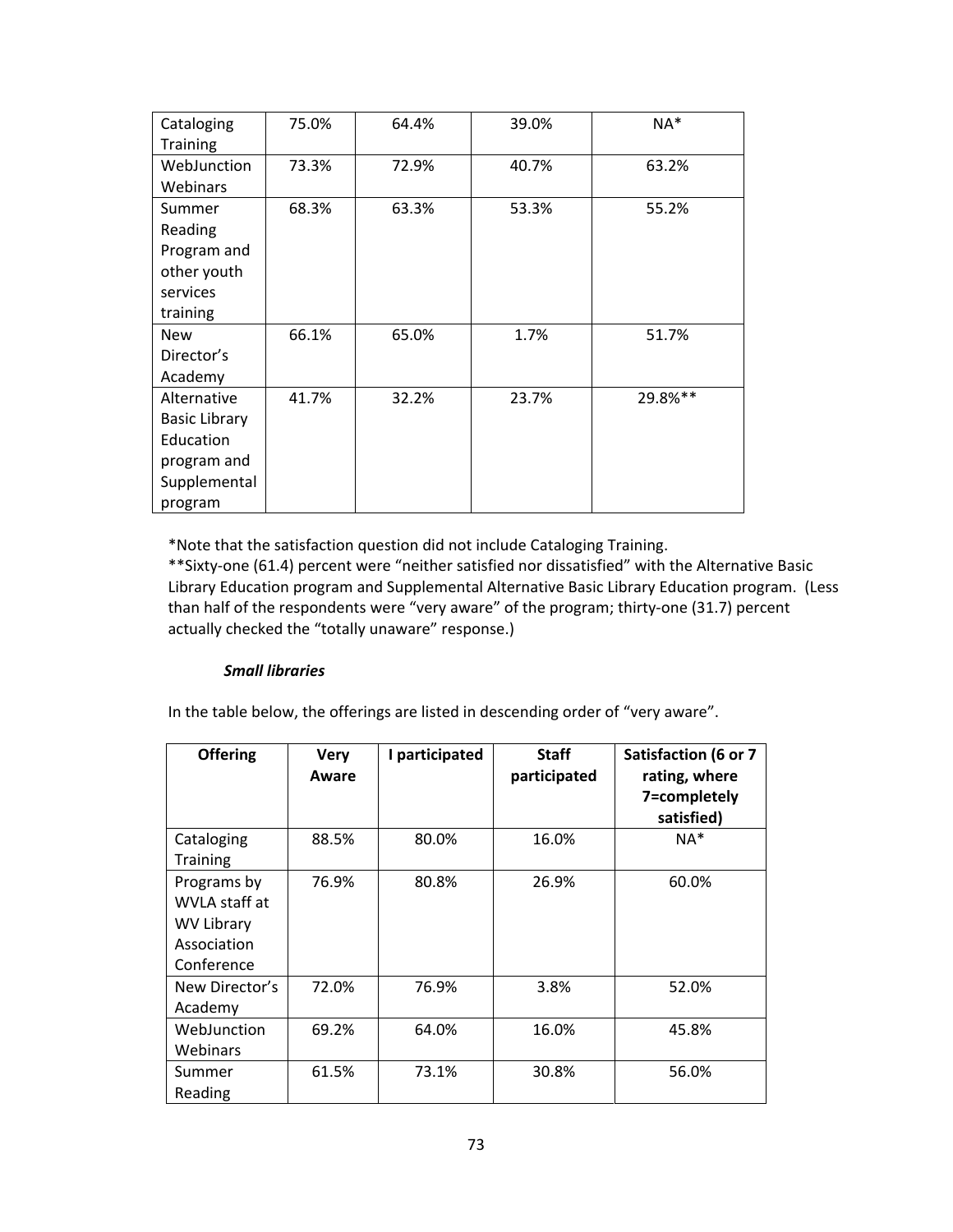| | | | | |
|---|---|---|---|---|
| Cataloging Training | 75.0% | 64.4% | 39.0% | NA* |
| WebJunction Webinars | 73.3% | 72.9% | 40.7% | 63.2% |
| Summer Reading Program and other youth services training | 68.3% | 63.3% | 53.3% | 55.2% |
| New Director's Academy | 66.1% | 65.0% | 1.7% | 51.7% |
| Alternative Basic Library Education program and Supplemental program | 41.7% | 32.2% | 23.7% | 29.8%** |

*Note that the satisfaction question did not include Cataloging Training.
**Sixty-one (61.4) percent were "neither satisfied nor dissatisfied" with the Alternative Basic Library Education program and Supplemental Alternative Basic Library Education program. (Less than half of the respondents were "very aware" of the program; thirty-one (31.7) percent actually checked the "totally unaware" response.)

***Small libraries***

In the table below, the offerings are listed in descending order of "very aware".

| Offering | Very Aware | I participated | Staff participated | Satisfaction (6 or 7 rating, where 7=completely satisfied) |
|---|---|---|---|---|
| Cataloging Training | 88.5% | 80.0% | 16.0% | NA* |
| Programs by WVLA staff at WV Library Association Conference | 76.9% | 80.8% | 26.9% | 60.0% |
| New Director's Academy | 72.0% | 76.9% | 3.8% | 52.0% |
| WebJunction Webinars | 69.2% | 64.0% | 16.0% | 45.8% |
| Summer Reading | 61.5% | 73.1% | 30.8% | 56.0% |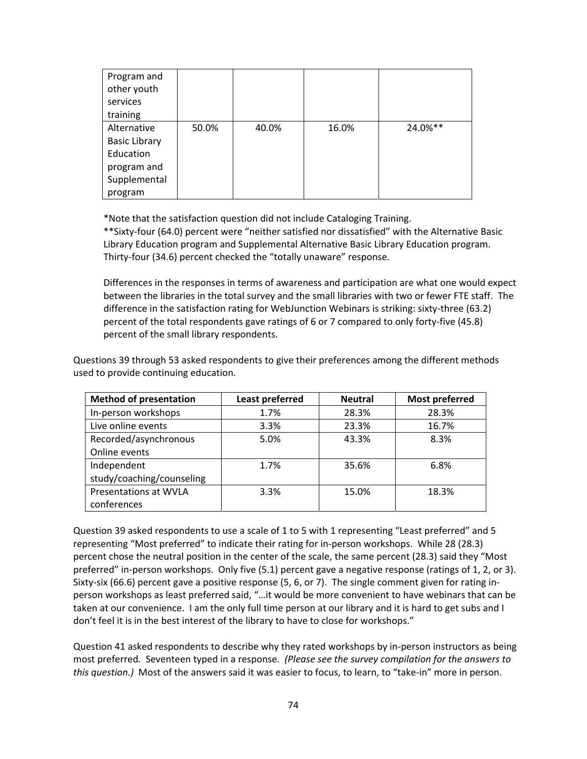| Program and other youth services training | | | | |
|---|---|---|---|---|
| Alternative Basic Library Education program and Supplemental program | 50.0% | 40.0% | 16.0% | 24.0%** |

*Note that the satisfaction question did not include Cataloging Training.
**Sixty-four (64.0) percent were "neither satisfied nor dissatisfied" with the Alternative Basic Library Education program and Supplemental Alternative Basic Library Education program. Thirty-four (34.6) percent checked the "totally unaware" response.

Differences in the responses in terms of awareness and participation are what one would expect between the libraries in the total survey and the small libraries with two or fewer FTE staff. The difference in the satisfaction rating for WebJunction Webinars is striking: sixty-three (63.2) percent of the total respondents gave ratings of 6 or 7 compared to only forty-five (45.8) percent of the small library respondents.

Questions 39 through 53 asked respondents to give their preferences among the different methods used to provide continuing education.

| Method of presentation | Least preferred | Neutral | Most preferred |
|---|---|---|---|
| In-person workshops | 1.7% | 28.3% | 28.3% |
| Live online events | 3.3% | 23.3% | 16.7% |
| Recorded/asynchronous Online events | 5.0% | 43.3% | 8.3% |
| Independent study/coaching/counseling | 1.7% | 35.6% | 6.8% |
| Presentations at WVLA conferences | 3.3% | 15.0% | 18.3% |

Question 39 asked respondents to use a scale of 1 to 5 with 1 representing "Least preferred" and 5 representing "Most preferred" to indicate their rating for in-person workshops. While 28 (28.3) percent chose the neutral position in the center of the scale, the same percent (28.3) said they "Most preferred" in-person workshops. Only five (5.1) percent gave a negative response (ratings of 1, 2, or 3). Sixty-six (66.6) percent gave a positive response (5, 6, or 7). The single comment given for rating in-person workshops as least preferred said, "…it would be more convenient to have webinars that can be taken at our convenience. I am the only full time person at our library and it is hard to get subs and I don't feel it is in the best interest of the library to have to close for workshops."

Question 41 asked respondents to describe why they rated workshops by in-person instructors as being most preferred. Seventeen typed in a response. *(Please see the survey compilation for the answers to this question.)* Most of the answers said it was easier to focus, to learn, to "take-in" more in person.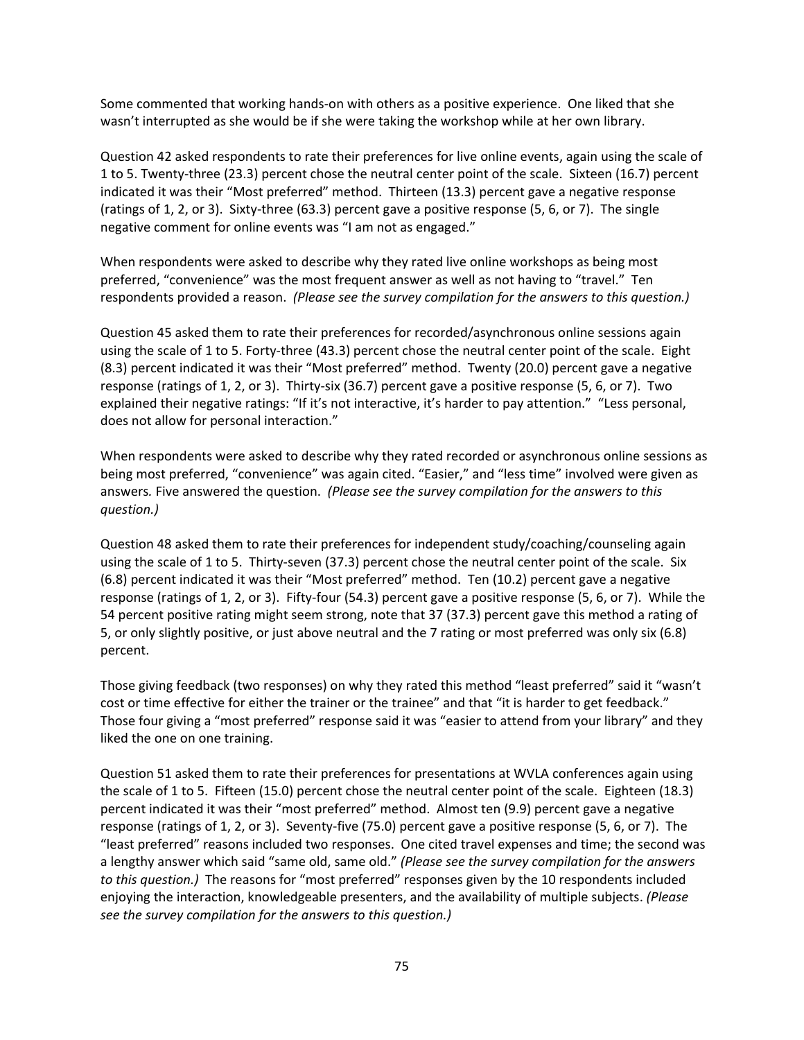Some commented that working hands-on with others as a positive experience. One liked that she wasn't interrupted as she would be if she were taking the workshop while at her own library.

Question 42 asked respondents to rate their preferences for live online events, again using the scale of 1 to 5. Twenty-three (23.3) percent chose the neutral center point of the scale. Sixteen (16.7) percent indicated it was their "Most preferred" method. Thirteen (13.3) percent gave a negative response (ratings of 1, 2, or 3). Sixty-three (63.3) percent gave a positive response (5, 6, or 7). The single negative comment for online events was "I am not as engaged."

When respondents were asked to describe why they rated live online workshops as being most preferred, "convenience" was the most frequent answer as well as not having to "travel." Ten respondents provided a reason. *(Please see the survey compilation for the answers to this question.)*

Question 45 asked them to rate their preferences for recorded/asynchronous online sessions again using the scale of 1 to 5. Forty-three (43.3) percent chose the neutral center point of the scale. Eight (8.3) percent indicated it was their "Most preferred" method. Twenty (20.0) percent gave a negative response (ratings of 1, 2, or 3). Thirty-six (36.7) percent gave a positive response (5, 6, or 7). Two explained their negative ratings: "If it's not interactive, it's harder to pay attention." "Less personal, does not allow for personal interaction."

When respondents were asked to describe why they rated recorded or asynchronous online sessions as being most preferred, "convenience" was again cited. "Easier," and "less time" involved were given as answers*.* Five answered the question. *(Please see the survey compilation for the answers to this question.)*

Question 48 asked them to rate their preferences for independent study/coaching/counseling again using the scale of 1 to 5. Thirty-seven (37.3) percent chose the neutral center point of the scale. Six (6.8) percent indicated it was their "Most preferred" method. Ten (10.2) percent gave a negative response (ratings of 1, 2, or 3). Fifty-four (54.3) percent gave a positive response (5, 6, or 7). While the 54 percent positive rating might seem strong, note that 37 (37.3) percent gave this method a rating of 5, or only slightly positive, or just above neutral and the 7 rating or most preferred was only six (6.8) percent.

Those giving feedback (two responses) on why they rated this method "least preferred" said it "wasn't cost or time effective for either the trainer or the trainee" and that "it is harder to get feedback." Those four giving a "most preferred" response said it was "easier to attend from your library" and they liked the one on one training.

Question 51 asked them to rate their preferences for presentations at WVLA conferences again using the scale of 1 to 5. Fifteen (15.0) percent chose the neutral center point of the scale. Eighteen (18.3) percent indicated it was their "most preferred" method. Almost ten (9.9) percent gave a negative response (ratings of 1, 2, or 3). Seventy-five (75.0) percent gave a positive response (5, 6, or 7). The "least preferred" reasons included two responses. One cited travel expenses and time; the second was a lengthy answer which said "same old, same old." *(Please see the survey compilation for the answers to this question.)* The reasons for "most preferred" responses given by the 10 respondents included enjoying the interaction, knowledgeable presenters, and the availability of multiple subjects. *(Please see the survey compilation for the answers to this question.)*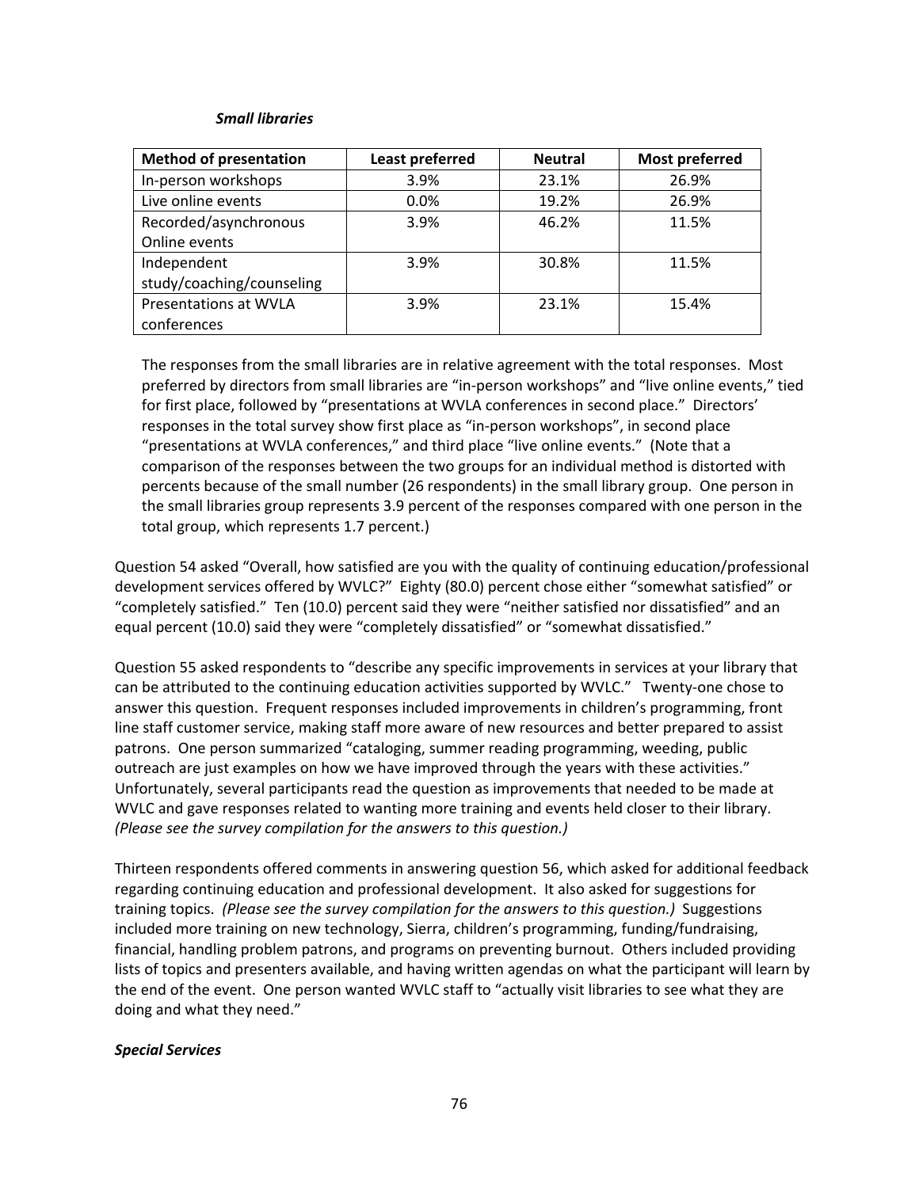***Small libraries***

| Method of presentation | Least preferred | Neutral | Most preferred |
|---|---|---|---|
| In-person workshops | 3.9% | 23.1% | 26.9% |
| Live online events | 0.0% | 19.2% | 26.9% |
| Recorded/asynchronous Online events | 3.9% | 46.2% | 11.5% |
| Independent study/coaching/counseling | 3.9% | 30.8% | 11.5% |
| Presentations at WVLA conferences | 3.9% | 23.1% | 15.4% |

The responses from the small libraries are in relative agreement with the total responses. Most preferred by directors from small libraries are "in-person workshops" and "live online events," tied for first place, followed by "presentations at WVLA conferences in second place." Directors' responses in the total survey show first place as "in-person workshops", in second place "presentations at WVLA conferences," and third place "live online events." (Note that a comparison of the responses between the two groups for an individual method is distorted with percents because of the small number (26 respondents) in the small library group. One person in the small libraries group represents 3.9 percent of the responses compared with one person in the total group, which represents 1.7 percent.)

Question 54 asked "Overall, how satisfied are you with the quality of continuing education/professional development services offered by WVLC?" Eighty (80.0) percent chose either "somewhat satisfied" or "completely satisfied." Ten (10.0) percent said they were "neither satisfied nor dissatisfied" and an equal percent (10.0) said they were "completely dissatisfied" or "somewhat dissatisfied."

Question 55 asked respondents to "describe any specific improvements in services at your library that can be attributed to the continuing education activities supported by WVLC." Twenty-one chose to answer this question. Frequent responses included improvements in children's programming, front line staff customer service, making staff more aware of new resources and better prepared to assist patrons. One person summarized "cataloging, summer reading programming, weeding, public outreach are just examples on how we have improved through the years with these activities." Unfortunately, several participants read the question as improvements that needed to be made at WVLC and gave responses related to wanting more training and events held closer to their library. *(Please see the survey compilation for the answers to this question.)*

Thirteen respondents offered comments in answering question 56, which asked for additional feedback regarding continuing education and professional development. It also asked for suggestions for training topics. *(Please see the survey compilation for the answers to this question.)* Suggestions included more training on new technology, Sierra, children's programming, funding/fundraising, financial, handling problem patrons, and programs on preventing burnout. Others included providing lists of topics and presenters available, and having written agendas on what the participant will learn by the end of the event. One person wanted WVLC staff to "actually visit libraries to see what they are doing and what they need."

***Special Services***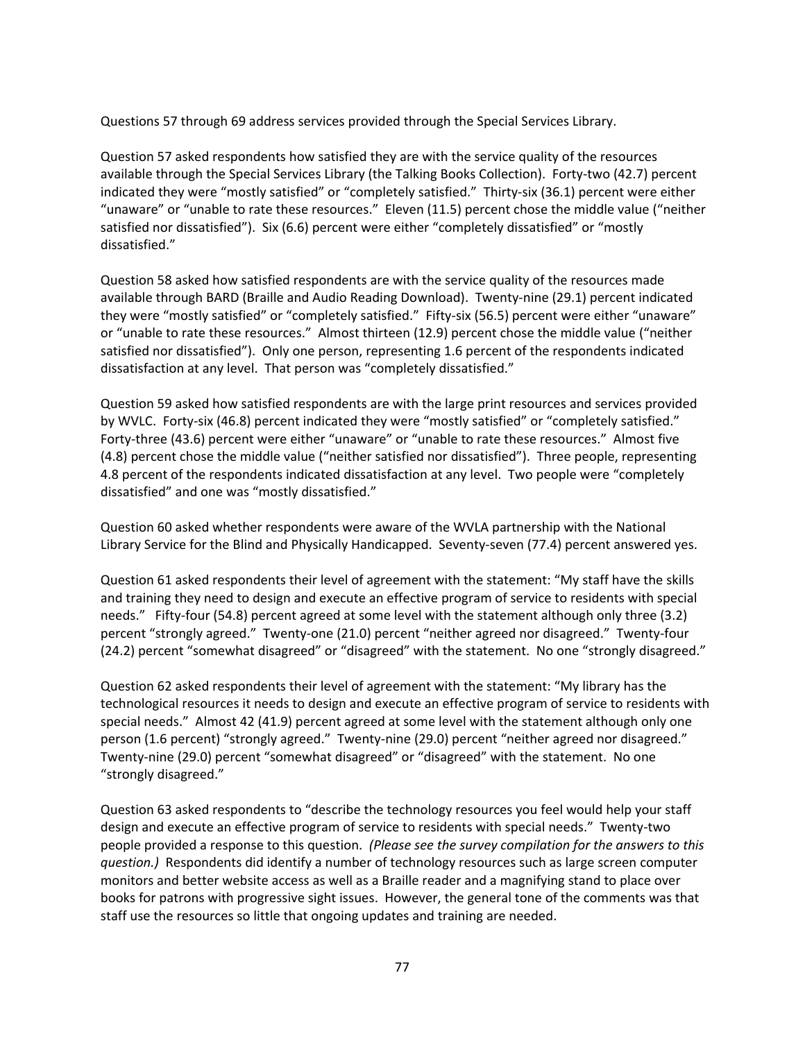Questions 57 through 69 address services provided through the Special Services Library.

Question 57 asked respondents how satisfied they are with the service quality of the resources available through the Special Services Library (the Talking Books Collection). Forty-two (42.7) percent indicated they were "mostly satisfied" or "completely satisfied." Thirty-six (36.1) percent were either "unaware" or "unable to rate these resources." Eleven (11.5) percent chose the middle value ("neither satisfied nor dissatisfied"). Six (6.6) percent were either "completely dissatisfied" or "mostly dissatisfied."

Question 58 asked how satisfied respondents are with the service quality of the resources made available through BARD (Braille and Audio Reading Download). Twenty-nine (29.1) percent indicated they were "mostly satisfied" or "completely satisfied." Fifty-six (56.5) percent were either "unaware" or "unable to rate these resources." Almost thirteen (12.9) percent chose the middle value ("neither satisfied nor dissatisfied"). Only one person, representing 1.6 percent of the respondents indicated dissatisfaction at any level. That person was "completely dissatisfied."

Question 59 asked how satisfied respondents are with the large print resources and services provided by WVLC. Forty-six (46.8) percent indicated they were "mostly satisfied" or "completely satisfied." Forty-three (43.6) percent were either "unaware" or "unable to rate these resources." Almost five (4.8) percent chose the middle value ("neither satisfied nor dissatisfied"). Three people, representing 4.8 percent of the respondents indicated dissatisfaction at any level. Two people were "completely dissatisfied" and one was "mostly dissatisfied."

Question 60 asked whether respondents were aware of the WVLA partnership with the National Library Service for the Blind and Physically Handicapped. Seventy-seven (77.4) percent answered yes.

Question 61 asked respondents their level of agreement with the statement: "My staff have the skills and training they need to design and execute an effective program of service to residents with special needs." Fifty-four (54.8) percent agreed at some level with the statement although only three (3.2) percent "strongly agreed." Twenty-one (21.0) percent "neither agreed nor disagreed." Twenty-four (24.2) percent "somewhat disagreed" or "disagreed" with the statement. No one "strongly disagreed."

Question 62 asked respondents their level of agreement with the statement: "My library has the technological resources it needs to design and execute an effective program of service to residents with special needs." Almost 42 (41.9) percent agreed at some level with the statement although only one person (1.6 percent) "strongly agreed." Twenty-nine (29.0) percent "neither agreed nor disagreed." Twenty-nine (29.0) percent "somewhat disagreed" or "disagreed" with the statement. No one "strongly disagreed."

Question 63 asked respondents to "describe the technology resources you feel would help your staff design and execute an effective program of service to residents with special needs." Twenty-two people provided a response to this question. *(Please see the survey compilation for the answers to this question.)* Respondents did identify a number of technology resources such as large screen computer monitors and better website access as well as a Braille reader and a magnifying stand to place over books for patrons with progressive sight issues. However, the general tone of the comments was that staff use the resources so little that ongoing updates and training are needed.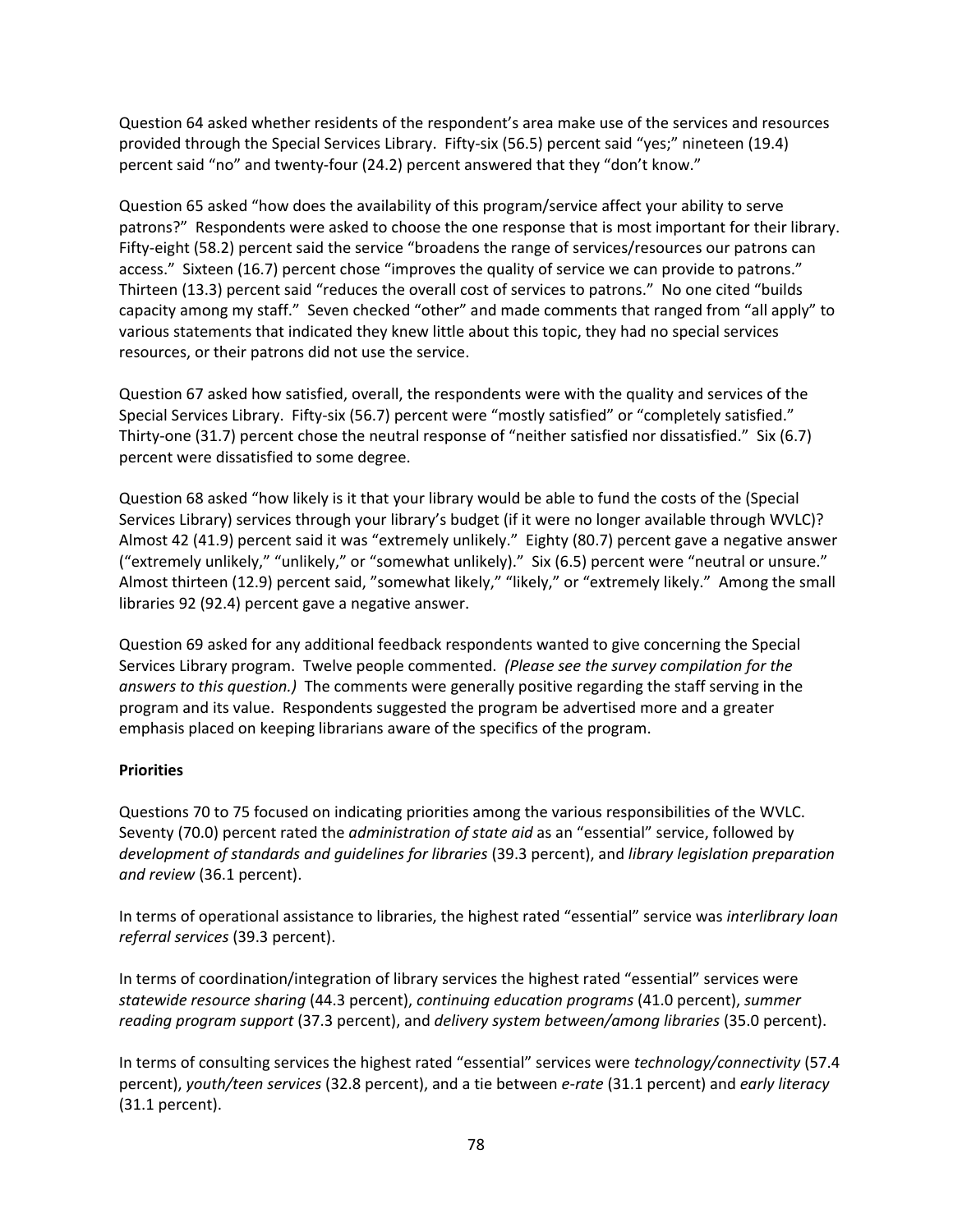Question 64 asked whether residents of the respondent's area make use of the services and resources provided through the Special Services Library. Fifty-six (56.5) percent said "yes;" nineteen (19.4) percent said "no" and twenty-four (24.2) percent answered that they "don't know."

Question 65 asked "how does the availability of this program/service affect your ability to serve patrons?" Respondents were asked to choose the one response that is most important for their library. Fifty-eight (58.2) percent said the service "broadens the range of services/resources our patrons can access." Sixteen (16.7) percent chose "improves the quality of service we can provide to patrons." Thirteen (13.3) percent said "reduces the overall cost of services to patrons." No one cited "builds capacity among my staff." Seven checked "other" and made comments that ranged from "all apply" to various statements that indicated they knew little about this topic, they had no special services resources, or their patrons did not use the service.

Question 67 asked how satisfied, overall, the respondents were with the quality and services of the Special Services Library. Fifty-six (56.7) percent were "mostly satisfied" or "completely satisfied." Thirty-one (31.7) percent chose the neutral response of "neither satisfied nor dissatisfied." Six (6.7) percent were dissatisfied to some degree.

Question 68 asked "how likely is it that your library would be able to fund the costs of the (Special Services Library) services through your library's budget (if it were no longer available through WVLC)? Almost 42 (41.9) percent said it was "extremely unlikely." Eighty (80.7) percent gave a negative answer ("extremely unlikely," "unlikely," or "somewhat unlikely)." Six (6.5) percent were "neutral or unsure." Almost thirteen (12.9) percent said, "somewhat likely," "likely," or "extremely likely." Among the small libraries 92 (92.4) percent gave a negative answer.

Question 69 asked for any additional feedback respondents wanted to give concerning the Special Services Library program. Twelve people commented. *(Please see the survey compilation for the answers to this question.)* The comments were generally positive regarding the staff serving in the program and its value. Respondents suggested the program be advertised more and a greater emphasis placed on keeping librarians aware of the specifics of the program.

**Priorities**

Questions 70 to 75 focused on indicating priorities among the various responsibilities of the WVLC. Seventy (70.0) percent rated the *administration of state aid* as an "essential" service, followed by *development of standards and guidelines for libraries* (39.3 percent), and *library legislation preparation and review* (36.1 percent).

In terms of operational assistance to libraries, the highest rated "essential" service was *interlibrary loan referral services* (39.3 percent).

In terms of coordination/integration of library services the highest rated "essential" services were *statewide resource sharing* (44.3 percent), *continuing education programs* (41.0 percent), *summer reading program support* (37.3 percent), and *delivery system between/among libraries* (35.0 percent).

In terms of consulting services the highest rated "essential" services were *technology/connectivity* (57.4 percent), *youth/teen services* (32.8 percent), and a tie between *e-rate* (31.1 percent) and *early literacy* (31.1 percent).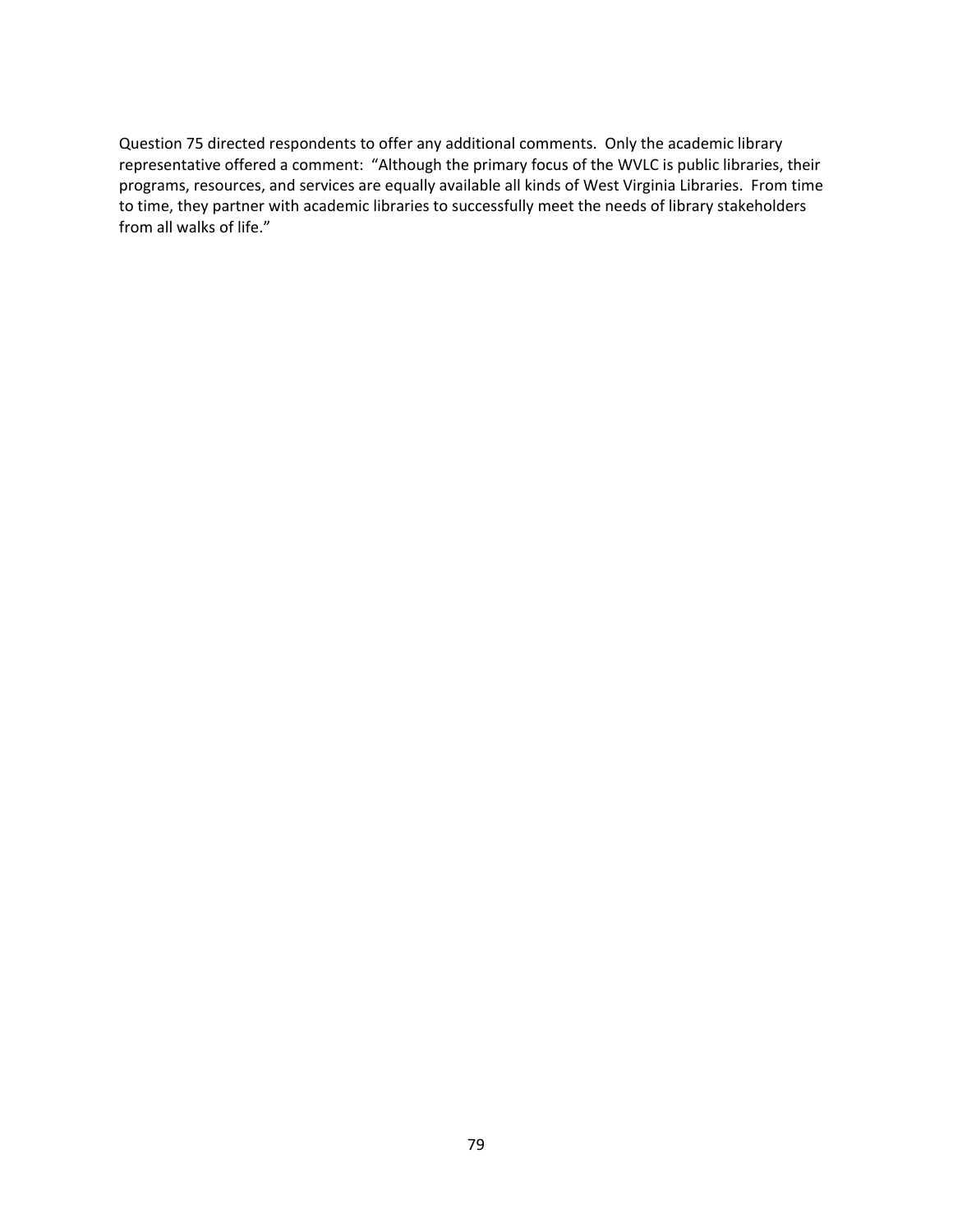Question 75 directed respondents to offer any additional comments. Only the academic library representative offered a comment: "Although the primary focus of the WVLC is public libraries, their programs, resources, and services are equally available all kinds of West Virginia Libraries. From time to time, they partner with academic libraries to successfully meet the needs of library stakeholders from all walks of life."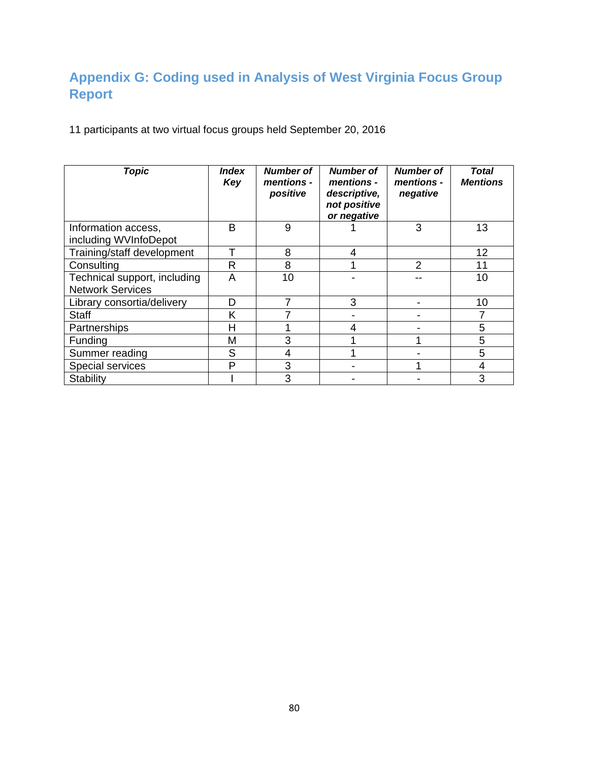## Appendix G: Coding used in Analysis of West Virginia Focus Group Report

11 participants at two virtual focus groups held September 20, 2016

| ***Topic*** | ***Index Key*** | ***Number of mentions - positive*** | ***Number of mentions - descriptive, not positive or negative*** | ***Number of mentions - negative*** | ***Total Mentions*** |
|---|---|---|---|---|---|
| Information access, including WVInfoDepot | B | 9 | 1 | 3 | 13 |
| Training/staff development | T | 8 | 4 | | 12 |
| Consulting | R | 8 | 1 | 2 | 11 |
| Technical support, including Network Services | A | 10 | - | -- | 10 |
| Library consortia/delivery | D | 7 | 3 | - | 10 |
| Staff | K | 7 | - | - | 7 |
| Partnerships | H | 1 | 4 | - | 5 |
| Funding | M | 3 | 1 | 1 | 5 |
| Summer reading | S | 4 | 1 | - | 5 |
| Special services | P | 3 | - | 1 | 4 |
| Stability | I | 3 | - | - | 3 |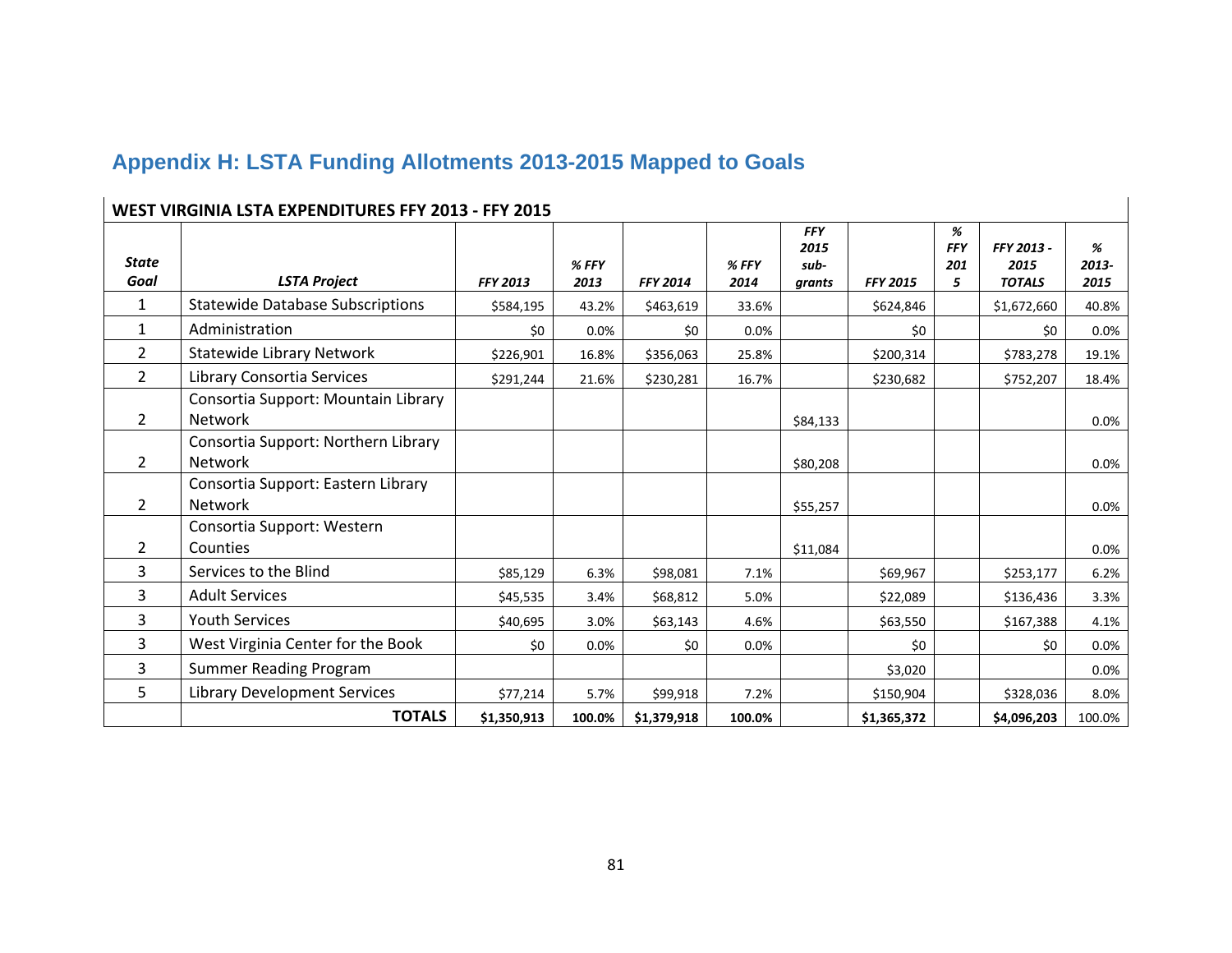## Appendix H: LSTA Funding Allotments 2013-2015 Mapped to Goals

**WEST VIRGINIA LSTA EXPENDITURES FFY 2013 - FFY 2015**

| *State Goal* | *LSTA Project* | *FFY 2013* | *% FFY 2013* | *FFY 2014* | *% FFY 2014* | *FFY 2015 sub-grants* | *FFY 2015* | *% FFY 2015* | *FFY 2013 - 2015 TOTALS* | *% 2013-2015* |
|---|---|---|---|---|---|---|---|---|---|---|
| 1 | Statewide Database Subscriptions | $584,195 | 43.2% | $463,619 | 33.6% | | $624,846 | | $1,672,660 | 40.8% |
| 1 | Administration | $0 | 0.0% | $0 | 0.0% | | $0 | | $0 | 0.0% |
| 2 | Statewide Library Network | $226,901 | 16.8% | $356,063 | 25.8% | | $200,314 | | $783,278 | 19.1% |
| 2 | Library Consortia Services | $291,244 | 21.6% | $230,281 | 16.7% | | $230,682 | | $752,207 | 18.4% |
| 2 | Consortia Support: Mountain Library Network | | | | | $84,133 | | | | 0.0% |
| 2 | Consortia Support: Northern Library Network | | | | | $80,208 | | | | 0.0% |
| 2 | Consortia Support: Eastern Library Network | | | | | $55,257 | | | | 0.0% |
| 2 | Consortia Support: Western Counties | | | | | $11,084 | | | | 0.0% |
| 3 | Services to the Blind | $85,129 | 6.3% | $98,081 | 7.1% | | $69,967 | | $253,177 | 6.2% |
| 3 | Adult Services | $45,535 | 3.4% | $68,812 | 5.0% | | $22,089 | | $136,436 | 3.3% |
| 3 | Youth Services | $40,695 | 3.0% | $63,143 | 4.6% | | $63,550 | | $167,388 | 4.1% |
| 3 | West Virginia Center for the Book | $0 | 0.0% | $0 | 0.0% | | $0 | | $0 | 0.0% |
| 3 | Summer Reading Program | | | | | | $3,020 | | | 0.0% |
| 5 | Library Development Services | $77,214 | 5.7% | $99,918 | 7.2% | | $150,904 | | $328,036 | 8.0% |
| | **TOTALS** | **$1,350,913** | **100.0%** | **$1,379,918** | **100.0%** | | **$1,365,372** | | **$4,096,203** | 100.0% |